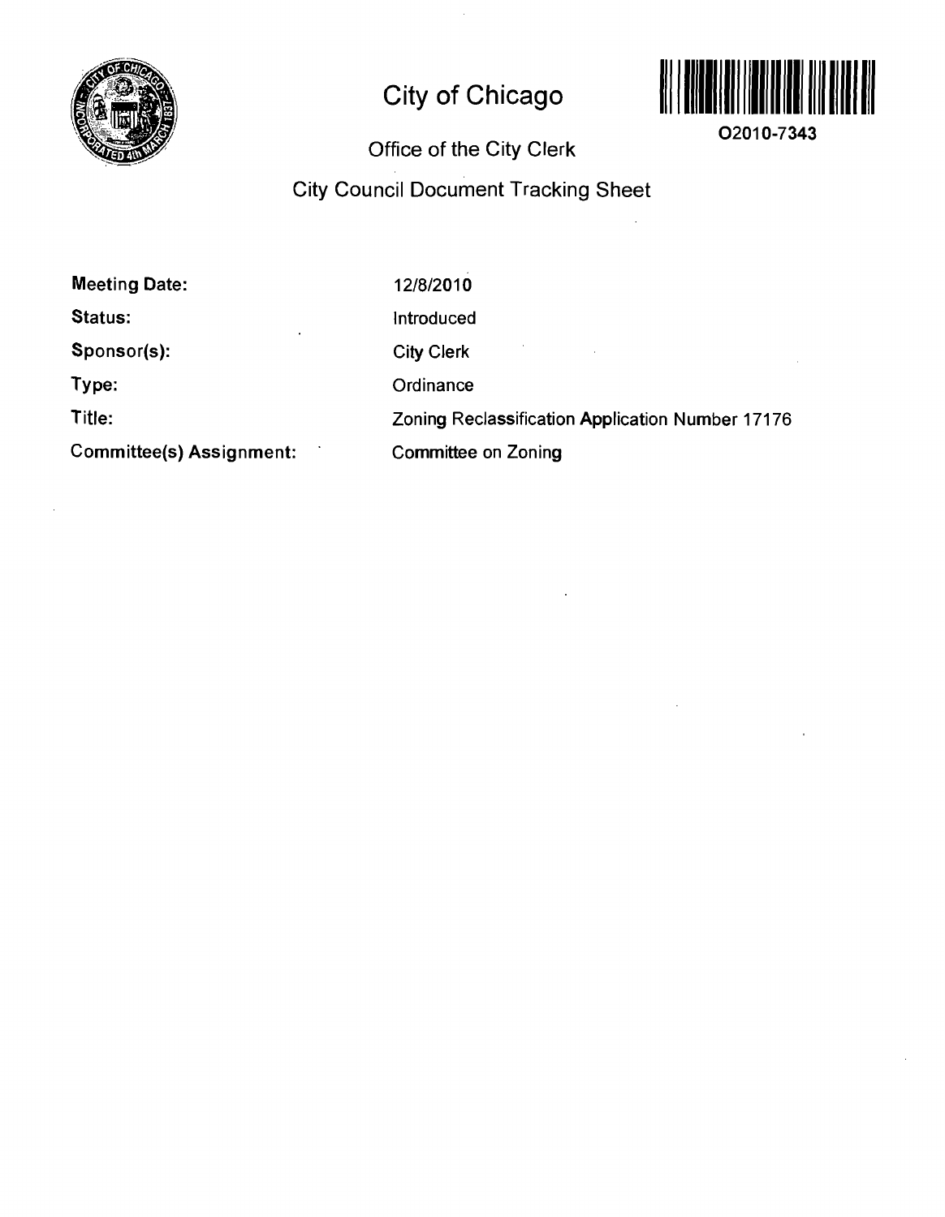# City of Chicago

O2010-7343

## Office of the City Clerk

## City Council Document Tracking Sheet

| | |
|---|---|
| **Meeting Date:** | 12/8/2010 |
| **Status:** | Introduced |
| **Sponsor(s):** | City Clerk |
| **Type:** | Ordinance |
| **Title:** | Zoning Reclassification Application Number 17176 |
| **Committee(s) Assignment:** | Committee on Zoning |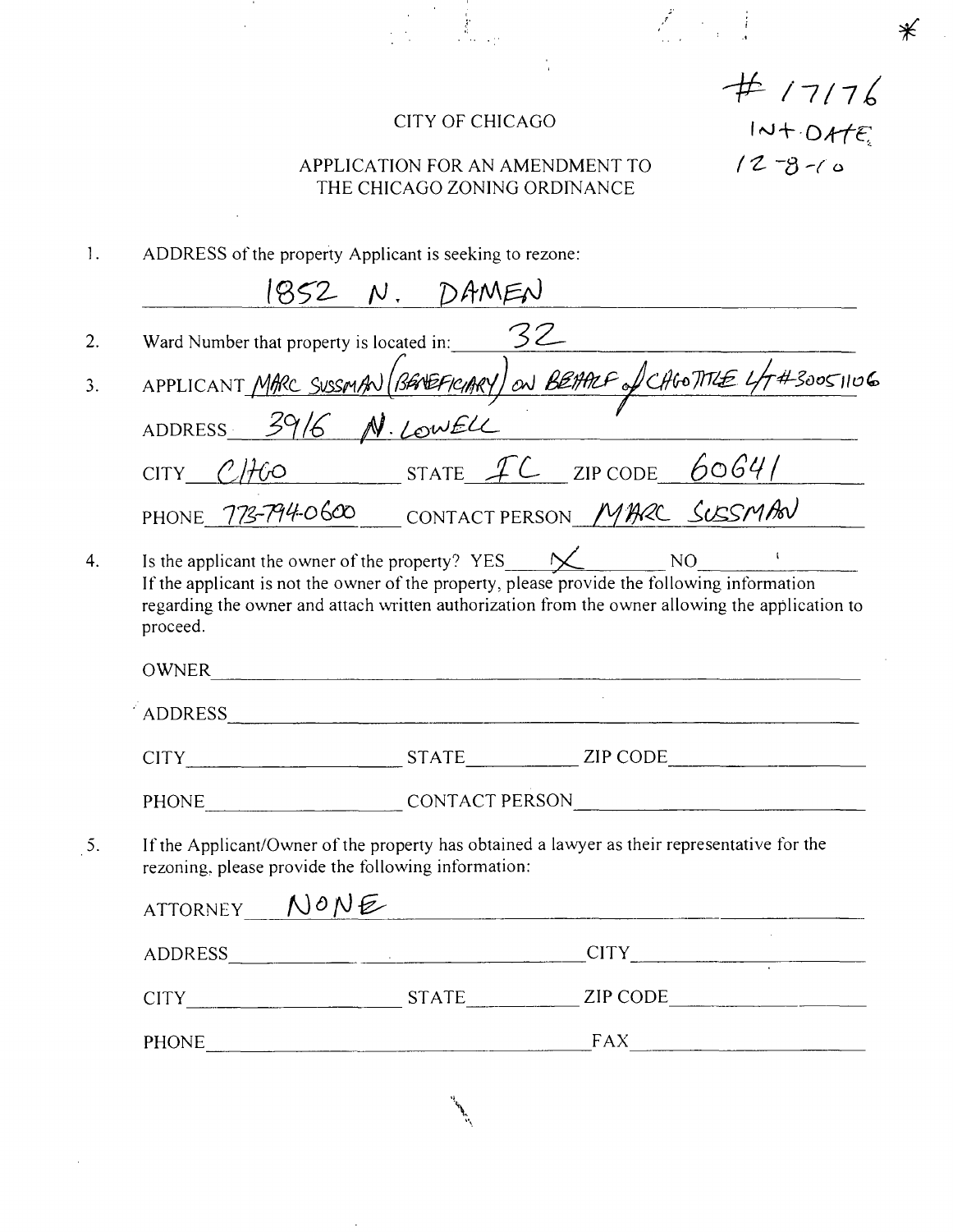*

\# 17176
INT DATE
12-8-10

CITY OF CHICAGO

APPLICATION FOR AN AMENDMENT TO THE CHICAGO ZONING ORDINANCE

1. ADDRESS of the property Applicant is seeking to rezone:

   1852 N. DAMEN

2. Ward Number that property is located in: 32

3. APPLICANT MARC SUSSMAN (BENEFICIARY) ON BEHALF of CHGO TITLE L/T #30051106

   ADDRESS 3916 N. LOWELL

   CITY CHGO STATE IL ZIP CODE 60641

   PHONE 773-794-0600 CONTACT PERSON MARC SUSSMAN

4. Is the applicant the owner of the property? YES X NO ______

   If the applicant is not the owner of the property, please provide the following information regarding the owner and attach written authorization from the owner allowing the application to proceed.

   OWNER ______

   ADDRESS ______

   CITY ______ STATE ______ ZIP CODE ______

   PHONE ______ CONTACT PERSON ______

5. If the Applicant/Owner of the property has obtained a lawyer as their representative for the rezoning, please provide the following information:

   ATTORNEY NONE

   ADDRESS ______ CITY ______

   CITY ______ STATE ______ ZIP CODE ______

   PHONE ______ FAX ______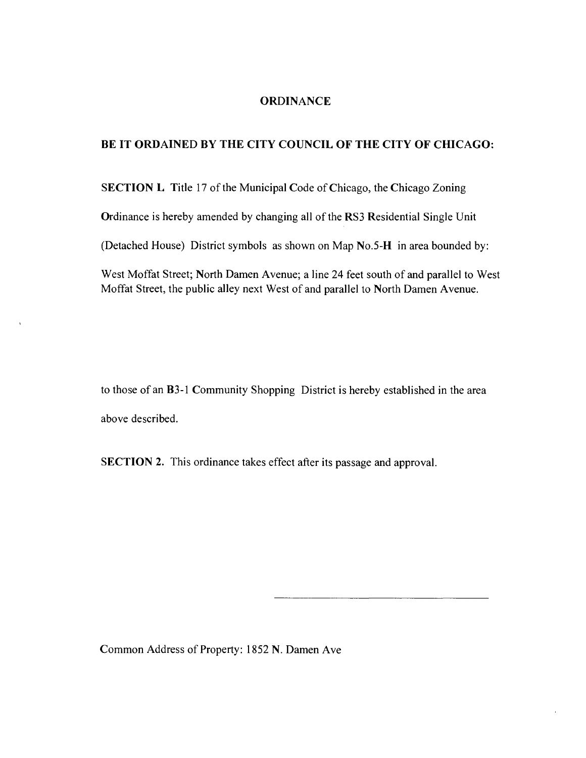# ORDINANCE

**BE IT ORDAINED BY THE CITY COUNCIL OF THE CITY OF CHICAGO:**

**SECTION I.** Title 17 of the Municipal Code of Chicago, the Chicago Zoning Ordinance is hereby amended by changing all of the RS3 Residential Single Unit (Detached House) District symbols as shown on Map No.5-**H** in area bounded by:

West Moffat Street; North Damen Avenue; a line 24 feet south of and parallel to West Moffat Street, the public alley next West of and parallel to North Damen Avenue.

to those of an **B**3-1 Community Shopping District is hereby established in the area above described.

**SECTION 2.** This ordinance takes effect after its passage and approval.

Common Address of Property: 1852 N. Damen Ave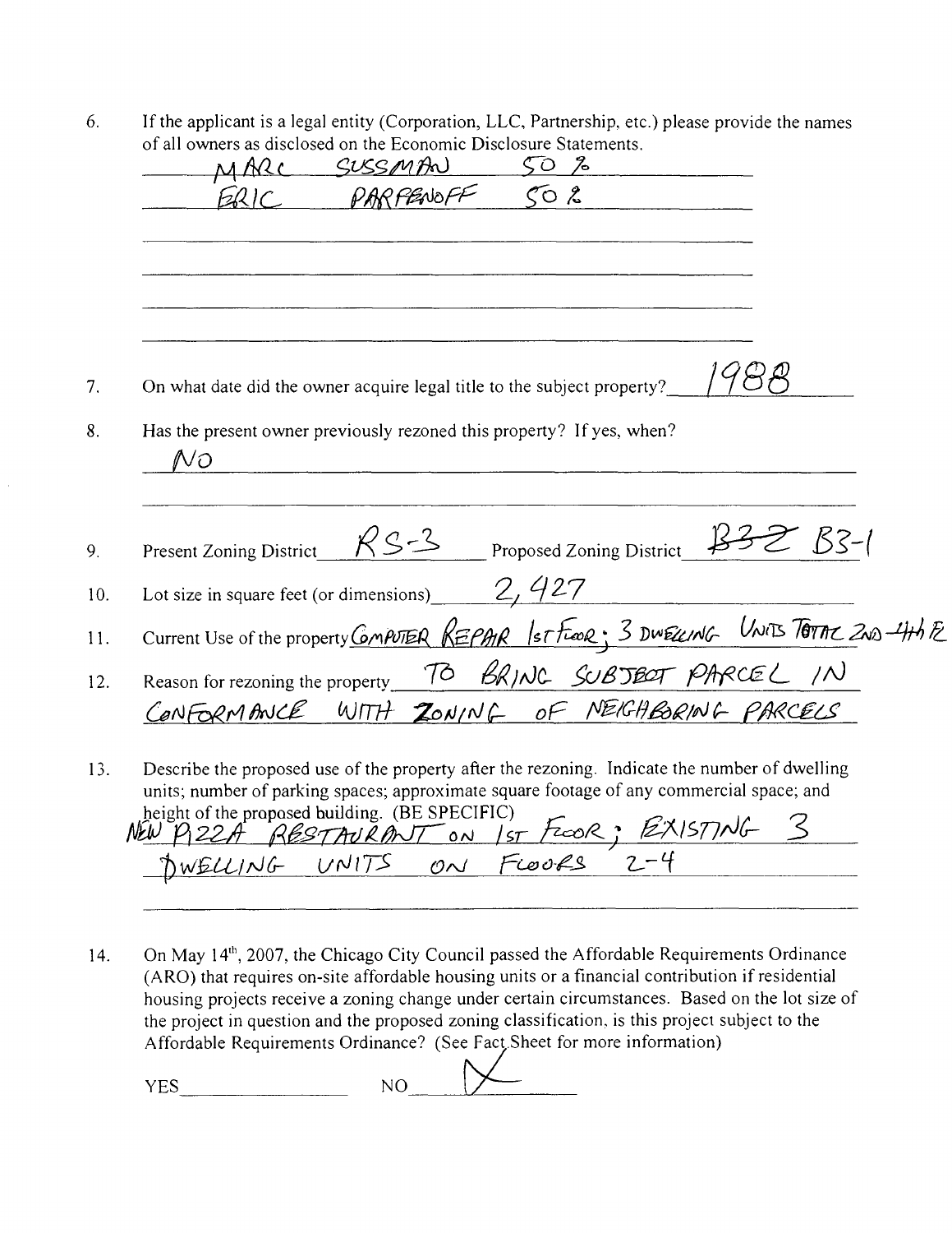6. If the applicant is a legal entity (Corporation, LLC, Partnership, etc.) please provide the names of all owners as disclosed on the Economic Disclosure Statements.

   MARC SUSSMAN 50 %

   ERIC PARFENOFF 50 %

7. On what date did the owner acquire legal title to the subject property? 1988

8. Has the present owner previously rezoned this property? If yes, when?

   NO

9. Present Zoning District RS-3 Proposed Zoning District ~~B3-2~~ B3-1

10. Lot size in square feet (or dimensions) 2,427

11. Current Use of the property COMPUTER REPAIR 1st FLOOR; 3 DWELLING UNITS TOTAL 2ND-4th FL

12. Reason for rezoning the property TO BRING SUBJECT PARCEL IN CONFORMANCE WITH ZONING OF NEIGHBORING PARCELS

13. Describe the proposed use of the property after the rezoning. Indicate the number of dwelling units; number of parking spaces; approximate square footage of any commercial space; and height of the proposed building. (BE SPECIFIC)

    NEW PIZZA RESTAURANT ON 1ST FLOOR; EXISTING 3 DWELLING UNITS ON FLOORS 2-4

14. On May 14th, 2007, the Chicago City Council passed the Affordable Requirements Ordinance (ARO) that requires on-site affordable housing units or a financial contribution if residential housing projects receive a zoning change under certain circumstances. Based on the lot size of the project in question and the proposed zoning classification, is this project subject to the Affordable Requirements Ordinance? (See Fact Sheet for more information)

    YES\_\_\_\_\_\_\_\_ NO X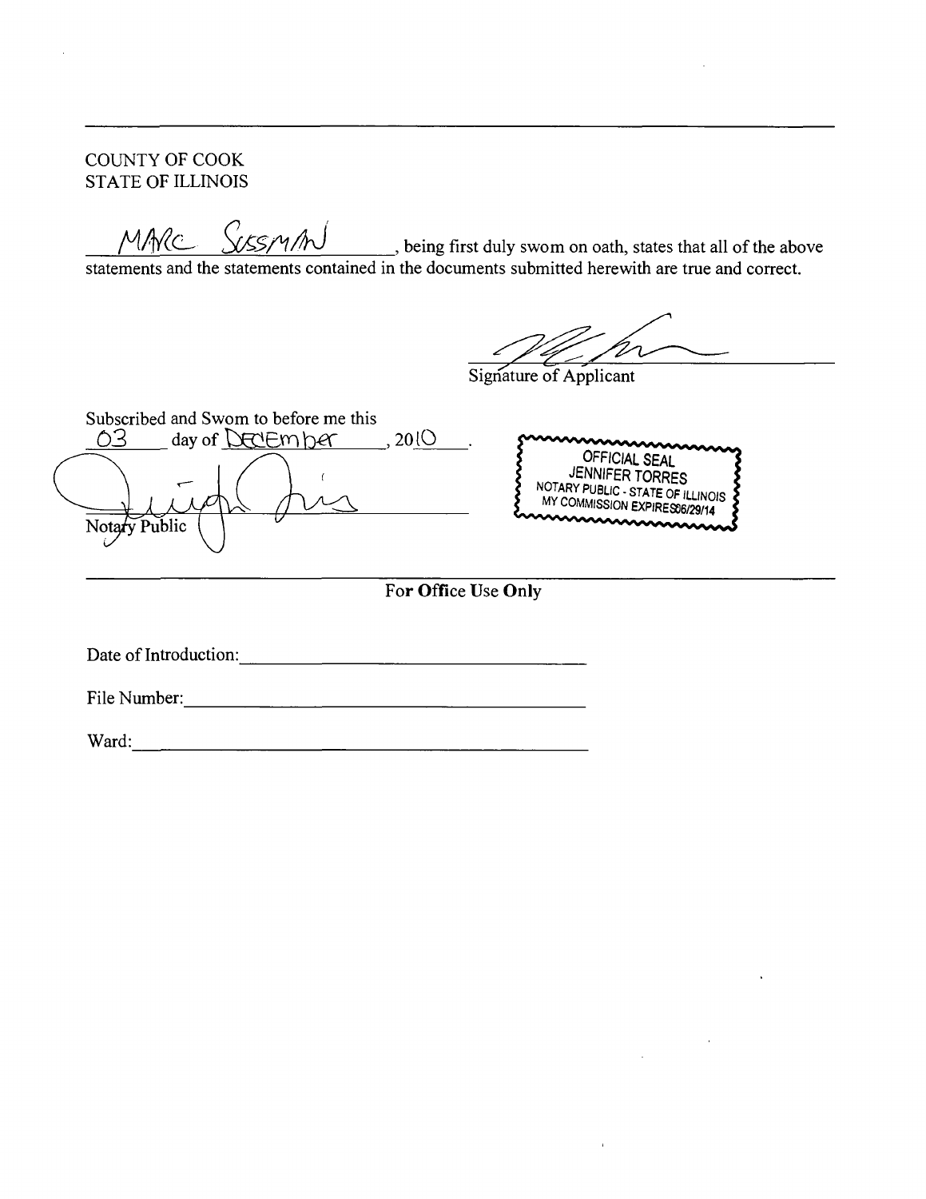COUNTY OF COOK
STATE OF ILLINOIS

MARC SUSSMAN, being first duly swom on oath, states that all of the above statements and the statements contained in the documents submitted herewith are true and correct.

Signature of Applicant

Subscribed and Swom to before me this 03 day of December, 2010.

Notary Public

OFFICIAL SEAL
JENNIFER TORRES
NOTARY PUBLIC - STATE OF ILLINOIS
MY COMMISSION EXPIRES06/29/14

**For Office Use Only**

Date of Introduction: ______________________

File Number: ______________________

Ward: ______________________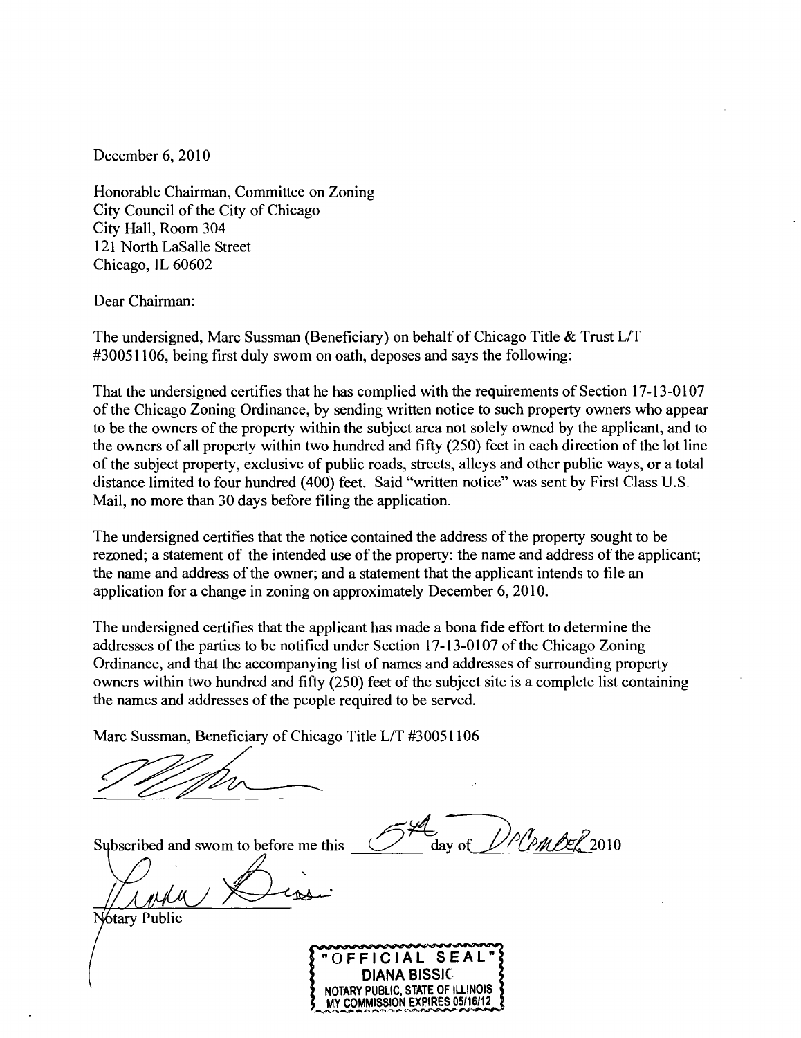December 6, 2010

Honorable Chairman, Committee on Zoning
City Council of the City of Chicago
City Hall, Room 304
121 North LaSalle Street
Chicago, IL 60602

Dear Chairman:

The undersigned, Marc Sussman (Beneficiary) on behalf of Chicago Title & Trust L/T #30051106, being first duly sworn on oath, deposes and says the following:

That the undersigned certifies that he has complied with the requirements of Section 17-13-0107 of the Chicago Zoning Ordinance, by sending written notice to such property owners who appear to be the owners of the property within the subject area not solely owned by the applicant, and to the owners of all property within two hundred and fifty (250) feet in each direction of the lot line of the subject property, exclusive of public roads, streets, alleys and other public ways, or a total distance limited to four hundred (400) feet. Said "written notice" was sent by First Class U.S. Mail, no more than 30 days before filing the application.

The undersigned certifies that the notice contained the address of the property sought to be rezoned; a statement of the intended use of the property: the name and address of the applicant; the name and address of the owner; and a statement that the applicant intends to file an application for a change in zoning on approximately December 6, 2010.

The undersigned certifies that the applicant has made a bona fide effort to determine the addresses of the parties to be notified under Section 17-13-0107 of the Chicago Zoning Ordinance, and that the accompanying list of names and addresses of surrounding property owners within two hundred and fifty (250) feet of the subject site is a complete list containing the names and addresses of the people required to be served.

Marc Sussman, Beneficiary of Chicago Title L/T #30051106

Subscribed and sworn to before me this 5th day of December 2010

Notary Public

"OFFICIAL SEAL"
DIANA BISSIC
NOTARY PUBLIC, STATE OF ILLINOIS
MY COMMISSION EXPIRES 05/16/12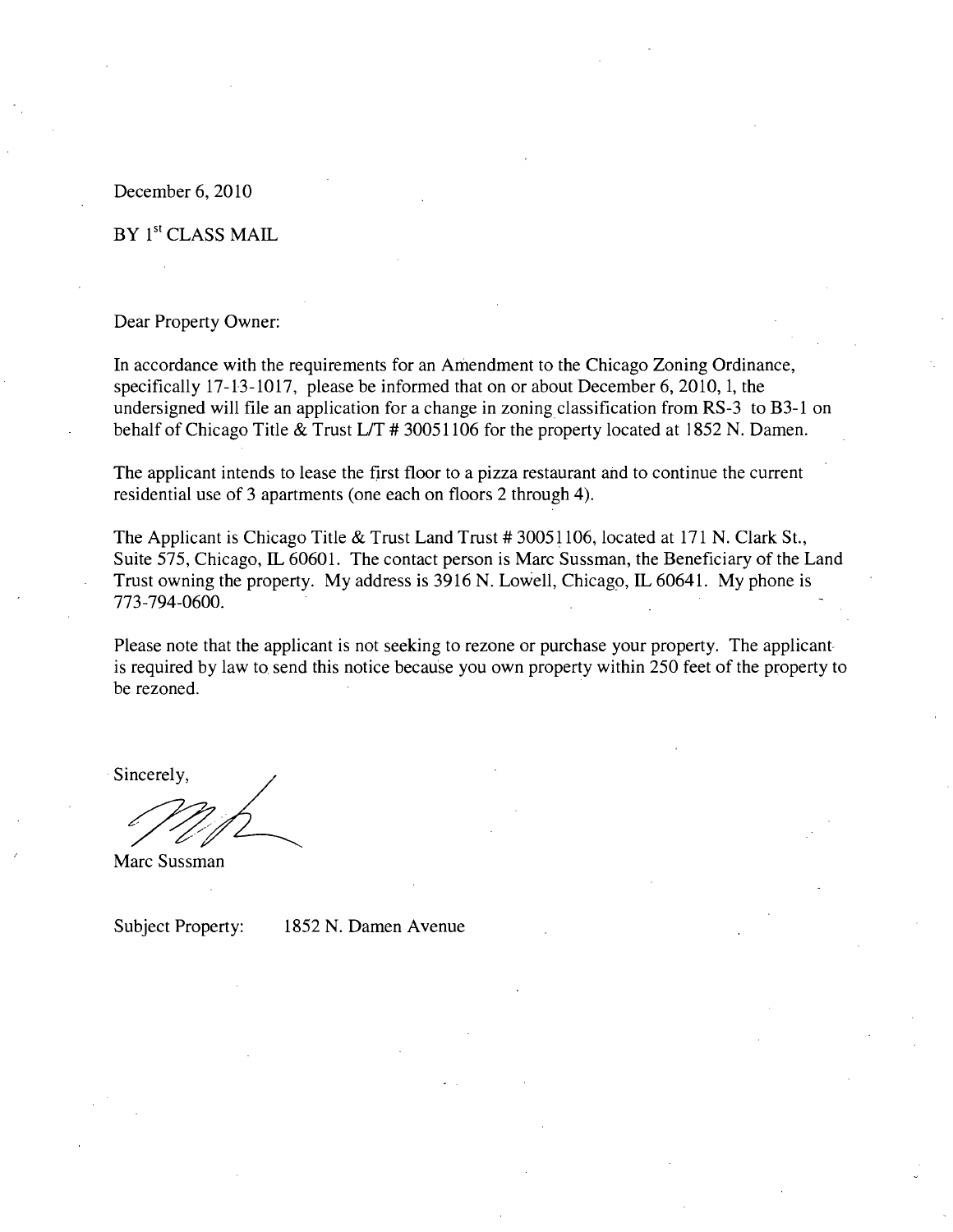December 6, 2010

BY 1st CLASS MAIL

Dear Property Owner:

In accordance with the requirements for an Amendment to the Chicago Zoning Ordinance, specifically 17-13-1017, please be informed that on or about December 6, 2010, 1, the undersigned will file an application for a change in zoning classification from RS-3 to B3-1 on behalf of Chicago Title & Trust L/T # 30051106 for the property located at 1852 N. Damen.

The applicant intends to lease the first floor to a pizza restaurant and to continue the current residential use of 3 apartments (one each on floors 2 through 4).

The Applicant is Chicago Title & Trust Land Trust # 30051106, located at 171 N. Clark St., Suite 575, Chicago, IL 60601. The contact person is Marc Sussman, the Beneficiary of the Land Trust owning the property. My address is 3916 N. Lowell, Chicago, IL 60641. My phone is 773-794-0600.

Please note that the applicant is not seeking to rezone or purchase your property. The applicant is required by law to send this notice because you own property within 250 feet of the property to be rezoned.

Sincerely,

Marc Sussman

Subject Property: 1852 N. Damen Avenue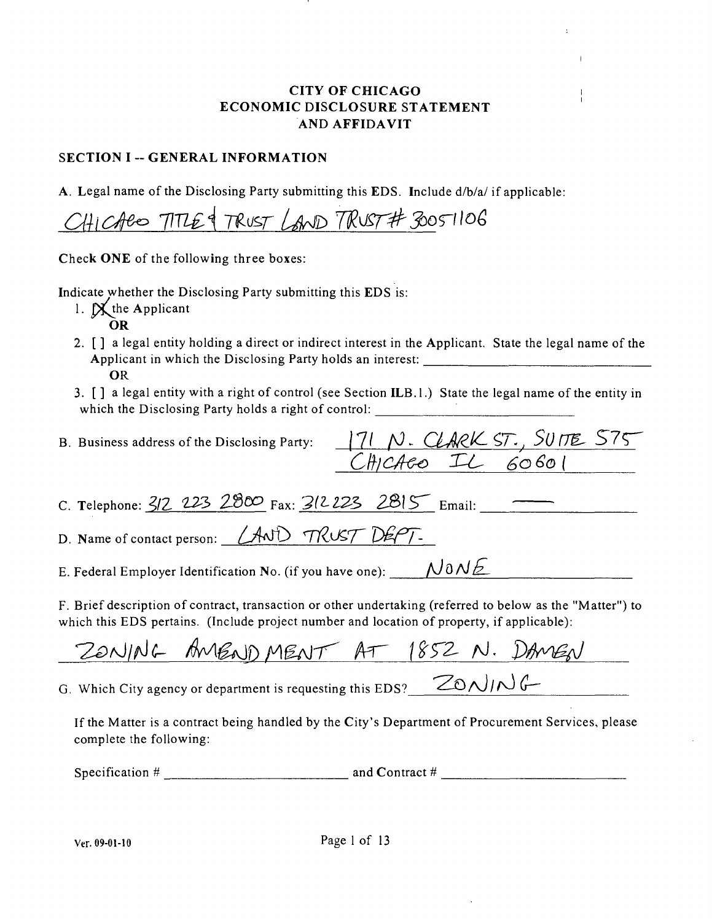# CITY OF CHICAGO
# ECONOMIC DISCLOSURE STATEMENT AND AFFIDAVIT

## SECTION I -- GENERAL INFORMATION

A. Legal name of the Disclosing Party submitting this EDS. Include d/b/a/ if applicable:

CHICAGO TITLE & TRUST LAND TRUST # 30051106

Check **ONE** of the following three boxes:

Indicate whether the Disclosing Party submitting this EDS is:

1. [X] the Applicant
   **OR**
2. [ ] a legal entity holding a direct or indirect interest in the Applicant. State the legal name of the Applicant in which the Disclosing Party holds an interest: ____________________
   **OR**
3. [ ] a legal entity with a right of control (see Section II.B.1.) State the legal name of the entity in which the Disclosing Party holds a right of control: ____________________

B. Business address of the Disclosing Party: 171 N. CLARK ST., SUITE 575 CHICAGO IL 60601

C. Telephone: 312 223 2800 Fax: 312 223 2815 Email: ——

D. Name of contact person: LAND TRUST DEPT.

E. Federal Employer Identification No. (if you have one): NONE

F. Brief description of contract, transaction or other undertaking (referred to below as the "Matter") to which this EDS pertains. (Include project number and location of property, if applicable):

ZONING AMENDMENT AT 1852 N. DAMEN

G. Which City agency or department is requesting this EDS? ZONING

If the Matter is a contract being handled by the City's Department of Procurement Services, please complete the following:

Specification # ____________________ and Contract # ____________________

Ver. 09-01-10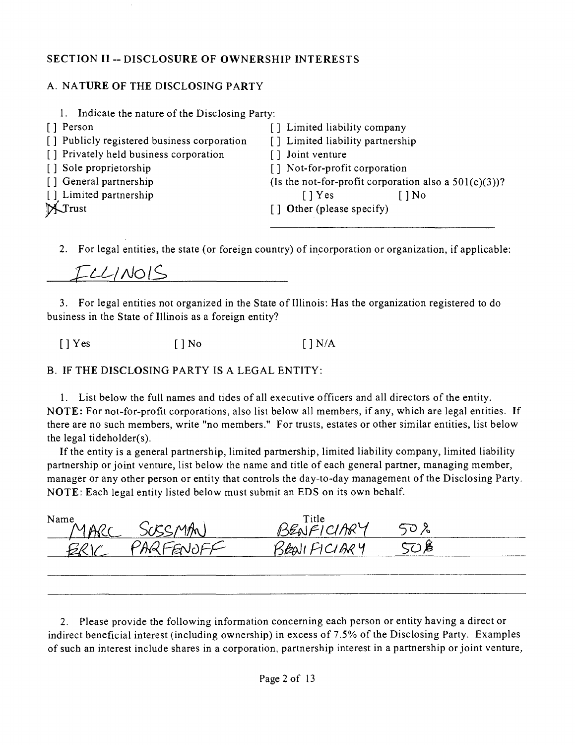## SECTION II -- DISCLOSURE OF OWNERSHIP INTERESTS

### A. NATURE OF THE DISCLOSING PARTY

1. Indicate the nature of the Disclosing Party:

[ ] Person
[ ] Publicly registered business corporation
[ ] Privately held business corporation
[ ] Sole proprietorship
[ ] General partnership
[ ] Limited partnership
[X] Trust
[ ] Limited liability company
[ ] Limited liability partnership
[ ] Joint venture
[ ] Not-for-profit corporation
(Is the not-for-profit corporation also a 501(c)(3))?
[ ] Yes [ ] No
[ ] Other (please specify)

2. For legal entities, the state (or foreign country) of incorporation or organization, if applicable:

ILLINOIS

3. For legal entities not organized in the State of Illinois: Has the organization registered to do business in the State of Illinois as a foreign entity?

[ ] Yes [ ] No [ ] N/A

### B. IF THE DISCLOSING PARTY IS A LEGAL ENTITY:

1. List below the full names and tides of all executive officers and all directors of the entity. **NOTE:** For not-for-profit corporations, also list below all members, if any, which are legal entities. If there are no such members, write "no members." For trusts, estates or other similar entities, list below the legal tideholder(s).

If the entity is a general partnership, limited partnership, limited liability company, limited liability partnership or joint venture, list below the name and title of each general partner, managing member, manager or any other person or entity that controls the day-to-day management of the Disclosing Party. **NOTE:** Each legal entity listed below must submit an EDS on its own behalf.

| Name | Title |
|---|---|
| MARC SUSSMAN | BENEFICIARY 50% |
| ERIC PARFENOFF | BENEFICIARY 50% |

2. Please provide the following information concerning each person or entity having a direct or indirect beneficial interest (including ownership) in excess of 7.5% of the Disclosing Party. Examples of such an interest include shares in a corporation, partnership interest in a partnership or joint venture,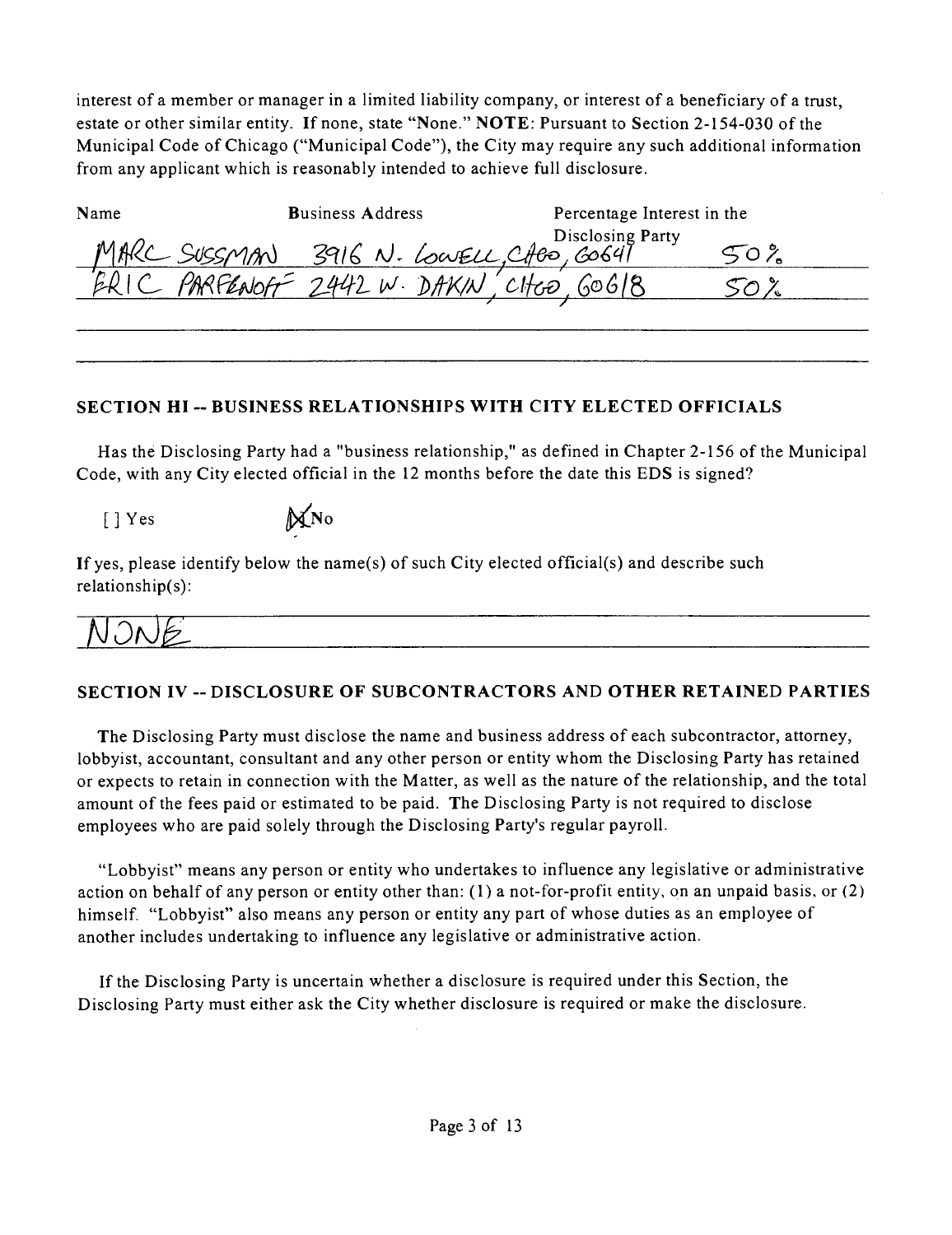interest of a member or manager in a limited liability company, or interest of a beneficiary of a trust, estate or other similar entity. If none, state "None." **NOTE**: Pursuant to Section 2-154-030 of the Municipal Code of Chicago ("Municipal Code"), the City may require any such additional information from any applicant which is reasonably intended to achieve full disclosure.

| Name | Business Address | Percentage Interest in the Disclosing Party |
|---|---|---|
| MARC SUSSMAN | 3916 N. LOWELL, CHGO, 60641 | 50% |
| ERIC PARFENOFF | 2442 W. DAKIN, CHGO, 60618 | 50% |

## SECTION III -- BUSINESS RELATIONSHIPS WITH CITY ELECTED OFFICIALS

Has the Disclosing Party had a "business relationship," as defined in Chapter 2-156 of the Municipal Code, with any City elected official in the 12 months before the date this EDS is signed?

[ ] Yes [X] No

If yes, please identify below the name(s) of such City elected official(s) and describe such relationship(s):

NONE

## SECTION IV -- DISCLOSURE OF SUBCONTRACTORS AND OTHER RETAINED PARTIES

The Disclosing Party must disclose the name and business address of each subcontractor, attorney, lobbyist, accountant, consultant and any other person or entity whom the Disclosing Party has retained or expects to retain in connection with the Matter, as well as the nature of the relationship, and the total amount of the fees paid or estimated to be paid. The Disclosing Party is not required to disclose employees who are paid solely through the Disclosing Party's regular payroll.

"Lobbyist" means any person or entity who undertakes to influence any legislative or administrative action on behalf of any person or entity other than: (1) a not-for-profit entity, on an unpaid basis, or (2) himself. "Lobbyist" also means any person or entity any part of whose duties as an employee of another includes undertaking to influence any legislative or administrative action.

If the Disclosing Party is uncertain whether a disclosure is required under this Section, the Disclosing Party must either ask the City whether disclosure is required or make the disclosure.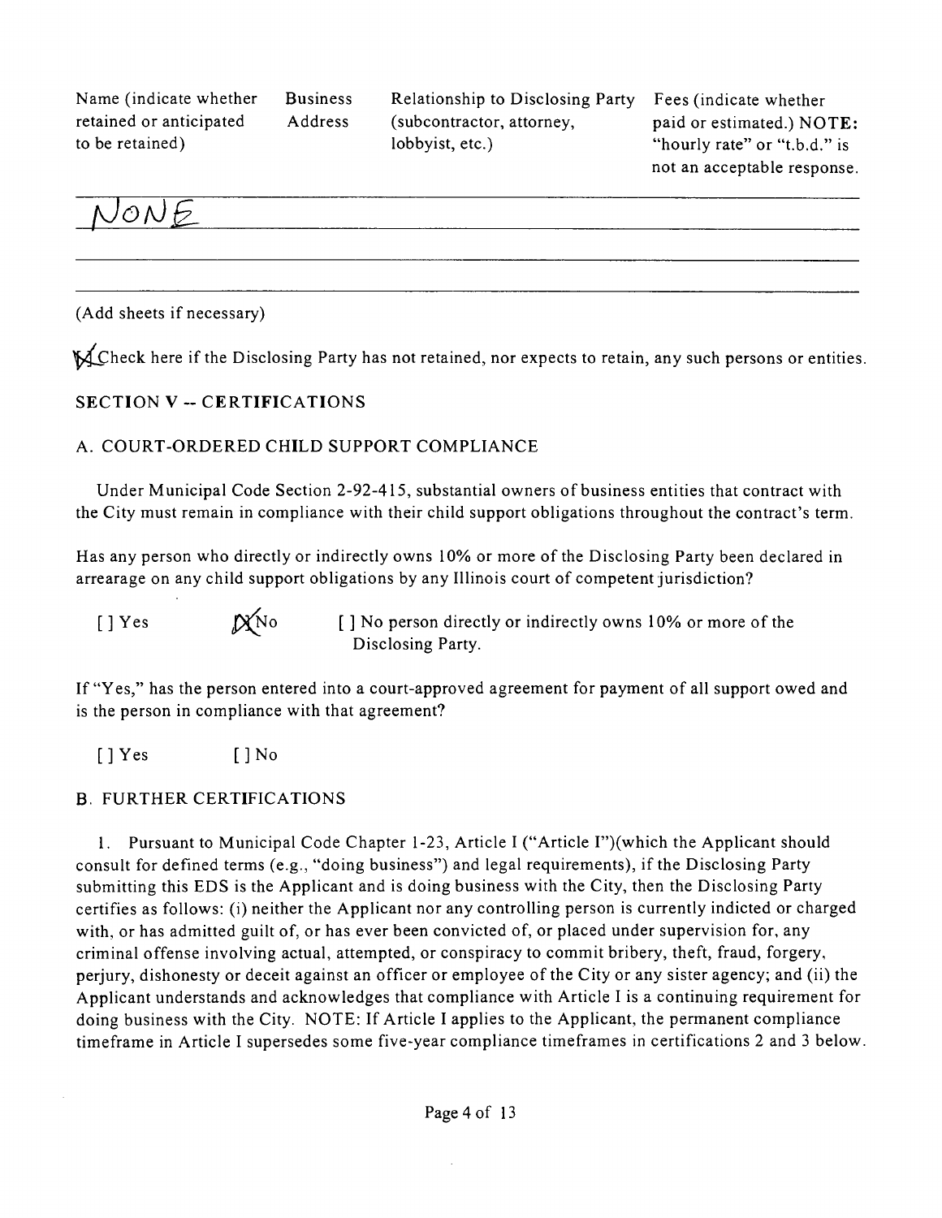| Name (indicate whether retained or anticipated to be retained) | Business Address | Relationship to Disclosing Party (subcontractor, attorney, lobbyist, etc.) | Fees (indicate whether paid or estimated.) NOTE: "hourly rate" or "t.b.d." is not an acceptable response. |
|---|---|---|---|
| NONE | | | |
| | | | |
| | | | |

(Add sheets if necessary)

[X] Check here if the Disclosing Party has not retained, nor expects to retain, any such persons or entities.

## SECTION V -- CERTIFICATIONS

### A. COURT-ORDERED CHILD SUPPORT COMPLIANCE

Under Municipal Code Section 2-92-415, substantial owners of business entities that contract with the City must remain in compliance with their child support obligations throughout the contract's term.

Has any person who directly or indirectly owns 10% or more of the Disclosing Party been declared in arrearage on any child support obligations by any Illinois court of competent jurisdiction?

[ ] Yes [X] No [ ] No person directly or indirectly owns 10% or more of the Disclosing Party.

If "Yes," has the person entered into a court-approved agreement for payment of all support owed and is the person in compliance with that agreement?

[ ] Yes [ ] No

### B. FURTHER CERTIFICATIONS

1. Pursuant to Municipal Code Chapter 1-23, Article I ("Article I")(which the Applicant should consult for defined terms (e.g., "doing business") and legal requirements), if the Disclosing Party submitting this EDS is the Applicant and is doing business with the City, then the Disclosing Party certifies as follows: (i) neither the Applicant nor any controlling person is currently indicted or charged with, or has admitted guilt of, or has ever been convicted of, or placed under supervision for, any criminal offense involving actual, attempted, or conspiracy to commit bribery, theft, fraud, forgery, perjury, dishonesty or deceit against an officer or employee of the City or any sister agency; and (ii) the Applicant understands and acknowledges that compliance with Article I is a continuing requirement for doing business with the City. NOTE: If Article I applies to the Applicant, the permanent compliance timeframe in Article I supersedes some five-year compliance timeframes in certifications 2 and 3 below.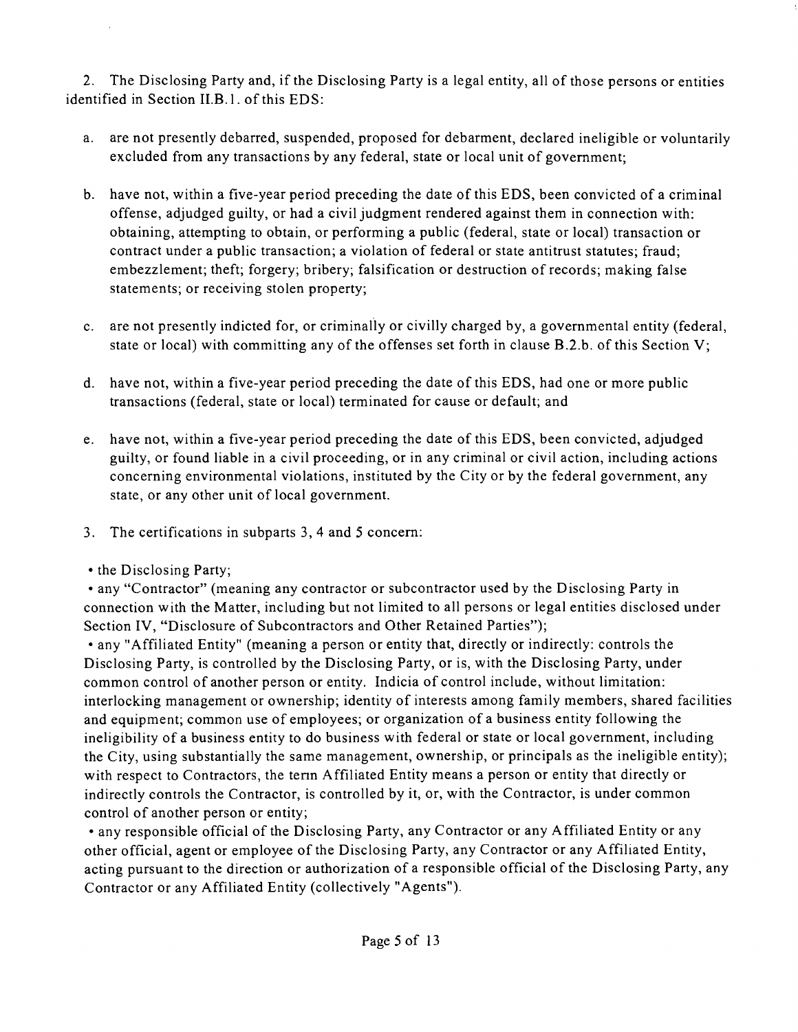2. The Disclosing Party and, if the Disclosing Party is a legal entity, all of those persons or entities identified in Section II.B.1. of this EDS:

a. are not presently debarred, suspended, proposed for debarment, declared ineligible or voluntarily excluded from any transactions by any federal, state or local unit of government;

b. have not, within a five-year period preceding the date of this EDS, been convicted of a criminal offense, adjudged guilty, or had a civil judgment rendered against them in connection with: obtaining, attempting to obtain, or performing a public (federal, state or local) transaction or contract under a public transaction; a violation of federal or state antitrust statutes; fraud; embezzlement; theft; forgery; bribery; falsification or destruction of records; making false statements; or receiving stolen property;

c. are not presently indicted for, or criminally or civilly charged by, a governmental entity (federal, state or local) with committing any of the offenses set forth in clause B.2.b. of this Section V;

d. have not, within a five-year period preceding the date of this EDS, had one or more public transactions (federal, state or local) terminated for cause or default; and

e. have not, within a five-year period preceding the date of this EDS, been convicted, adjudged guilty, or found liable in a civil proceeding, or in any criminal or civil action, including actions concerning environmental violations, instituted by the City or by the federal government, any state, or any other unit of local government.

3. The certifications in subparts 3, 4 and 5 concern:

• the Disclosing Party;

• any "Contractor" (meaning any contractor or subcontractor used by the Disclosing Party in connection with the Matter, including but not limited to all persons or legal entities disclosed under Section IV, "Disclosure of Subcontractors and Other Retained Parties");

• any "Affiliated Entity" (meaning a person or entity that, directly or indirectly: controls the Disclosing Party, is controlled by the Disclosing Party, or is, with the Disclosing Party, under common control of another person or entity. Indicia of control include, without limitation: interlocking management or ownership; identity of interests among family members, shared facilities and equipment; common use of employees; or organization of a business entity following the ineligibility of a business entity to do business with federal or state or local government, including the City, using substantially the same management, ownership, or principals as the ineligible entity); with respect to Contractors, the term Affiliated Entity means a person or entity that directly or indirectly controls the Contractor, is controlled by it, or, with the Contractor, is under common control of another person or entity;

• any responsible official of the Disclosing Party, any Contractor or any Affiliated Entity or any other official, agent or employee of the Disclosing Party, any Contractor or any Affiliated Entity, acting pursuant to the direction or authorization of a responsible official of the Disclosing Party, any Contractor or any Affiliated Entity (collectively "Agents").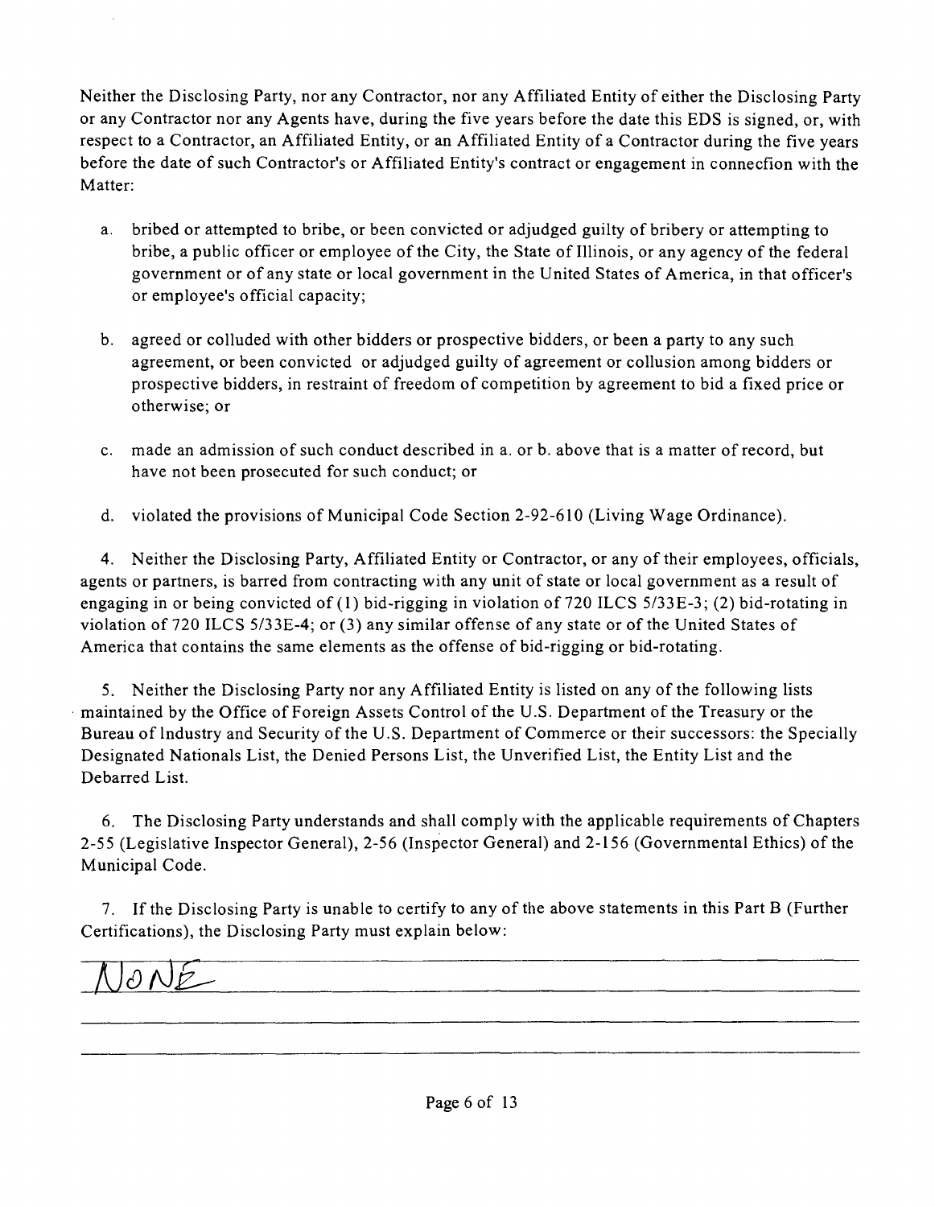Neither the Disclosing Party, nor any Contractor, nor any Affiliated Entity of either the Disclosing Party or any Contractor nor any Agents have, during the five years before the date this EDS is signed, or, with respect to a Contractor, an Affiliated Entity, or an Affiliated Entity of a Contractor during the five years before the date of such Contractor's or Affiliated Entity's contract or engagement in connecfion with the Matter:

a. bribed or attempted to bribe, or been convicted or adjudged guilty of bribery or attempting to bribe, a public officer or employee of the City, the State of Illinois, or any agency of the federal government or of any state or local government in the United States of America, in that officer's or employee's official capacity;

b. agreed or colluded with other bidders or prospective bidders, or been a party to any such agreement, or been convicted or adjudged guilty of agreement or collusion among bidders or prospective bidders, in restraint of freedom of competition by agreement to bid a fixed price or otherwise; or

c. made an admission of such conduct described in a. or b. above that is a matter of record, but have not been prosecuted for such conduct; or

d. violated the provisions of Municipal Code Section 2-92-610 (Living Wage Ordinance).

4. Neither the Disclosing Party, Affiliated Entity or Contractor, or any of their employees, officials, agents or partners, is barred from contracting with any unit of state or local government as a result of engaging in or being convicted of (1) bid-rigging in violation of 720 ILCS 5/33E-3; (2) bid-rotating in violation of 720 ILCS 5/33E-4; or (3) any similar offense of any state or of the United States of America that contains the same elements as the offense of bid-rigging or bid-rotating.

5. Neither the Disclosing Party nor any Affiliated Entity is listed on any of the following lists maintained by the Office of Foreign Assets Control of the U.S. Department of the Treasury or the Bureau of Industry and Security of the U.S. Department of Commerce or their successors: the Specially Designated Nationals List, the Denied Persons List, the Unverified List, the Entity List and the Debarred List.

6. The Disclosing Party understands and shall comply with the applicable requirements of Chapters 2-55 (Legislative Inspector General), 2-56 (Inspector General) and 2-156 (Governmental Ethics) of the Municipal Code.

7. If the Disclosing Party is unable to certify to any of the above statements in this Part B (Further Certifications), the Disclosing Party must explain below:

NONE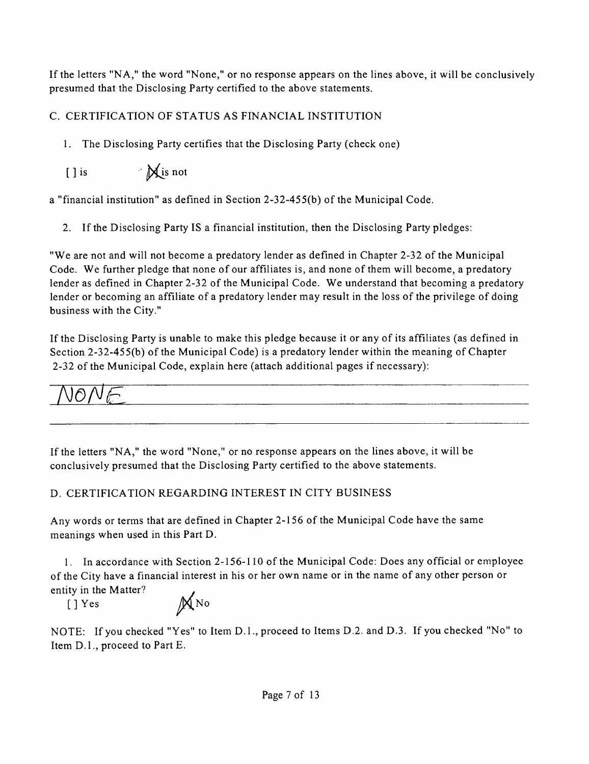If the letters "NA," the word "None," or no response appears on the lines above, it will be conclusively presumed that the Disclosing Party certified to the above statements.

C. CERTIFICATION OF STATUS AS FINANCIAL INSTITUTION

1. The Disclosing Party certifies that the Disclosing Party (check one)

   [ ] is    [X] is not

a "financial institution" as defined in Section 2-32-455(b) of the Municipal Code.

2. If the Disclosing Party IS a financial institution, then the Disclosing Party pledges:

"We are not and will not become a predatory lender as defined in Chapter 2-32 of the Municipal Code. We further pledge that none of our affiliates is, and none of them will become, a predatory lender as defined in Chapter 2-32 of the Municipal Code. We understand that becoming a predatory lender or becoming an affiliate of a predatory lender may result in the loss of the privilege of doing business with the City."

If the Disclosing Party is unable to make this pledge because it or any of its affiliates (as defined in Section 2-32-455(b) of the Municipal Code) is a predatory lender within the meaning of Chapter 2-32 of the Municipal Code, explain here (attach additional pages if necessary):

NONE

If the letters "NA," the word "None," or no response appears on the lines above, it will be conclusively presumed that the Disclosing Party certified to the above statements.

D. CERTIFICATION REGARDING INTEREST IN CITY BUSINESS

Any words or terms that are defined in Chapter 2-156 of the Municipal Code have the same meanings when used in this Part D.

1. In accordance with Section 2-156-110 of the Municipal Code: Does any official or employee of the City have a financial interest in his or her own name or in the name of any other person or entity in the Matter?

   [ ] Yes    [X] No

NOTE: If you checked "Yes" to Item D.1., proceed to Items D.2. and D.3. If you checked "No" to Item D.1., proceed to Part E.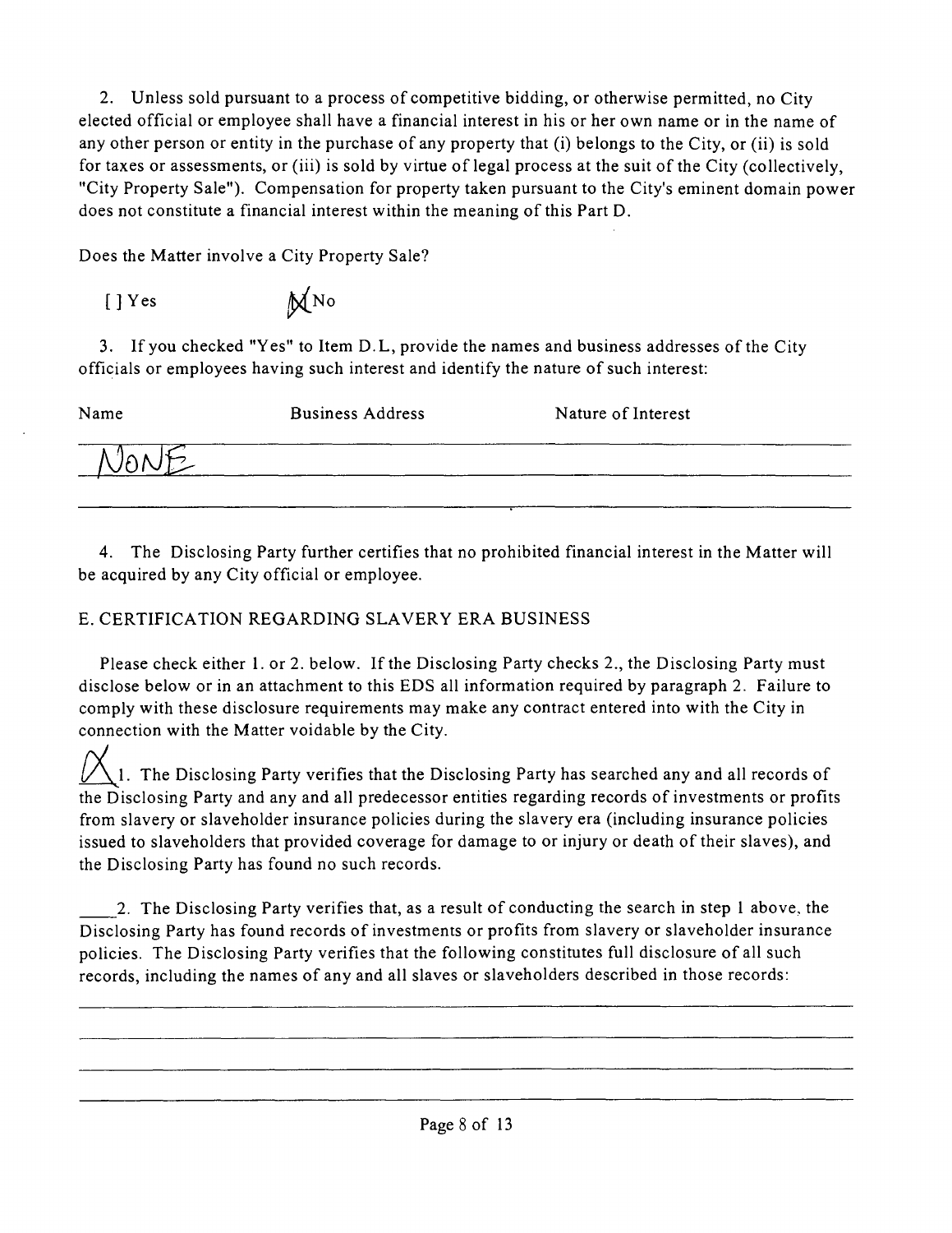2. Unless sold pursuant to a process of competitive bidding, or otherwise permitted, no City elected official or employee shall have a financial interest in his or her own name or in the name of any other person or entity in the purchase of any property that (i) belongs to the City, or (ii) is sold for taxes or assessments, or (iii) is sold by virtue of legal process at the suit of the City (collectively, "City Property Sale"). Compensation for property taken pursuant to the City's eminent domain power does not constitute a financial interest within the meaning of this Part D.

Does the Matter involve a City Property Sale?

[ ] Yes [X] No

3. If you checked "Yes" to Item D.1., provide the names and business addresses of the City officials or employees having such interest and identify the nature of such interest:

| Name | Business Address | Nature of Interest |
|---|---|---|
| NONE | | |

4. The Disclosing Party further certifies that no prohibited financial interest in the Matter will be acquired by any City official or employee.

E. CERTIFICATION REGARDING SLAVERY ERA BUSINESS

Please check either 1. or 2. below. If the Disclosing Party checks 2., the Disclosing Party must disclose below or in an attachment to this EDS all information required by paragraph 2. Failure to comply with these disclosure requirements may make any contract entered into with the City in connection with the Matter voidable by the City.

X 1. The Disclosing Party verifies that the Disclosing Party has searched any and all records of the Disclosing Party and any and all predecessor entities regarding records of investments or profits from slavery or slaveholder insurance policies during the slavery era (including insurance policies issued to slaveholders that provided coverage for damage to or injury or death of their slaves), and the Disclosing Party has found no such records.

____ 2. The Disclosing Party verifies that, as a result of conducting the search in step 1 above, the Disclosing Party has found records of investments or profits from slavery or slaveholder insurance policies. The Disclosing Party verifies that the following constitutes full disclosure of all such records, including the names of any and all slaves or slaveholders described in those records: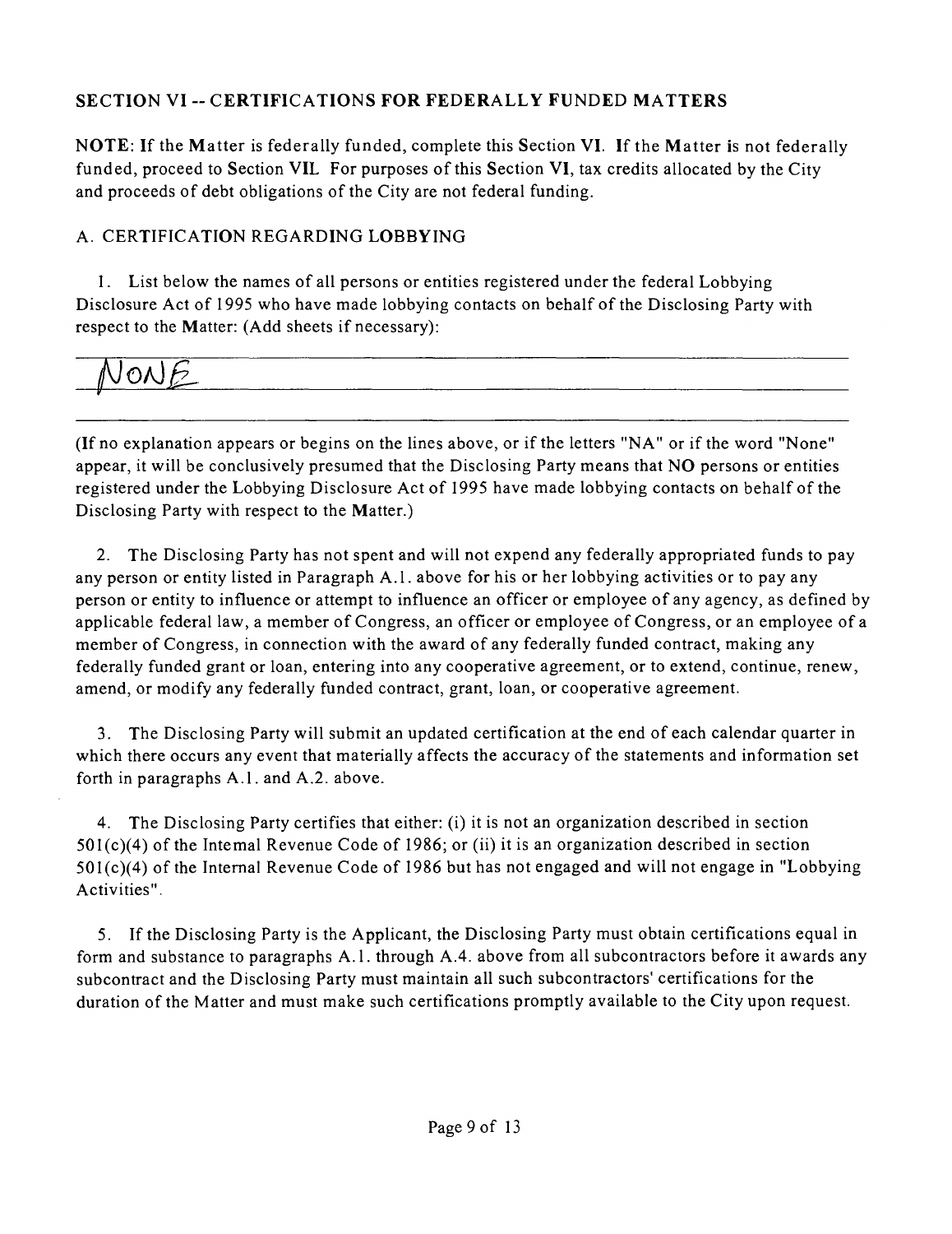## SECTION VI -- CERTIFICATIONS FOR FEDERALLY FUNDED MATTERS

**NOTE:** If the Matter is federally funded, complete this Section VI. If the Matter is not federally funded, proceed to Section VII. For purposes of this Section VI, tax credits allocated by the City and proceeds of debt obligations of the City are not federal funding.

### A. CERTIFICATION REGARDING LOBBYING

1. List below the names of all persons or entities registered under the federal Lobbying Disclosure Act of 1995 who have made lobbying contacts on behalf of the Disclosing Party with respect to the Matter: (Add sheets if necessary):

NONE

(If no explanation appears or begins on the lines above, or if the letters "NA" or if the word "None" appear, it will be conclusively presumed that the Disclosing Party means that NO persons or entities registered under the Lobbying Disclosure Act of 1995 have made lobbying contacts on behalf of the Disclosing Party with respect to the Matter.)

2. The Disclosing Party has not spent and will not expend any federally appropriated funds to pay any person or entity listed in Paragraph A.1. above for his or her lobbying activities or to pay any person or entity to influence or attempt to influence an officer or employee of any agency, as defined by applicable federal law, a member of Congress, an officer or employee of Congress, or an employee of a member of Congress, in connection with the award of any federally funded contract, making any federally funded grant or loan, entering into any cooperative agreement, or to extend, continue, renew, amend, or modify any federally funded contract, grant, loan, or cooperative agreement.

3. The Disclosing Party will submit an updated certification at the end of each calendar quarter in which there occurs any event that materially affects the accuracy of the statements and information set forth in paragraphs A.1. and A.2. above.

4. The Disclosing Party certifies that either: (i) it is not an organization described in section 501(c)(4) of the Internal Revenue Code of 1986; or (ii) it is an organization described in section 501(c)(4) of the Internal Revenue Code of 1986 but has not engaged and will not engage in "Lobbying Activities".

5. If the Disclosing Party is the Applicant, the Disclosing Party must obtain certifications equal in form and substance to paragraphs A.1. through A.4. above from all subcontractors before it awards any subcontract and the Disclosing Party must maintain all such subcontractors' certifications for the duration of the Matter and must make such certifications promptly available to the City upon request.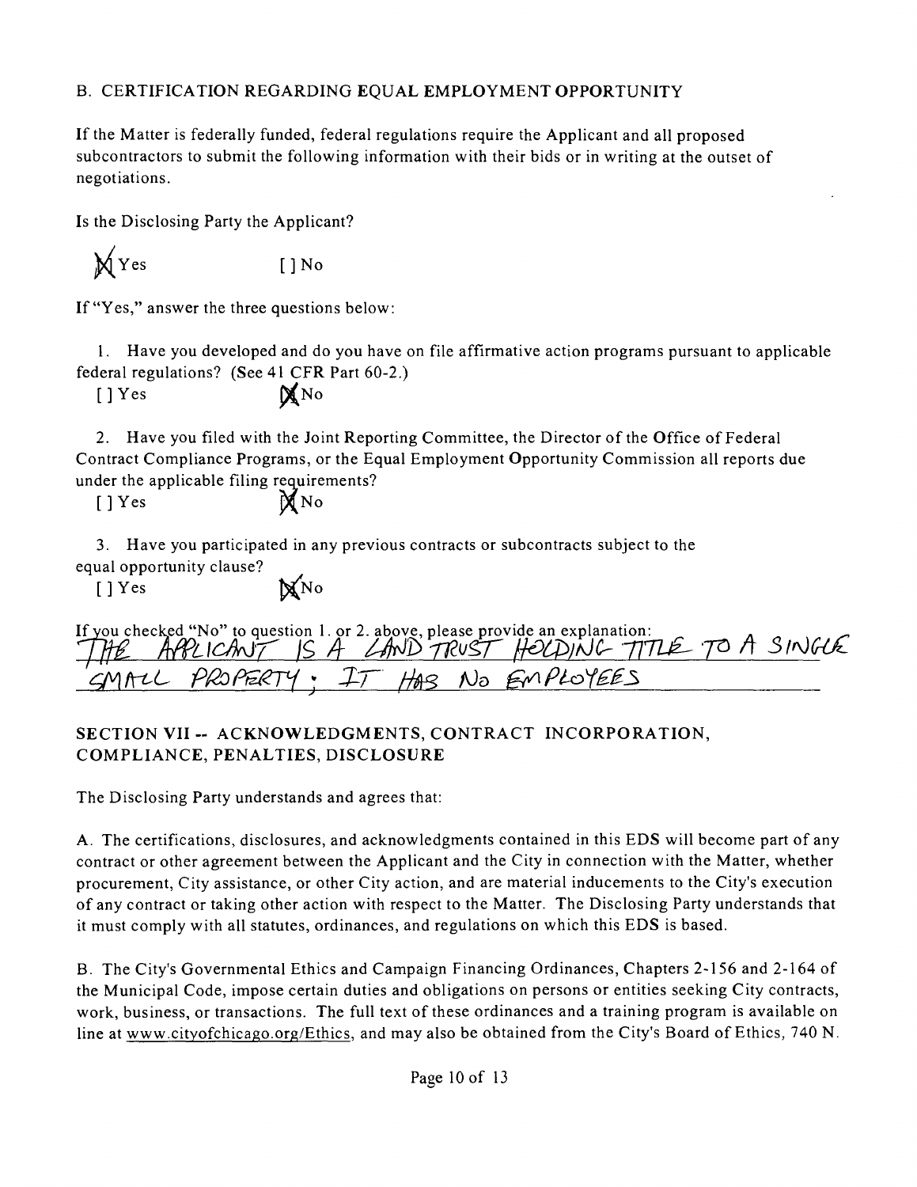B. CERTIFICATION REGARDING EQUAL EMPLOYMENT OPPORTUNITY

If the Matter is federally funded, federal regulations require the Applicant and all proposed subcontractors to submit the following information with their bids or in writing at the outset of negotiations.

Is the Disclosing Party the Applicant?

[X] Yes [ ] No

If "Yes," answer the three questions below:

1. Have you developed and do you have on file affirmative action programs pursuant to applicable federal regulations? (See 41 CFR Part 60-2.)

[ ] Yes [X] No

2. Have you filed with the Joint Reporting Committee, the Director of the Office of Federal Contract Compliance Programs, or the Equal Employment Opportunity Commission all reports due under the applicable filing requirements?

[ ] Yes [X] No

3. Have you participated in any previous contracts or subcontracts subject to the equal opportunity clause?

[ ] Yes [X] No

If you checked "No" to question 1. or 2. above, please provide an explanation: THE APPLICANT IS A LAND TRUST HOLDING TITLE TO A SINGLE SMALL PROPERTY; IT HAS NO EMPLOYEES

## SECTION VII -- ACKNOWLEDGMENTS, CONTRACT INCORPORATION, COMPLIANCE, PENALTIES, DISCLOSURE

The Disclosing Party understands and agrees that:

A. The certifications, disclosures, and acknowledgments contained in this EDS will become part of any contract or other agreement between the Applicant and the City in connection with the Matter, whether procurement, City assistance, or other City action, and are material inducements to the City's execution of any contract or taking other action with respect to the Matter. The Disclosing Party understands that it must comply with all statutes, ordinances, and regulations on which this EDS is based.

B. The City's Governmental Ethics and Campaign Financing Ordinances, Chapters 2-156 and 2-164 of the Municipal Code, impose certain duties and obligations on persons or entities seeking City contracts, work, business, or transactions. The full text of these ordinances and a training program is available on line at www.cityofchicago.org/Ethics, and may also be obtained from the City's Board of Ethics, 740 N.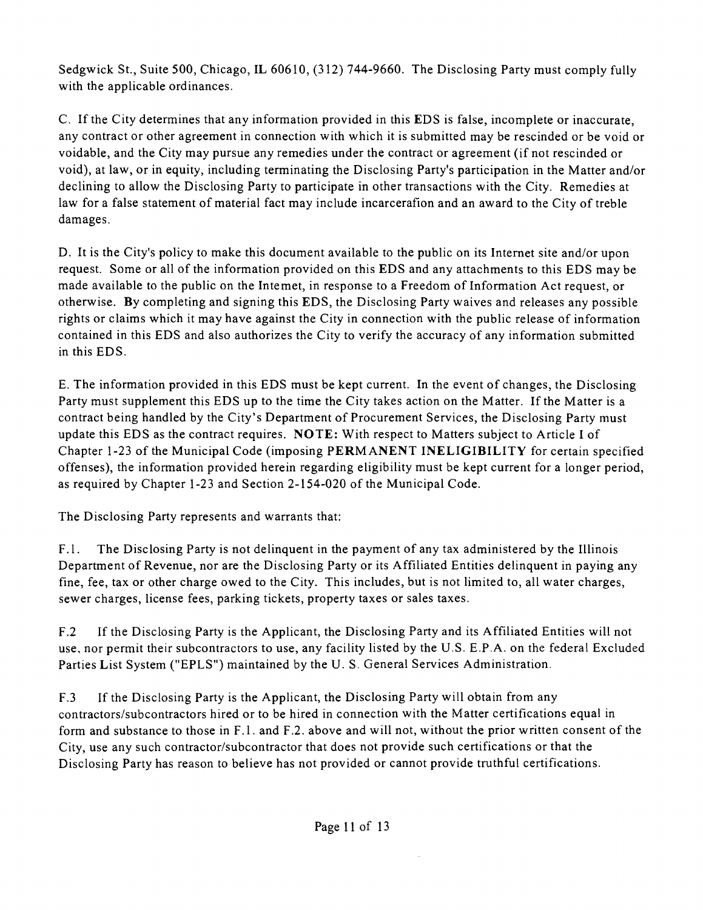Sedgwick St., Suite 500, Chicago, IL 60610, (312) 744-9660. The Disclosing Party must comply fully with the applicable ordinances.

C. If the City determines that any information provided in this EDS is false, incomplete or inaccurate, any contract or other agreement in connection with which it is submitted may be rescinded or be void or voidable, and the City may pursue any remedies under the contract or agreement (if not rescinded or void), at law, or in equity, including terminating the Disclosing Party's participation in the Matter and/or declining to allow the Disclosing Party to participate in other transactions with the City. Remedies at law for a false statement of material fact may include incarcerafion and an award to the City of treble damages.

D. It is the City's policy to make this document available to the public on its Internet site and/or upon request. Some or all of the information provided on this EDS and any attachments to this EDS may be made available to the public on the Intemet, in response to a Freedom of Information Act request, or otherwise. By completing and signing this EDS, the Disclosing Party waives and releases any possible rights or claims which it may have against the City in connection with the public release of information contained in this EDS and also authorizes the City to verify the accuracy of any information submitted in this EDS.

E. The information provided in this EDS must be kept current. In the event of changes, the Disclosing Party must supplement this EDS up to the time the City takes action on the Matter. If the Matter is a contract being handled by the City's Department of Procurement Services, the Disclosing Party must update this EDS as the contract requires. **NOTE:** With respect to Matters subject to Article I of Chapter 1-23 of the Municipal Code (imposing **PERMANENT INELIGIBILITY** for certain specified offenses), the information provided herein regarding eligibility must be kept current for a longer period, as required by Chapter 1-23 and Section 2-154-020 of the Municipal Code.

The Disclosing Party represents and warrants that:

F.1. The Disclosing Party is not delinquent in the payment of any tax administered by the Illinois Department of Revenue, nor are the Disclosing Party or its Affiliated Entities delinquent in paying any fine, fee, tax or other charge owed to the City. This includes, but is not limited to, all water charges, sewer charges, license fees, parking tickets, property taxes or sales taxes.

F.2 If the Disclosing Party is the Applicant, the Disclosing Party and its Affiliated Entities will not use, nor permit their subcontractors to use, any facility listed by the U.S. E.P.A. on the federal Excluded Parties List System ("EPLS") maintained by the U. S. General Services Administration.

F.3 If the Disclosing Party is the Applicant, the Disclosing Party will obtain from any contractors/subcontractors hired or to be hired in connection with the Matter certifications equal in form and substance to those in F.1. and F.2. above and will not, without the prior written consent of the City, use any such contractor/subcontractor that does not provide such certifications or that the Disclosing Party has reason to believe has not provided or cannot provide truthful certifications.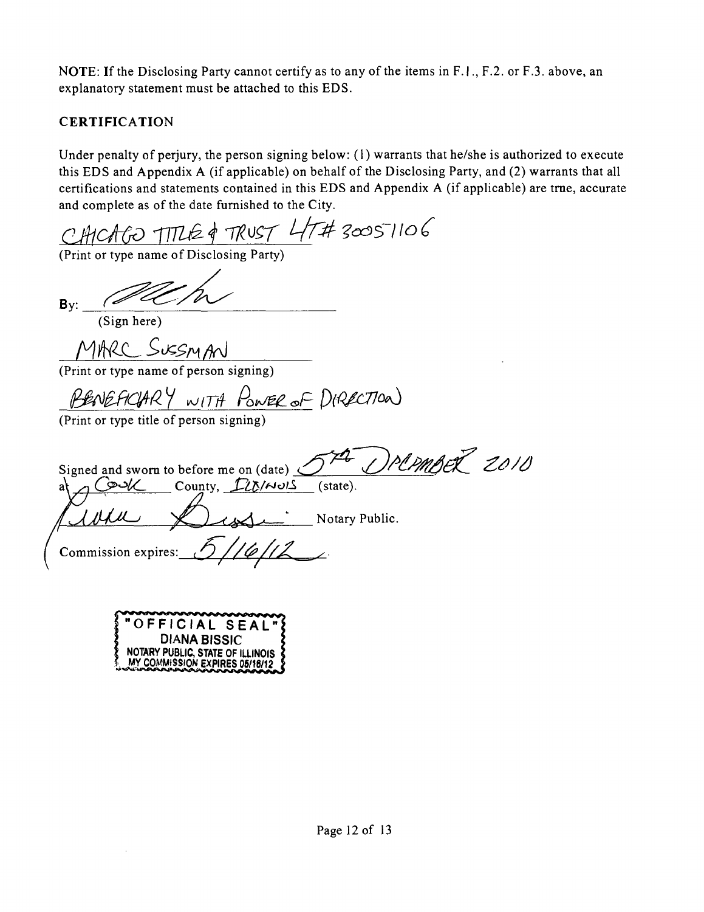NOTE: If the Disclosing Party cannot certify as to any of the items in F.1., F.2. or F.3. above, an explanatory statement must be attached to this EDS.

## CERTIFICATION

Under penalty of perjury, the person signing below: (1) warrants that he/she is authorized to execute this EDS and Appendix A (if applicable) on behalf of the Disclosing Party, and (2) warrants that all certifications and statements contained in this EDS and Appendix A (if applicable) are true, accurate and complete as of the date furnished to the City.

CHICAGO TITLE & TRUST LT# 30051106
(Print or type name of Disclosing Party)

By: ______________________
(Sign here)

MARC SUSSMAN
(Print or type name of person signing)

BENEFICIARY WITH POWER OF DIRECTION
(Print or type title of person signing)

Signed and sworn to before me on (date) 5th December 2010
at Cook County, Illinois (state).

______________________ Notary Public.

Commission expires: 5/16/12

"OFFICIAL SEAL"
DIANA BISSIC
NOTARY PUBLIC, STATE OF ILLINOIS
MY COMMISSION EXPIRES 05/16/12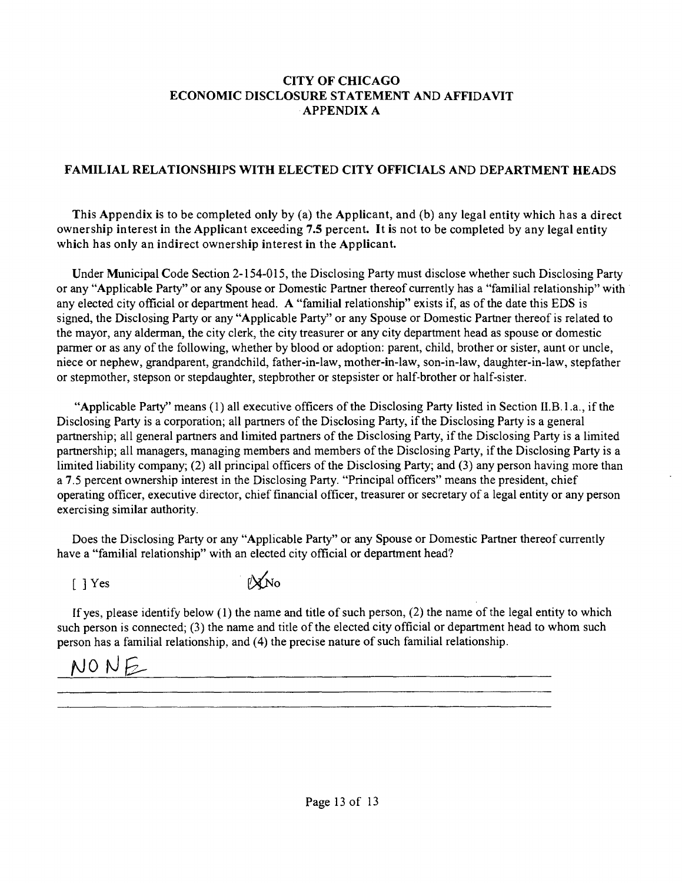# CITY OF CHICAGO
# ECONOMIC DISCLOSURE STATEMENT AND AFFIDAVIT
# APPENDIX A

## FAMILIAL RELATIONSHIPS WITH ELECTED CITY OFFICIALS AND DEPARTMENT HEADS

This Appendix is to be completed only by (a) the Applicant, and (b) any legal entity which has a direct ownership interest in the Applicant exceeding 7.5 percent. It is not to be completed by any legal entity which has only an indirect ownership interest in the Applicant.

Under Municipal Code Section 2-154-015, the Disclosing Party must disclose whether such Disclosing Party or any "Applicable Party" or any Spouse or Domestic Partner thereof currently has a "familial relationship" with any elected city official or department head. A "familial relationship" exists if, as of the date this EDS is signed, the Disclosing Party or any "Applicable Party" or any Spouse or Domestic Partner thereof is related to the mayor, any alderman, the city clerk, the city treasurer or any city department head as spouse or domestic parmer or as any of the following, whether by blood or adoption: parent, child, brother or sister, aunt or uncle, niece or nephew, grandparent, grandchild, father-in-law, mother-in-law, son-in-law, daughter-in-law, stepfather or stepmother, stepson or stepdaughter, stepbrother or stepsister or half-brother or half-sister.

"Applicable Party" means (1) all executive officers of the Disclosing Party listed in Section II.B.1.a., if the Disclosing Party is a corporation; all partners of the Disclosing Party, if the Disclosing Party is a general partnership; all general partners and limited partners of the Disclosing Party, if the Disclosing Party is a limited partnership; all managers, managing members and members of the Disclosing Party, if the Disclosing Party is a limited liability company; (2) all principal officers of the Disclosing Party; and (3) any person having more than a 7.5 percent ownership interest in the Disclosing Party. "Principal officers" means the president, chief operating officer, executive director, chief financial officer, treasurer or secretary of a legal entity or any person exercising similar authority.

Does the Disclosing Party or any "Applicable Party" or any Spouse or Domestic Partner thereof currently have a "familial relationship" with an elected city official or department head?

[ ] Yes [X] No

If yes, please identify below (1) the name and title of such person, (2) the name of the legal entity to which such person is connected; (3) the name and title of the elected city official or department head to whom such person has a familial relationship, and (4) the precise nature of such familial relationship.

NONE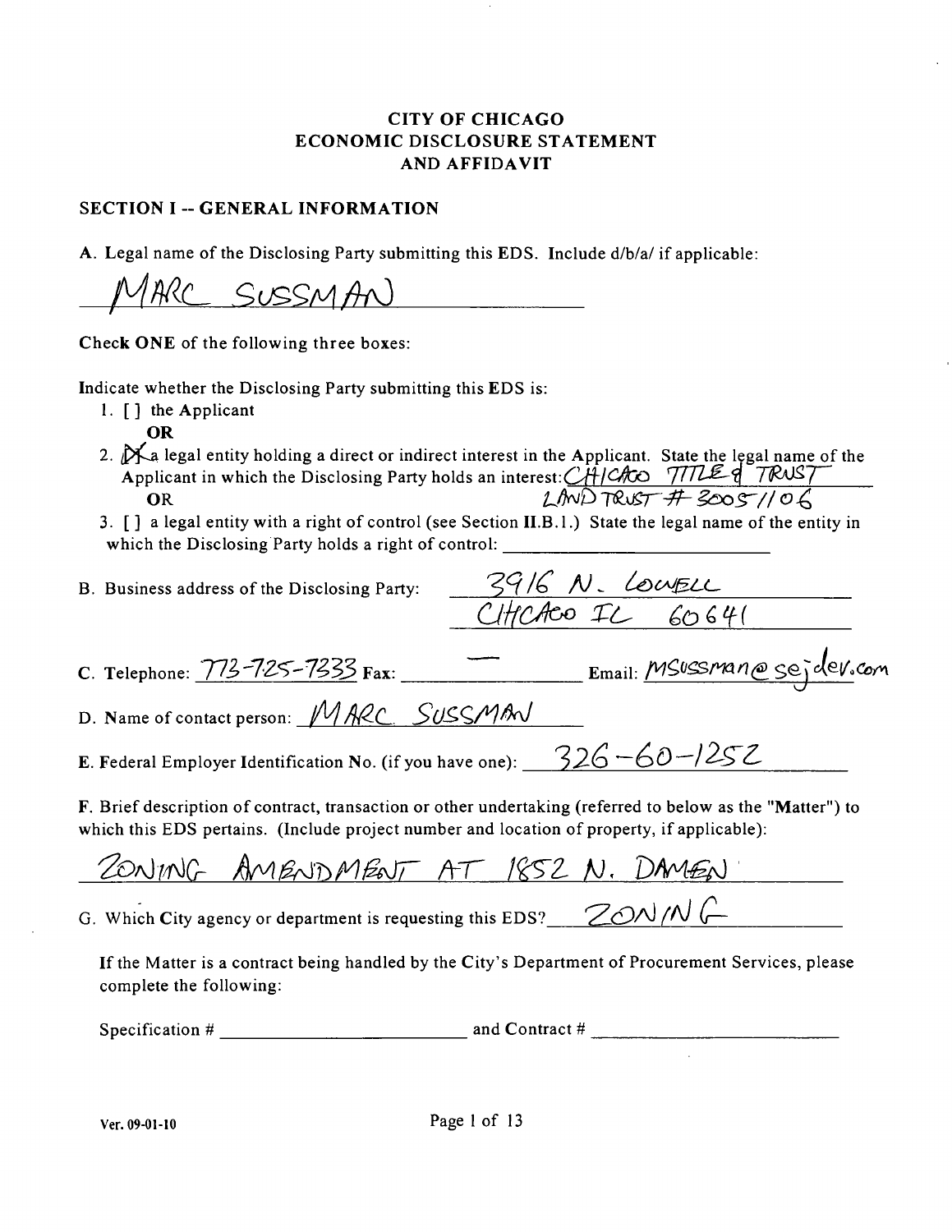# CITY OF CHICAGO
# ECONOMIC DISCLOSURE STATEMENT AND AFFIDAVIT

## SECTION I -- GENERAL INFORMATION

A. Legal name of the Disclosing Party submitting this EDS. Include d/b/a/ if applicable:

MARC SUSSMAN

Check **ONE** of the following three boxes:

Indicate whether the Disclosing Party submitting this EDS is:

1. [ ] the Applicant

   **OR**

2. [X] a legal entity holding a direct or indirect interest in the Applicant. State the legal name of the Applicant in which the Disclosing Party holds an interest: CHICAGO TITLE & TRUST LAND TRUST # 8005/106

   **OR**

3. [ ] a legal entity with a right of control (see Section II.B.1.) State the legal name of the entity in which the Disclosing Party holds a right of control: ______

B. Business address of the Disclosing Party: 3916 N. LOWELL CHICAGO IL 60641

C. Telephone: 773-725-7333 Fax: — Email: msussman@sejdev.com

D. Name of contact person: MARC SUSSMAN

E. Federal Employer Identification No. (if you have one): 326-60-1252

F. Brief description of contract, transaction or other undertaking (referred to below as the "Matter") to which this EDS pertains. (Include project number and location of property, if applicable):

ZONING AMENDMENT AT 1852 N. DAMEN

G. Which City agency or department is requesting this EDS? ZONING

If the Matter is a contract being handled by the City's Department of Procurement Services, please complete the following:

Specification # ______ and Contract # ______

Ver. 09-01-10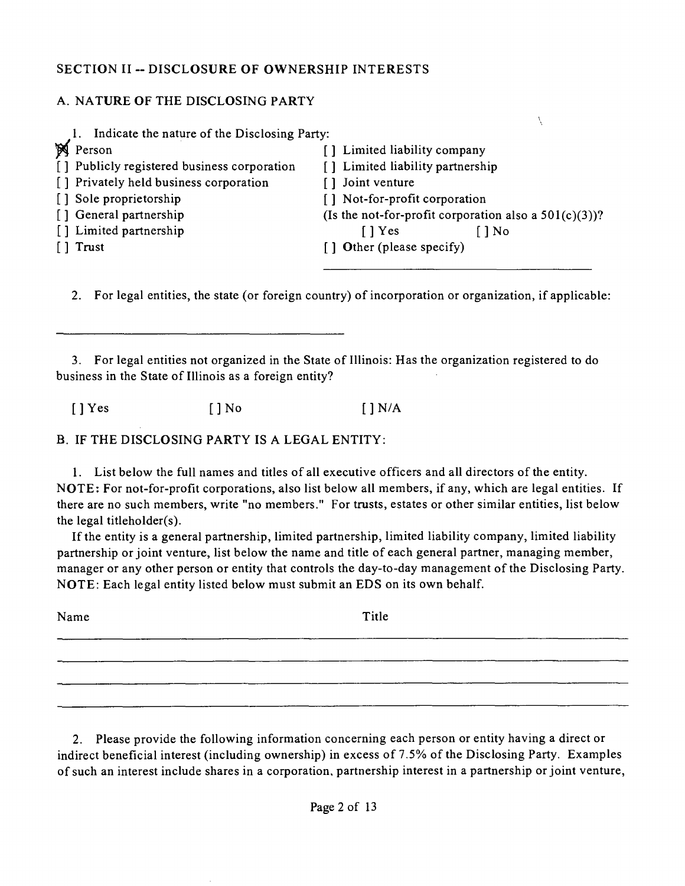## SECTION II -- DISCLOSURE OF OWNERSHIP INTERESTS

### A. NATURE OF THE DISCLOSING PARTY

1. Indicate the nature of the Disclosing Party:

[X] Person
[ ] Publicly registered business corporation
[ ] Privately held business corporation
[ ] Sole proprietorship
[ ] General partnership
[ ] Limited partnership
[ ] Trust
[ ] Limited liability company
[ ] Limited liability partnership
[ ] Joint venture
[ ] Not-for-profit corporation
(Is the not-for-profit corporation also a 501(c)(3))?
[ ] Yes [ ] No
[ ] Other (please specify)

______________________________

2. For legal entities, the state (or foreign country) of incorporation or organization, if applicable:

______________________________

3. For legal entities not organized in the State of Illinois: Has the organization registered to do business in the State of Illinois as a foreign entity?

[ ] Yes [ ] No [ ] N/A

### B. IF THE DISCLOSING PARTY IS A LEGAL ENTITY:

1. List below the full names and titles of all executive officers and all directors of the entity. **NOTE:** For not-for-profit corporations, also list below all members, if any, which are legal entities. If there are no such members, write "no members." For trusts, estates or other similar entities, list below the legal titleholder(s).

If the entity is a general partnership, limited partnership, limited liability company, limited liability partnership or joint venture, list below the name and title of each general partner, managing member, manager or any other person or entity that controls the day-to-day management of the Disclosing Party. **NOTE:** Each legal entity listed below must submit an EDS on its own behalf.

| Name | Title |
|---|---|
| | |
| | |
| | |
| | |

2. Please provide the following information concerning each person or entity having a direct or indirect beneficial interest (including ownership) in excess of 7.5% of the Disclosing Party. Examples of such an interest include shares in a corporation, partnership interest in a partnership or joint venture,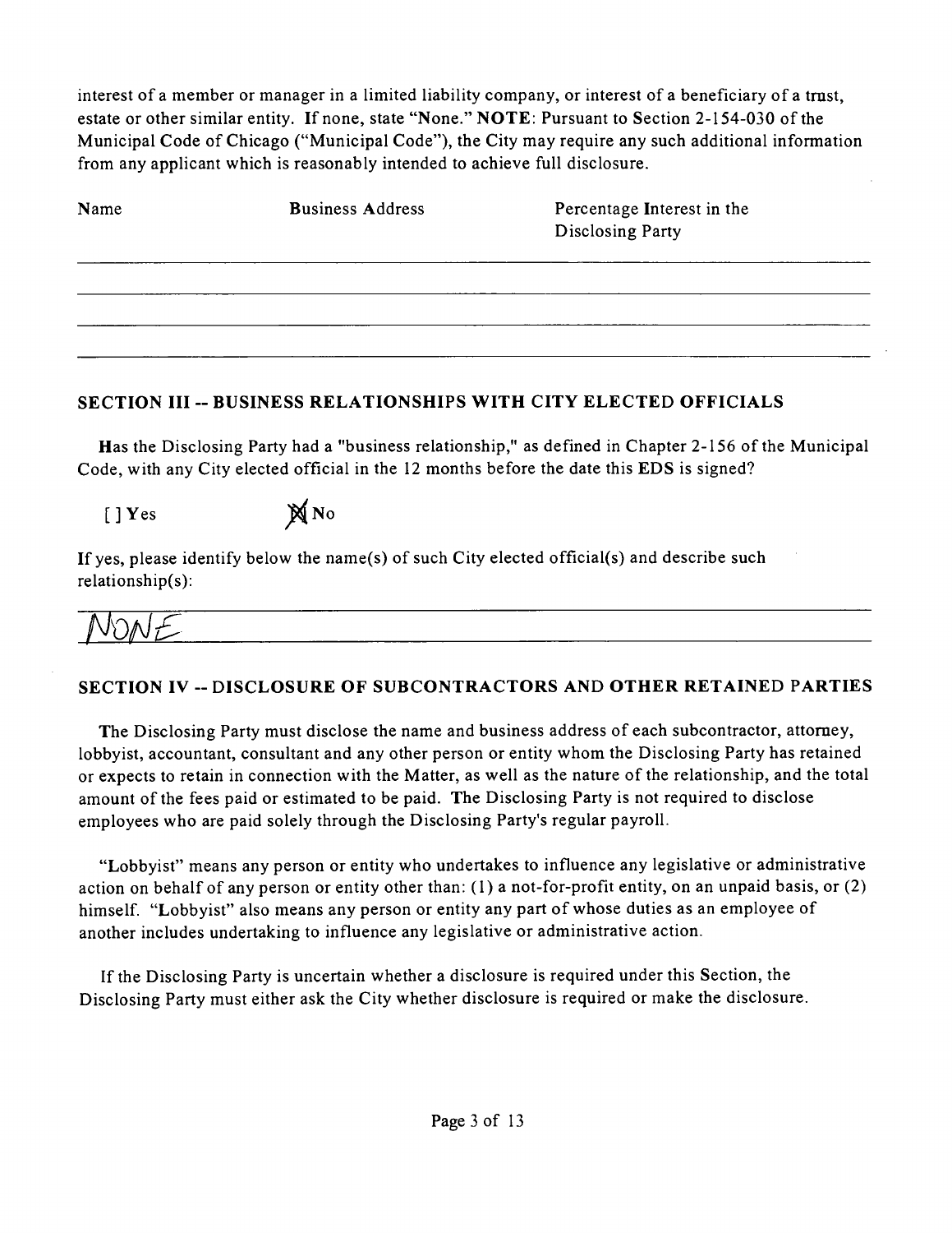interest of a member or manager in a limited liability company, or interest of a beneficiary of a trust, estate or other similar entity. If none, state "None." **NOTE**: Pursuant to Section 2-154-030 of the Municipal Code of Chicago ("Municipal Code"), the City may require any such additional information from any applicant which is reasonably intended to achieve full disclosure.

| Name | Business Address | Percentage Interest in the Disclosing Party |
|---|---|---|
| | | |
| | | |
| | | |
| | | |

## SECTION III -- BUSINESS RELATIONSHIPS WITH CITY ELECTED OFFICIALS

Has the Disclosing Party had a "business relationship," as defined in Chapter 2-156 of the Municipal Code, with any City elected official in the 12 months before the date this EDS is signed?

[ ] Yes [X] No

If yes, please identify below the name(s) of such City elected official(s) and describe such relationship(s):

NONE

## SECTION IV -- DISCLOSURE OF SUBCONTRACTORS AND OTHER RETAINED PARTIES

The Disclosing Party must disclose the name and business address of each subcontractor, attorney, lobbyist, accountant, consultant and any other person or entity whom the Disclosing Party has retained or expects to retain in connection with the Matter, as well as the nature of the relationship, and the total amount of the fees paid or estimated to be paid. The Disclosing Party is not required to disclose employees who are paid solely through the Disclosing Party's regular payroll.

"Lobbyist" means any person or entity who undertakes to influence any legislative or administrative action on behalf of any person or entity other than: (1) a not-for-profit entity, on an unpaid basis, or (2) himself. "Lobbyist" also means any person or entity any part of whose duties as an employee of another includes undertaking to influence any legislative or administrative action.

If the Disclosing Party is uncertain whether a disclosure is required under this Section, the Disclosing Party must either ask the City whether disclosure is required or make the disclosure.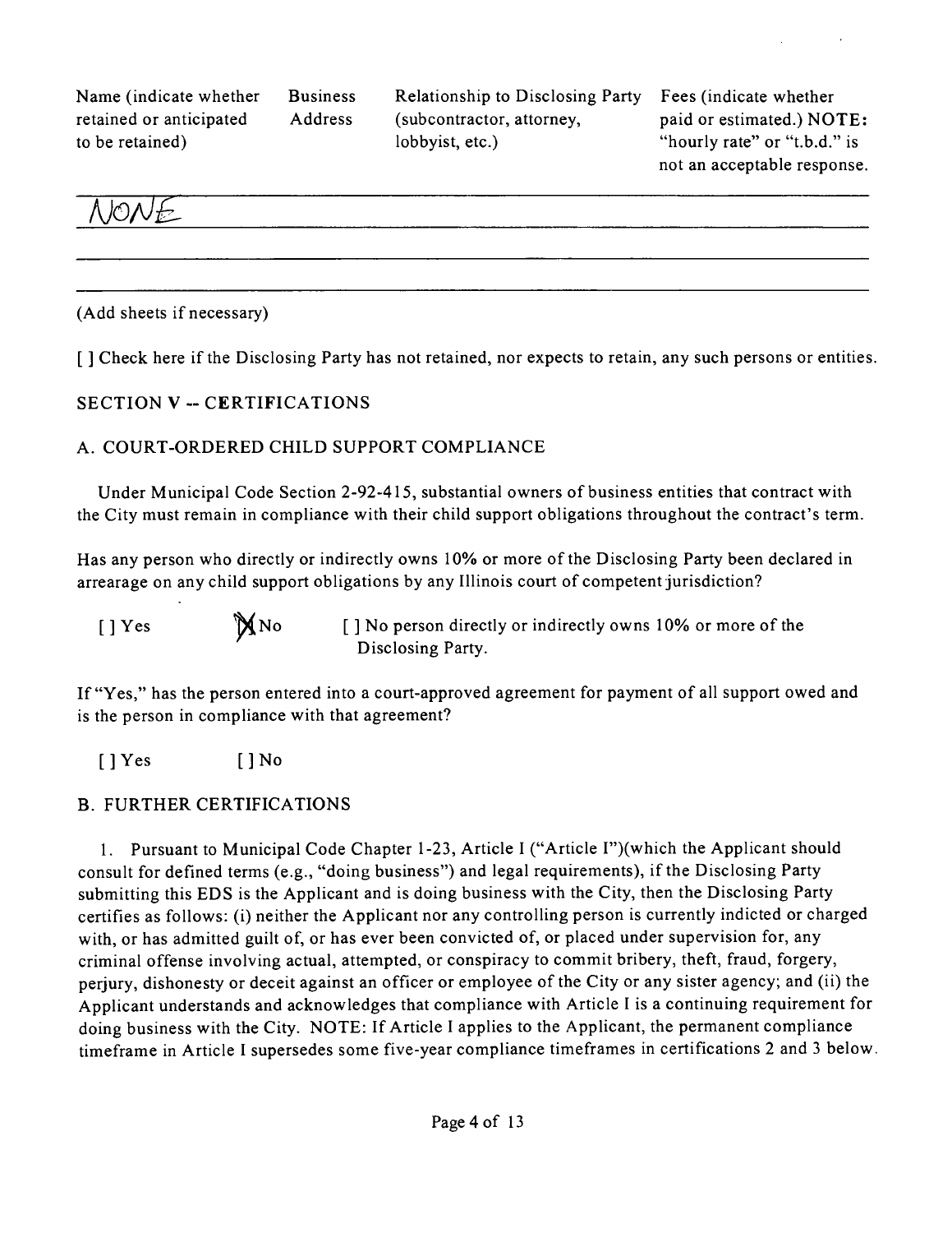| Name (indicate whether retained or anticipated to be retained) | Business Address | Relationship to Disclosing Party (subcontractor, attorney, lobbyist, etc.) | Fees (indicate whether paid or estimated.) NOTE: "hourly rate" or "t.b.d." is not an acceptable response. |
|---|---|---|---|
| NONE | | | |
| | | | |
| | | | |

(Add sheets if necessary)

[ ] Check here if the Disclosing Party has not retained, nor expects to retain, any such persons or entities.

## SECTION V -- CERTIFICATIONS

### A. COURT-ORDERED CHILD SUPPORT COMPLIANCE

Under Municipal Code Section 2-92-415, substantial owners of business entities that contract with the City must remain in compliance with their child support obligations throughout the contract's term.

Has any person who directly or indirectly owns 10% or more of the Disclosing Party been declared in arrearage on any child support obligations by any Illinois court of competent jurisdiction?

[ ] Yes     [X] No     [ ] No person directly or indirectly owns 10% or more of the Disclosing Party.

If "Yes," has the person entered into a court-approved agreement for payment of all support owed and is the person in compliance with that agreement?

[ ] Yes     [ ] No

### B. FURTHER CERTIFICATIONS

1. Pursuant to Municipal Code Chapter 1-23, Article I ("Article I")(which the Applicant should consult for defined terms (e.g., "doing business") and legal requirements), if the Disclosing Party submitting this EDS is the Applicant and is doing business with the City, then the Disclosing Party certifies as follows: (i) neither the Applicant nor any controlling person is currently indicted or charged with, or has admitted guilt of, or has ever been convicted of, or placed under supervision for, any criminal offense involving actual, attempted, or conspiracy to commit bribery, theft, fraud, forgery, perjury, dishonesty or deceit against an officer or employee of the City or any sister agency; and (ii) the Applicant understands and acknowledges that compliance with Article I is a continuing requirement for doing business with the City. NOTE: If Article I applies to the Applicant, the permanent compliance timeframe in Article I supersedes some five-year compliance timeframes in certifications 2 and 3 below.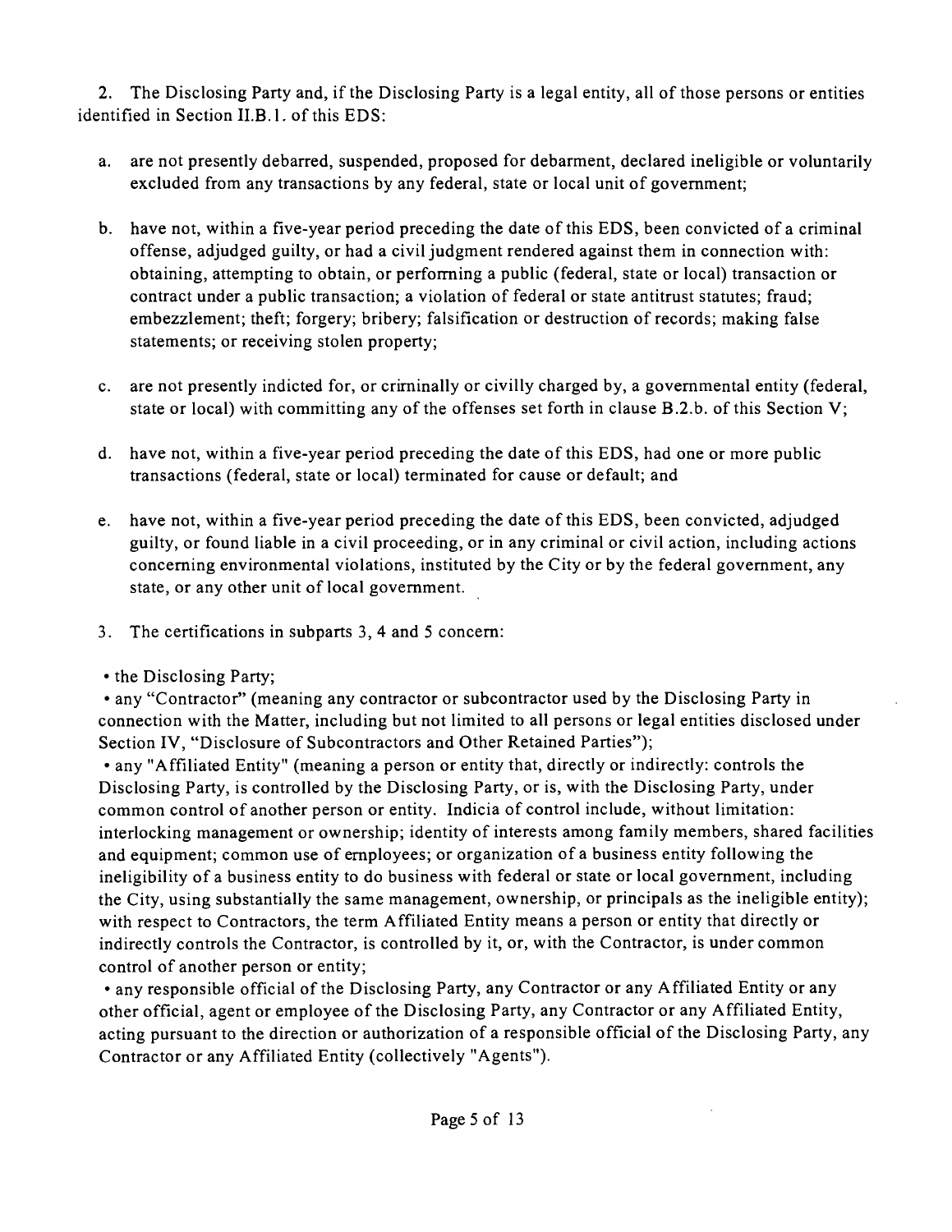2. The Disclosing Party and, if the Disclosing Party is a legal entity, all of those persons or entities identified in Section II.B.1. of this EDS:

a. are not presently debarred, suspended, proposed for debarment, declared ineligible or voluntarily excluded from any transactions by any federal, state or local unit of government;

b. have not, within a five-year period preceding the date of this EDS, been convicted of a criminal offense, adjudged guilty, or had a civil judgment rendered against them in connection with: obtaining, attempting to obtain, or performing a public (federal, state or local) transaction or contract under a public transaction; a violation of federal or state antitrust statutes; fraud; embezzlement; theft; forgery; bribery; falsification or destruction of records; making false statements; or receiving stolen property;

c. are not presently indicted for, or criminally or civilly charged by, a governmental entity (federal, state or local) with committing any of the offenses set forth in clause B.2.b. of this Section V;

d. have not, within a five-year period preceding the date of this EDS, had one or more public transactions (federal, state or local) terminated for cause or default; and

e. have not, within a five-year period preceding the date of this EDS, been convicted, adjudged guilty, or found liable in a civil proceeding, or in any criminal or civil action, including actions concerning environmental violations, instituted by the City or by the federal government, any state, or any other unit of local government.

3. The certifications in subparts 3, 4 and 5 concern:

• the Disclosing Party;

• any "Contractor" (meaning any contractor or subcontractor used by the Disclosing Party in connection with the Matter, including but not limited to all persons or legal entities disclosed under Section IV, "Disclosure of Subcontractors and Other Retained Parties");

• any "Affiliated Entity" (meaning a person or entity that, directly or indirectly: controls the Disclosing Party, is controlled by the Disclosing Party, or is, with the Disclosing Party, under common control of another person or entity. Indicia of control include, without limitation: interlocking management or ownership; identity of interests among family members, shared facilities and equipment; common use of employees; or organization of a business entity following the ineligibility of a business entity to do business with federal or state or local government, including the City, using substantially the same management, ownership, or principals as the ineligible entity); with respect to Contractors, the term Affiliated Entity means a person or entity that directly or indirectly controls the Contractor, is controlled by it, or, with the Contractor, is under common control of another person or entity;

• any responsible official of the Disclosing Party, any Contractor or any Affiliated Entity or any other official, agent or employee of the Disclosing Party, any Contractor or any Affiliated Entity, acting pursuant to the direction or authorization of a responsible official of the Disclosing Party, any Contractor or any Affiliated Entity (collectively "Agents").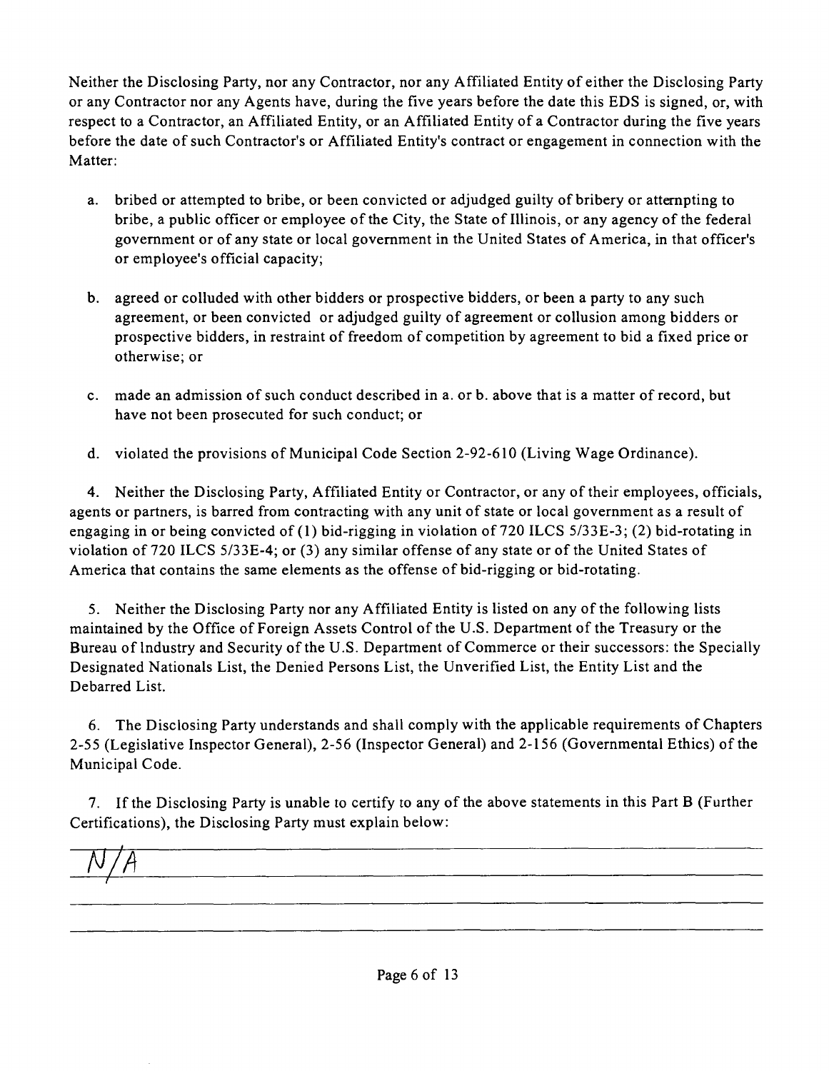Neither the Disclosing Party, nor any Contractor, nor any Affiliated Entity of either the Disclosing Party or any Contractor nor any Agents have, during the five years before the date this EDS is signed, or, with respect to a Contractor, an Affiliated Entity, or an Affiliated Entity of a Contractor during the five years before the date of such Contractor's or Affiliated Entity's contract or engagement in connection with the Matter:

a. bribed or attempted to bribe, or been convicted or adjudged guilty of bribery or attempting to bribe, a public officer or employee of the City, the State of Illinois, or any agency of the federal government or of any state or local government in the United States of America, in that officer's or employee's official capacity;

b. agreed or colluded with other bidders or prospective bidders, or been a party to any such agreement, or been convicted or adjudged guilty of agreement or collusion among bidders or prospective bidders, in restraint of freedom of competition by agreement to bid a fixed price or otherwise; or

c. made an admission of such conduct described in a. or b. above that is a matter of record, but have not been prosecuted for such conduct; or

d. violated the provisions of Municipal Code Section 2-92-610 (Living Wage Ordinance).

4. Neither the Disclosing Party, Affiliated Entity or Contractor, or any of their employees, officials, agents or partners, is barred from contracting with any unit of state or local government as a result of engaging in or being convicted of (1) bid-rigging in violation of 720 ILCS 5/33E-3; (2) bid-rotating in violation of 720 ILCS 5/33E-4; or (3) any similar offense of any state or of the United States of America that contains the same elements as the offense of bid-rigging or bid-rotating.

5. Neither the Disclosing Party nor any Affiliated Entity is listed on any of the following lists maintained by the Office of Foreign Assets Control of the U.S. Department of the Treasury or the Bureau of Industry and Security of the U.S. Department of Commerce or their successors: the Specially Designated Nationals List, the Denied Persons List, the Unverified List, the Entity List and the Debarred List.

6. The Disclosing Party understands and shall comply with the applicable requirements of Chapters 2-55 (Legislative Inspector General), 2-56 (Inspector General) and 2-156 (Governmental Ethics) of the Municipal Code.

7. If the Disclosing Party is unable to certify to any of the above statements in this Part B (Further Certifications), the Disclosing Party must explain below:

N/A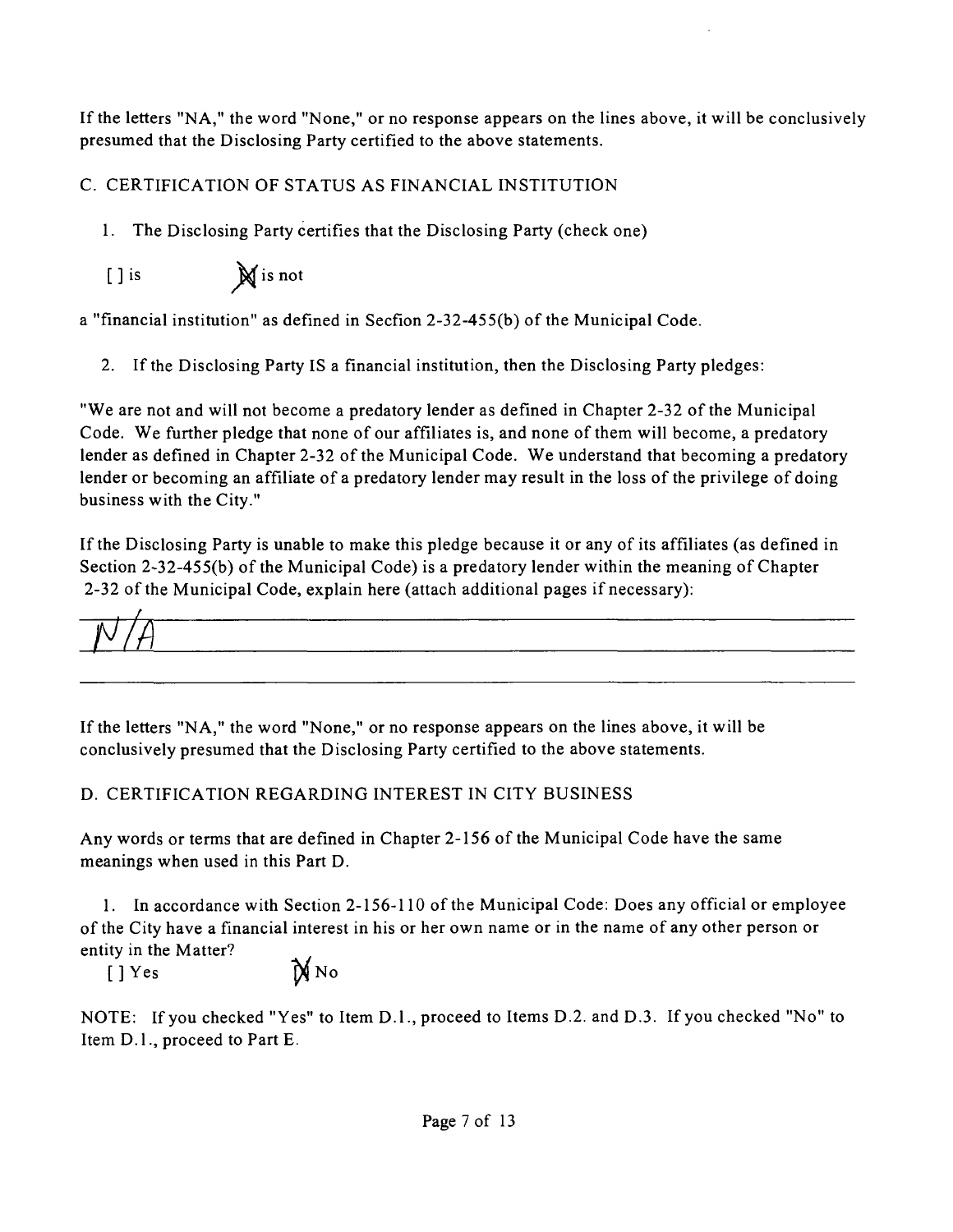If the letters "NA," the word "None," or no response appears on the lines above, it will be conclusively presumed that the Disclosing Party certified to the above statements.

C. CERTIFICATION OF STATUS AS FINANCIAL INSTITUTION

1. The Disclosing Party certifies that the Disclosing Party (check one)

[ ] is [X] is not

a "financial institution" as defined in Secfion 2-32-455(b) of the Municipal Code.

2. If the Disclosing Party IS a financial institution, then the Disclosing Party pledges:

"We are not and will not become a predatory lender as defined in Chapter 2-32 of the Municipal Code. We further pledge that none of our affiliates is, and none of them will become, a predatory lender as defined in Chapter 2-32 of the Municipal Code. We understand that becoming a predatory lender or becoming an affiliate of a predatory lender may result in the loss of the privilege of doing business with the City."

If the Disclosing Party is unable to make this pledge because it or any of its affiliates (as defined in Section 2-32-455(b) of the Municipal Code) is a predatory lender within the meaning of Chapter 2-32 of the Municipal Code, explain here (attach additional pages if necessary):

N/A

If the letters "NA," the word "None," or no response appears on the lines above, it will be conclusively presumed that the Disclosing Party certified to the above statements.

D. CERTIFICATION REGARDING INTEREST IN CITY BUSINESS

Any words or terms that are defined in Chapter 2-156 of the Municipal Code have the same meanings when used in this Part D.

1. In accordance with Section 2-156-110 of the Municipal Code: Does any official or employee of the City have a financial interest in his or her own name or in the name of any other person or entity in the Matter?

[ ] Yes [X] No

NOTE: If you checked "Yes" to Item D.1., proceed to Items D.2. and D.3. If you checked "No" to Item D.1., proceed to Part E.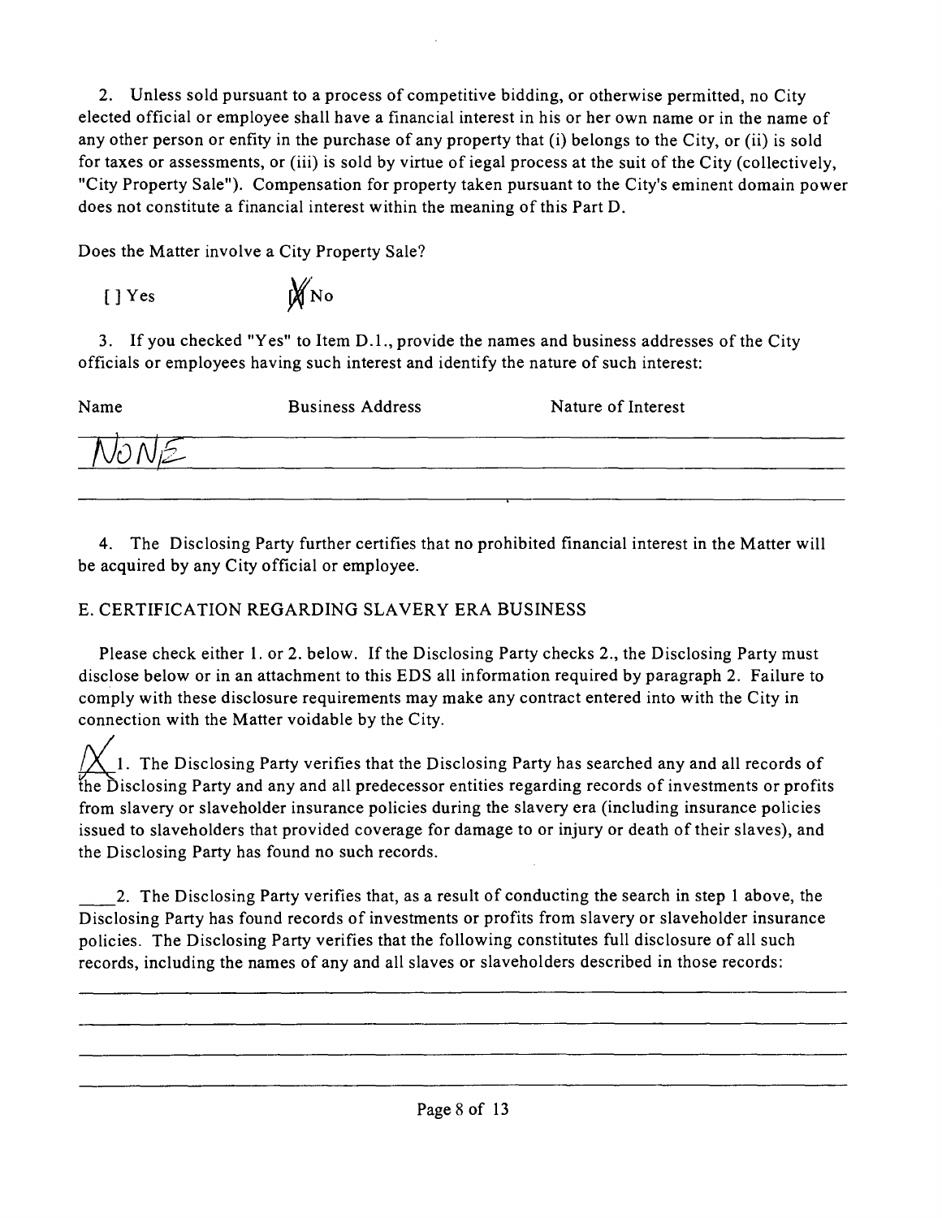2. Unless sold pursuant to a process of competitive bidding, or otherwise permitted, no City elected official or employee shall have a financial interest in his or her own name or in the name of any other person or enfity in the purchase of any property that (i) belongs to the City, or (ii) is sold for taxes or assessments, or (iii) is sold by virtue of iegal process at the suit of the City (collectively, "City Property Sale"). Compensation for property taken pursuant to the City's eminent domain power does not constitute a financial interest within the meaning of this Part D.

Does the Matter involve a City Property Sale?

[ ] Yes [X] No

3. If you checked "Yes" to Item D.1., provide the names and business addresses of the City officials or employees having such interest and identify the nature of such interest:

| Name | Business Address | Nature of Interest |
|---|---|---|
| NONE | | |

4. The Disclosing Party further certifies that no prohibited financial interest in the Matter will be acquired by any City official or employee.

E. CERTIFICATION REGARDING SLAVERY ERA BUSINESS

Please check either 1. or 2. below. If the Disclosing Party checks 2., the Disclosing Party must disclose below or in an attachment to this EDS all information required by paragraph 2. Failure to comply with these disclosure requirements may make any contract entered into with the City in connection with the Matter voidable by the City.

X 1. The Disclosing Party verifies that the Disclosing Party has searched any and all records of the Disclosing Party and any and all predecessor entities regarding records of investments or profits from slavery or slaveholder insurance policies during the slavery era (including insurance policies issued to slaveholders that provided coverage for damage to or injury or death of their slaves), and the Disclosing Party has found no such records.

\_\_\_\_ 2. The Disclosing Party verifies that, as a result of conducting the search in step 1 above, the Disclosing Party has found records of investments or profits from slavery or slaveholder insurance policies. The Disclosing Party verifies that the following constitutes full disclosure of all such records, including the names of any and all slaves or slaveholders described in those records: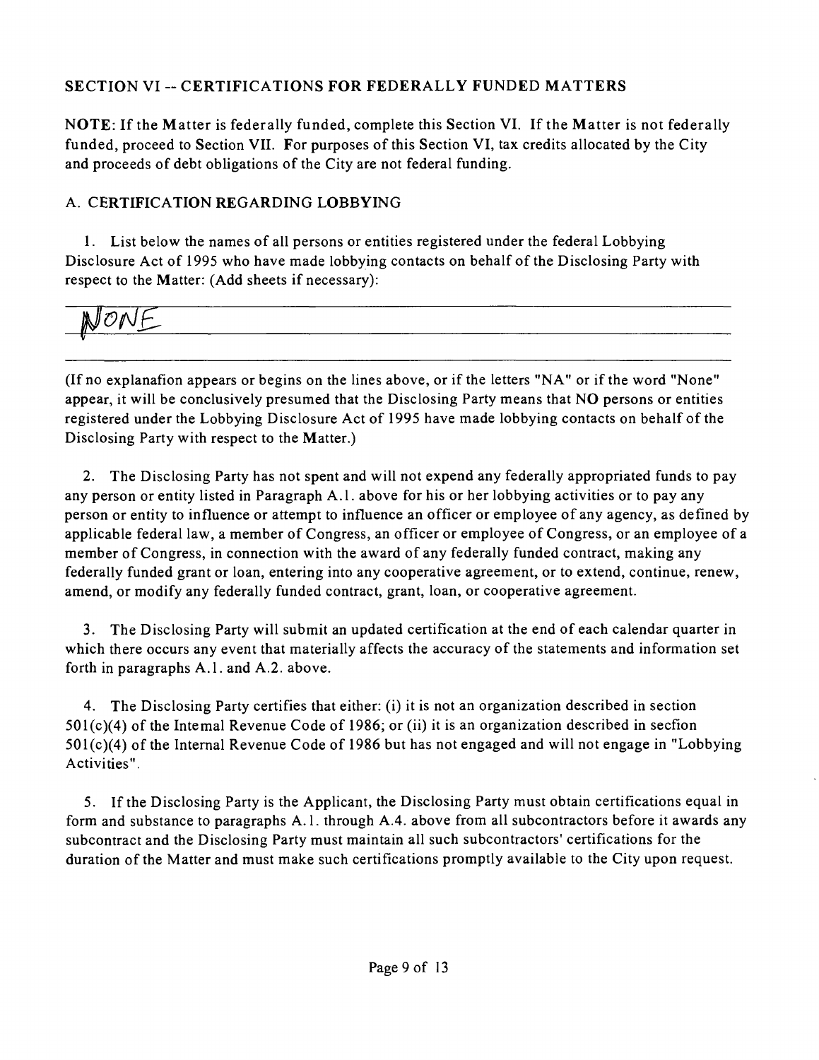## SECTION VI -- CERTIFICATIONS FOR FEDERALLY FUNDED MATTERS

**NOTE**: If the Matter is federally funded, complete this Section VI. If the Matter is not federally funded, proceed to Section VII. For purposes of this Section VI, tax credits allocated by the City and proceeds of debt obligations of the City are not federal funding.

### A. CERTIFICATION REGARDING LOBBYING

1. List below the names of all persons or entities registered under the federal Lobbying Disclosure Act of 1995 who have made lobbying contacts on behalf of the Disclosing Party with respect to the Matter: (Add sheets if necessary):

NONE

(If no explanafion appears or begins on the lines above, or if the letters "NA" or if the word "None" appear, it will be conclusively presumed that the Disclosing Party means that NO persons or entities registered under the Lobbying Disclosure Act of 1995 have made lobbying contacts on behalf of the Disclosing Party with respect to the Matter.)

2. The Disclosing Party has not spent and will not expend any federally appropriated funds to pay any person or entity listed in Paragraph A.1. above for his or her lobbying activities or to pay any person or entity to influence or attempt to influence an officer or employee of any agency, as defined by applicable federal law, a member of Congress, an officer or employee of Congress, or an employee of a member of Congress, in connection with the award of any federally funded contract, making any federally funded grant or loan, entering into any cooperative agreement, or to extend, continue, renew, amend, or modify any federally funded contract, grant, loan, or cooperative agreement.

3. The Disclosing Party will submit an updated certification at the end of each calendar quarter in which there occurs any event that materially affects the accuracy of the statements and information set forth in paragraphs A.1. and A.2. above.

4. The Disclosing Party certifies that either: (i) it is not an organization described in section 501(c)(4) of the Intemal Revenue Code of 1986; or (ii) it is an organization described in secfion 501(c)(4) of the Internal Revenue Code of 1986 but has not engaged and will not engage in "Lobbying Activities".

5. If the Disclosing Party is the Applicant, the Disclosing Party must obtain certifications equal in form and substance to paragraphs A.1. through A.4. above from all subcontractors before it awards any subcontract and the Disclosing Party must maintain all such subcontractors' certifications for the duration of the Matter and must make such certifications promptly available to the City upon request.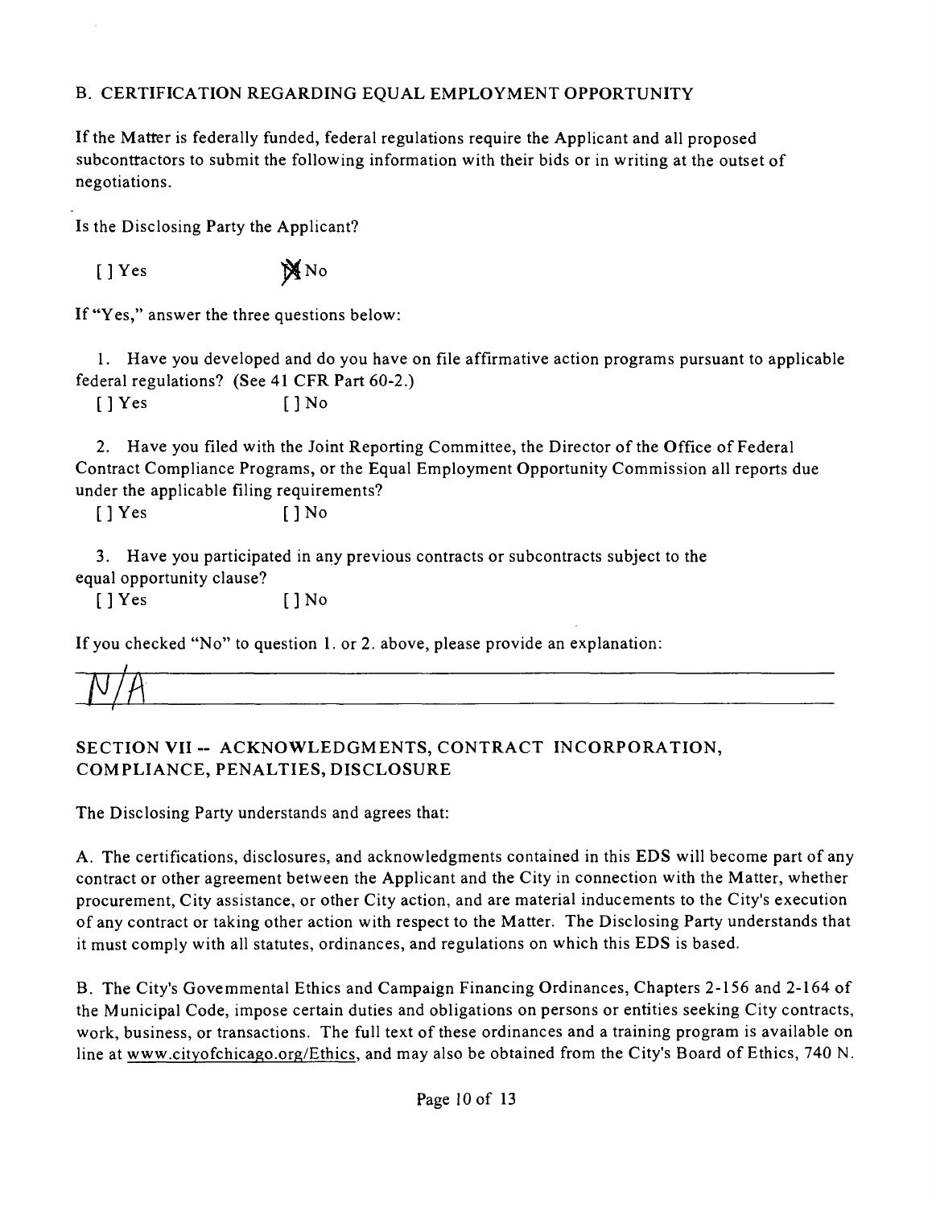## B. CERTIFICATION REGARDING EQUAL EMPLOYMENT OPPORTUNITY

If the Matter is federally funded, federal regulations require the Applicant and all proposed subcontractors to submit the following information with their bids or in writing at the outset of negotiations.

Is the Disclosing Party the Applicant?

[ ] Yes [X] No

If "Yes," answer the three questions below:

1. Have you developed and do you have on file affirmative action programs pursuant to applicable federal regulations? (See 41 CFR Part 60-2.)

   [ ] Yes [ ] No

2. Have you filed with the Joint Reporting Committee, the Director of the Office of Federal Contract Compliance Programs, or the Equal Employment Opportunity Commission all reports due under the applicable filing requirements?

   [ ] Yes [ ] No

3. Have you participated in any previous contracts or subcontracts subject to the equal opportunity clause?

   [ ] Yes [ ] No

If you checked "No" to question 1. or 2. above, please provide an explanation:

N/A

## SECTION VII -- ACKNOWLEDGMENTS, CONTRACT INCORPORATION, COMPLIANCE, PENALTIES, DISCLOSURE

The Disclosing Party understands and agrees that:

A. The certifications, disclosures, and acknowledgments contained in this EDS will become part of any contract or other agreement between the Applicant and the City in connection with the Matter, whether procurement, City assistance, or other City action, and are material inducements to the City's execution of any contract or taking other action with respect to the Matter. The Disclosing Party understands that it must comply with all statutes, ordinances, and regulations on which this EDS is based.

B. The City's Govemmental Ethics and Campaign Financing Ordinances, Chapters 2-156 and 2-164 of the Municipal Code, impose certain duties and obligations on persons or entities seeking City contracts, work, business, or transactions. The full text of these ordinances and a training program is available on line at www.cityofchicago.org/Ethics, and may also be obtained from the City's Board of Ethics, 740 N.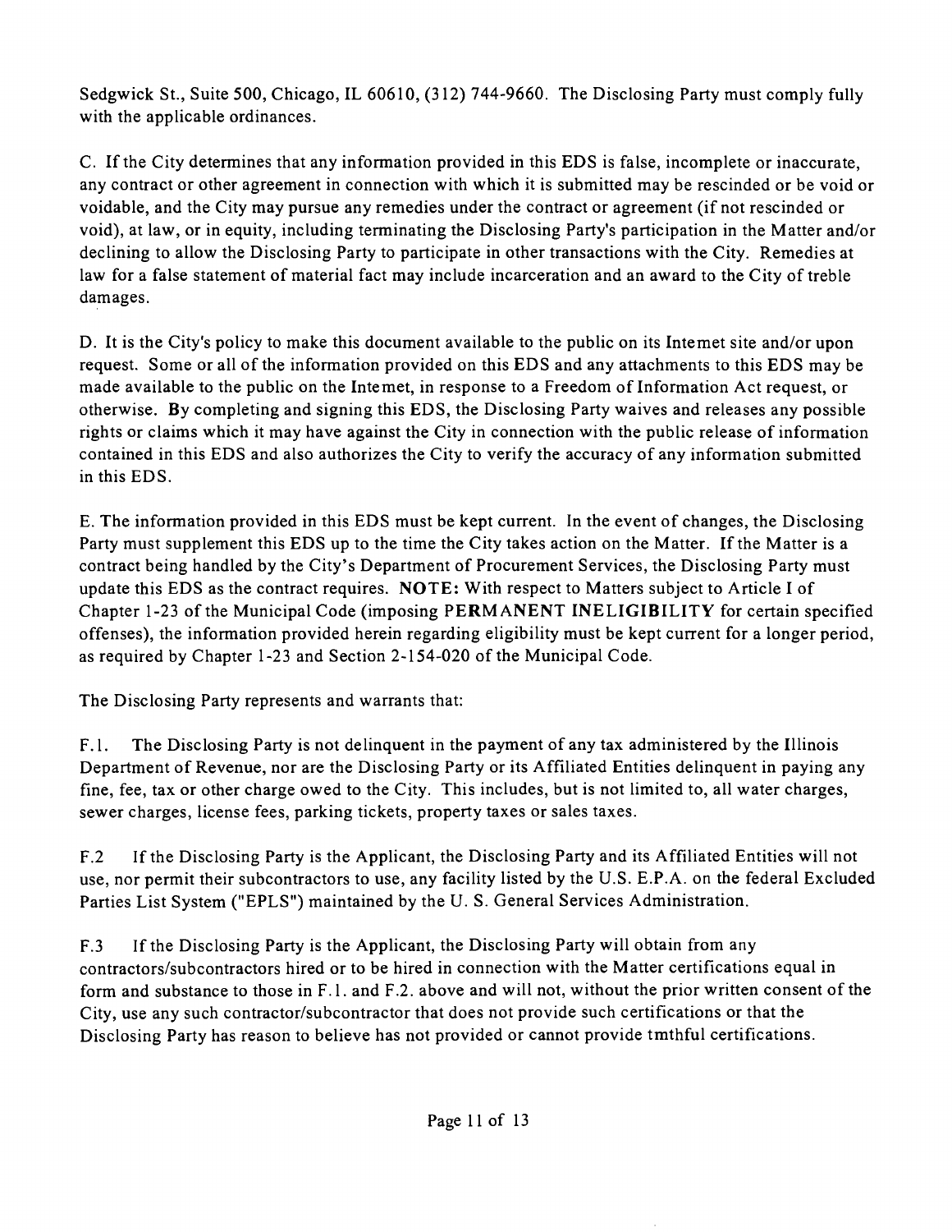Sedgwick St., Suite 500, Chicago, IL 60610, (312) 744-9660. The Disclosing Party must comply fully with the applicable ordinances.

C. If the City determines that any information provided in this EDS is false, incomplete or inaccurate, any contract or other agreement in connection with which it is submitted may be rescinded or be void or voidable, and the City may pursue any remedies under the contract or agreement (if not rescinded or void), at law, or in equity, including terminating the Disclosing Party's participation in the Matter and/or declining to allow the Disclosing Party to participate in other transactions with the City. Remedies at law for a false statement of material fact may include incarceration and an award to the City of treble damages.

D. It is the City's policy to make this document available to the public on its Intemet site and/or upon request. Some or all of the information provided on this EDS and any attachments to this EDS may be made available to the public on the Intemet, in response to a Freedom of Information Act request, or otherwise. By completing and signing this EDS, the Disclosing Party waives and releases any possible rights or claims which it may have against the City in connection with the public release of information contained in this EDS and also authorizes the City to verify the accuracy of any information submitted in this EDS.

E. The information provided in this EDS must be kept current. In the event of changes, the Disclosing Party must supplement this EDS up to the time the City takes action on the Matter. If the Matter is a contract being handled by the City's Department of Procurement Services, the Disclosing Party must update this EDS as the contract requires. **NOTE:** With respect to Matters subject to Article I of Chapter 1-23 of the Municipal Code (imposing **PERMANENT INELIGIBILITY** for certain specified offenses), the information provided herein regarding eligibility must be kept current for a longer period, as required by Chapter 1-23 and Section 2-154-020 of the Municipal Code.

The Disclosing Party represents and warrants that:

F.1. The Disclosing Party is not delinquent in the payment of any tax administered by the Illinois Department of Revenue, nor are the Disclosing Party or its Affiliated Entities delinquent in paying any fine, fee, tax or other charge owed to the City. This includes, but is not limited to, all water charges, sewer charges, license fees, parking tickets, property taxes or sales taxes.

F.2 If the Disclosing Party is the Applicant, the Disclosing Party and its Affiliated Entities will not use, nor permit their subcontractors to use, any facility listed by the U.S. E.P.A. on the federal Excluded Parties List System ("EPLS") maintained by the U. S. General Services Administration.

F.3 If the Disclosing Party is the Applicant, the Disclosing Party will obtain from any contractors/subcontractors hired or to be hired in connection with the Matter certifications equal in form and substance to those in F.1. and F.2. above and will not, without the prior written consent of the City, use any such contractor/subcontractor that does not provide such certifications or that the Disclosing Party has reason to believe has not provided or cannot provide tmthful certifications.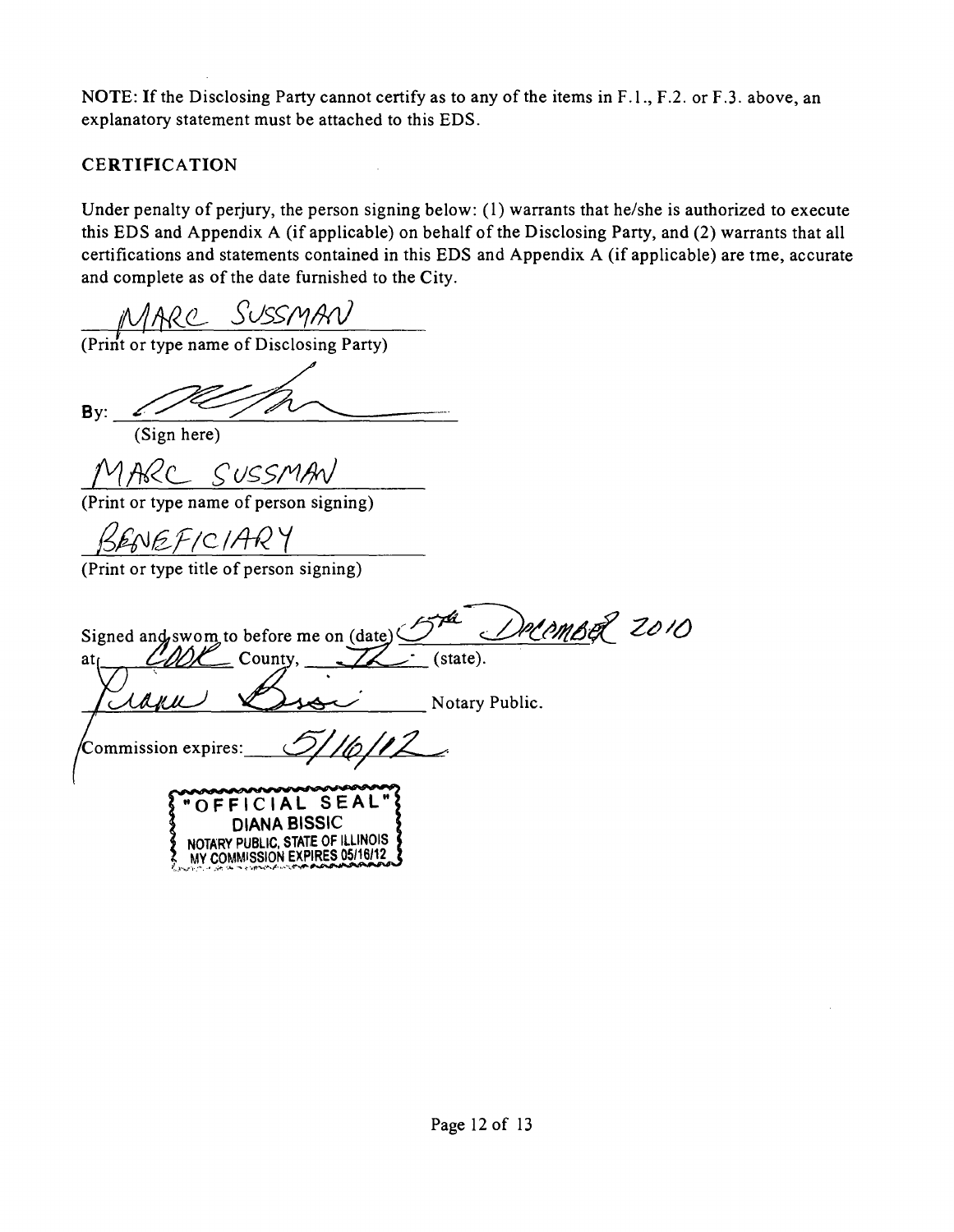NOTE: If the Disclosing Party cannot certify as to any of the items in F.1., F.2. or F.3. above, an explanatory statement must be attached to this EDS.

## CERTIFICATION

Under penalty of perjury, the person signing below: (1) warrants that he/she is authorized to execute this EDS and Appendix A (if applicable) on behalf of the Disclosing Party, and (2) warrants that all certifications and statements contained in this EDS and Appendix A (if applicable) are tme, accurate and complete as of the date furnished to the City.

MARC SUSSMAN
(Print or type name of Disclosing Party)

By: ______________________
(Sign here)

MARC SUSSMAN
(Print or type name of person signing)

BENEFICIARY
(Print or type title of person signing)

Signed and swom to before me on (date) 5th December 2010
at COOK County, IL (state).

______________________ Notary Public.

Commission expires: 5/16/12

"OFFICIAL SEAL"
DIANA BISSIC
NOTARY PUBLIC, STATE OF ILLINOIS
MY COMMISSION EXPIRES 05/16/12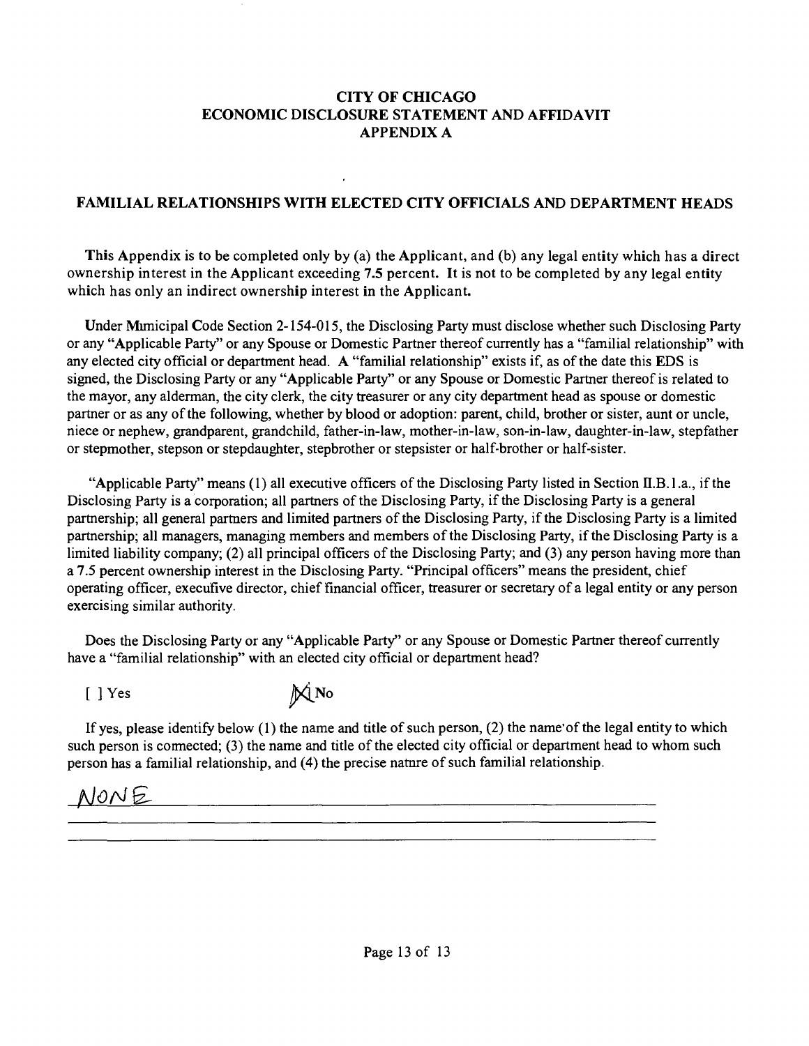# CITY OF CHICAGO
# ECONOMIC DISCLOSURE STATEMENT AND AFFIDAVIT
# APPENDIX A

## FAMILIAL RELATIONSHIPS WITH ELECTED CITY OFFICIALS AND DEPARTMENT HEADS

**This Appendix is to be completed only by (a) the Applicant, and (b) any legal entity which has a direct ownership interest in the Applicant exceeding 7.5 percent. It is not to be completed by any legal entity which has only an indirect ownership interest in the Applicant.**

Under Municipal Code Section 2-154-015, the Disclosing Party must disclose whether such Disclosing Party or any "Applicable Party" or any Spouse or Domestic Partner thereof currently has a "familial relationship" with any elected city official or department head. A "familial relationship" exists if, as of the date this EDS is signed, the Disclosing Party or any "Applicable Party" or any Spouse or Domestic Partner thereof is related to the mayor, any alderman, the city clerk, the city treasurer or any city department head as spouse or domestic partner or as any of the following, whether by blood or adoption: parent, child, brother or sister, aunt or uncle, niece or nephew, grandparent, grandchild, father-in-law, mother-in-law, son-in-law, daughter-in-law, stepfather or stepmother, stepson or stepdaughter, stepbrother or stepsister or half-brother or half-sister.

"Applicable Party" means (1) all executive officers of the Disclosing Party listed in Section II.B.1.a., if the Disclosing Party is a corporation; all partners of the Disclosing Party, if the Disclosing Party is a general partnership; all general partners and limited partners of the Disclosing Party, if the Disclosing Party is a limited partnership; all managers, managing members and members of the Disclosing Party, if the Disclosing Party is a limited liability company; (2) all principal officers of the Disclosing Party; and (3) any person having more than a 7.5 percent ownership interest in the Disclosing Party. "Principal officers" means the president, chief operating officer, executive director, chief financial officer, treasurer or secretary of a legal entity or any person exercising similar authority.

Does the Disclosing Party or any "Applicable Party" or any Spouse or Domestic Partner thereof currently have a "familial relationship" with an elected city official or department head?

[ ] Yes [X] No

If yes, please identify below (1) the name and title of such person, (2) the name of the legal entity to which such person is connected; (3) the name and title of the elected city official or department head to whom such person has a familial relationship, and (4) the precise nature of such familial relationship.

NONE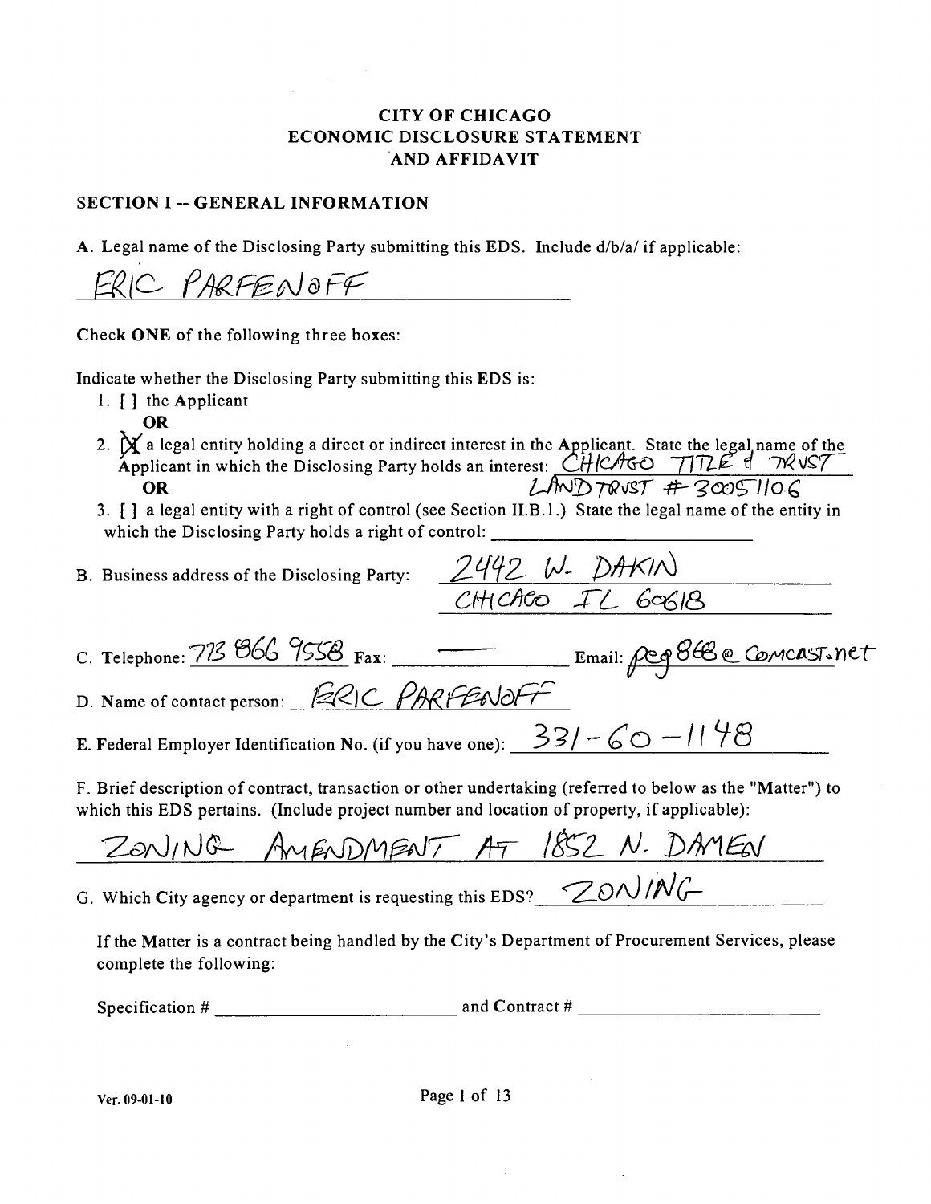# CITY OF CHICAGO
# ECONOMIC DISCLOSURE STATEMENT
# AND AFFIDAVIT

## SECTION I -- GENERAL INFORMATION

A. Legal name of the Disclosing Party submitting this EDS. Include d/b/a/ if applicable:

ERIC PARFENOFF

Check **ONE** of the following three boxes:

Indicate whether the Disclosing Party submitting this EDS is:

1. [ ] the Applicant

   **OR**

2. [X] a legal entity holding a direct or indirect interest in the Applicant. State the legal name of the Applicant in which the Disclosing Party holds an interest: CHICAGO TITLE & TRUST LAND TRUST #30051106

   **OR**

3. [ ] a legal entity with a right of control (see Section II.B.1.) State the legal name of the entity in which the Disclosing Party holds a right of control: ______________

B. Business address of the Disclosing Party: 2442 W. DAKIN CHICAGO IL 60618

C. Telephone: 773 866 9558 Fax: —— Email: peg868@comcast.net

D. Name of contact person: ERIC PARFENOFF

E. Federal Employer Identification No. (if you have one): 331-60-1148

F. Brief description of contract, transaction or other undertaking (referred to below as the "Matter") to which this EDS pertains. (Include project number and location of property, if applicable):

ZONING AMENDMENT AT 1852 N. DAMEN

G. Which City agency or department is requesting this EDS? ZONING

If the Matter is a contract being handled by the City's Department of Procurement Services, please complete the following:

Specification # ______________ and Contract # ______________

Ver. 09-01-10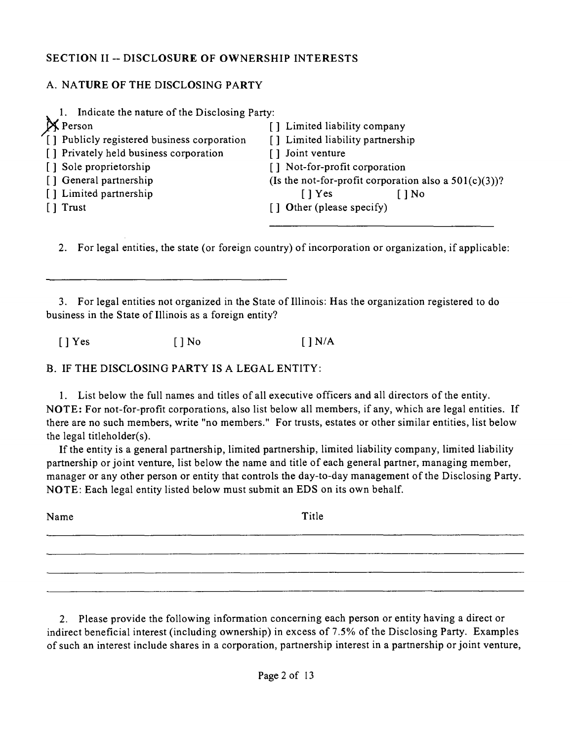## SECTION II -- DISCLOSURE OF OWNERSHIP INTERESTS

### A. NATURE OF THE DISCLOSING PARTY

1. Indicate the nature of the Disclosing Party:

[X] Person
[ ] Publicly registered business corporation
[ ] Privately held business corporation
[ ] Sole proprietorship
[ ] General partnership
[ ] Limited partnership
[ ] Trust
[ ] Limited liability company
[ ] Limited liability partnership
[ ] Joint venture
[ ] Not-for-profit corporation
(Is the not-for-profit corporation also a 501(c)(3))?
[ ] Yes [ ] No
[ ] Other (please specify)

______________________________

2. For legal entities, the state (or foreign country) of incorporation or organization, if applicable:

______________________________

3. For legal entities not organized in the State of Illinois: Has the organization registered to do business in the State of Illinois as a foreign entity?

[ ] Yes [ ] No [ ] N/A

### B. IF THE DISCLOSING PARTY IS A LEGAL ENTITY:

1. List below the full names and titles of all executive officers and all directors of the entity. **NOTE:** For not-for-profit corporations, also list below all members, if any, which are legal entities. If there are no such members, write "no members." For trusts, estates or other similar entities, list below the legal titleholder(s).

If the entity is a general partnership, limited partnership, limited liability company, limited liability partnership or joint venture, list below the name and title of each general partner, managing member, manager or any other person or entity that controls the day-to-day management of the Disclosing Party. **NOTE:** Each legal entity listed below must submit an EDS on its own behalf.

| Name | Title |
|---|---|
| | |
| | |
| | |
| | |

2. Please provide the following information concerning each person or entity having a direct or indirect beneficial interest (including ownership) in excess of 7.5% of the Disclosing Party. Examples of such an interest include shares in a corporation, partnership interest in a partnership or joint venture,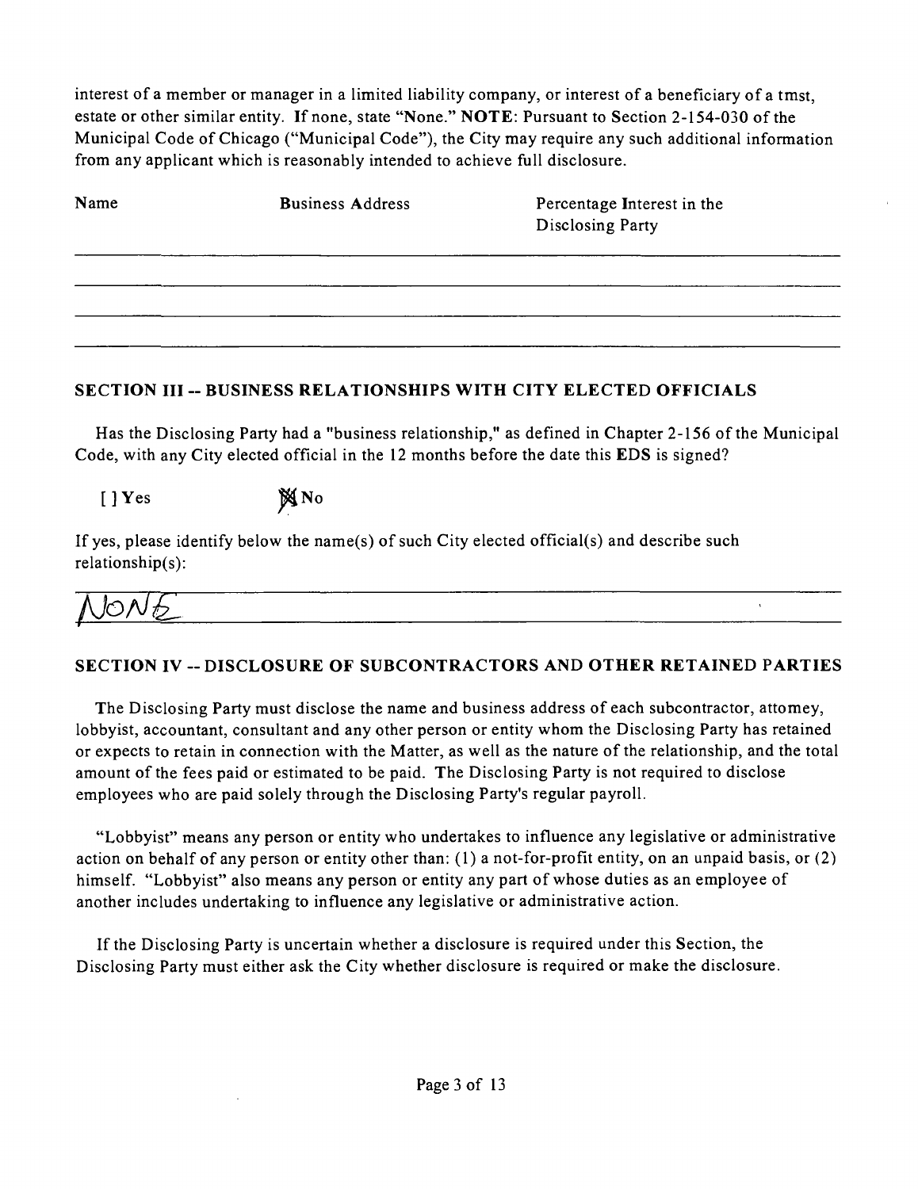interest of a member or manager in a limited liability company, or interest of a beneficiary of a tmst, estate or other similar entity. If none, state "None." **NOTE**: Pursuant to Section 2-154-030 of the Municipal Code of Chicago ("Municipal Code"), the City may require any such additional information from any applicant which is reasonably intended to achieve full disclosure.

| Name | Business Address | Percentage Interest in the Disclosing Party |
|---|---|---|
| | | |
| | | |
| | | |

## SECTION III -- BUSINESS RELATIONSHIPS WITH CITY ELECTED OFFICIALS

Has the Disclosing Party had a "business relationship," as defined in Chapter 2-156 of the Municipal Code, with any City elected official in the 12 months before the date this EDS is signed?

[ ] Yes [X] No

If yes, please identify below the name(s) of such City elected official(s) and describe such relationship(s):

NONE

## SECTION IV -- DISCLOSURE OF SUBCONTRACTORS AND OTHER RETAINED PARTIES

The Disclosing Party must disclose the name and business address of each subcontractor, attomey, lobbyist, accountant, consultant and any other person or entity whom the Disclosing Party has retained or expects to retain in connection with the Matter, as well as the nature of the relationship, and the total amount of the fees paid or estimated to be paid. The Disclosing Party is not required to disclose employees who are paid solely through the Disclosing Party's regular payroll.

"Lobbyist" means any person or entity who undertakes to influence any legislative or administrative action on behalf of any person or entity other than: (1) a not-for-profit entity, on an unpaid basis, or (2) himself. "Lobbyist" also means any person or entity any part of whose duties as an employee of another includes undertaking to influence any legislative or administrative action.

If the Disclosing Party is uncertain whether a disclosure is required under this Section, the Disclosing Party must either ask the City whether disclosure is required or make the disclosure.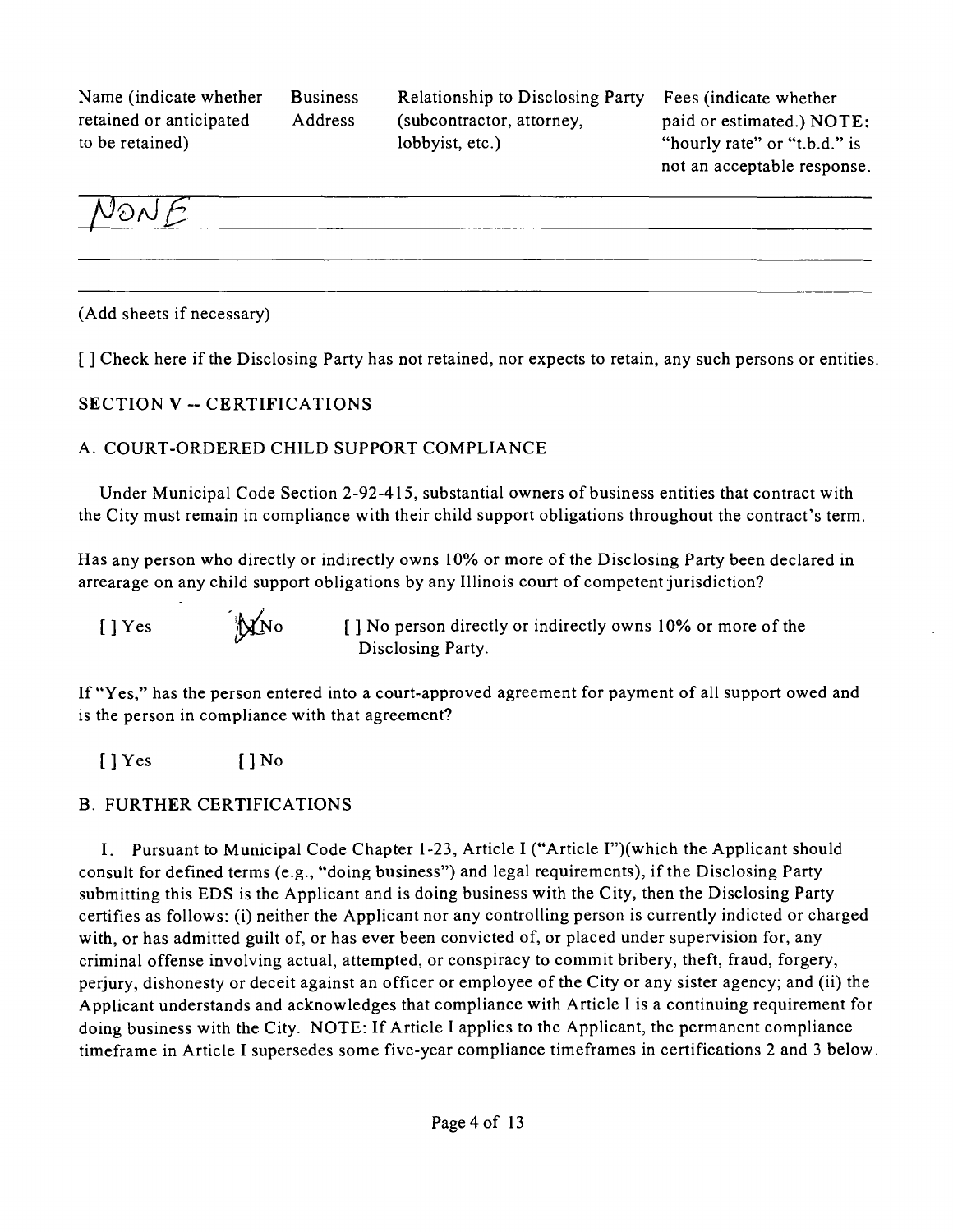| Name (indicate whether retained or anticipated to be retained) | Business Address | Relationship to Disclosing Party (subcontractor, attorney, lobbyist, etc.) | Fees (indicate whether paid or estimated.) NOTE: "hourly rate" or "t.b.d." is not an acceptable response. |
|---|---|---|---|
| NONE | | | |
| | | | |
| | | | |

(Add sheets if necessary)

[ ] Check here if the Disclosing Party has not retained, nor expects to retain, any such persons or entities.

## SECTION V -- CERTIFICATIONS

### A. COURT-ORDERED CHILD SUPPORT COMPLIANCE

Under Municipal Code Section 2-92-415, substantial owners of business entities that contract with the City must remain in compliance with their child support obligations throughout the contract's term.

Has any person who directly or indirectly owns 10% or more of the Disclosing Party been declared in arrearage on any child support obligations by any Illinois court of competent jurisdiction?

[ ] Yes [X] No [ ] No person directly or indirectly owns 10% or more of the Disclosing Party.

If "Yes," has the person entered into a court-approved agreement for payment of all support owed and is the person in compliance with that agreement?

[ ] Yes [ ] No

### B. FURTHER CERTIFICATIONS

1. Pursuant to Municipal Code Chapter 1-23, Article I ("Article I")(which the Applicant should consult for defined terms (e.g., "doing business") and legal requirements), if the Disclosing Party submitting this EDS is the Applicant and is doing business with the City, then the Disclosing Party certifies as follows: (i) neither the Applicant nor any controlling person is currently indicted or charged with, or has admitted guilt of, or has ever been convicted of, or placed under supervision for, any criminal offense involving actual, attempted, or conspiracy to commit bribery, theft, fraud, forgery, perjury, dishonesty or deceit against an officer or employee of the City or any sister agency; and (ii) the Applicant understands and acknowledges that compliance with Article I is a continuing requirement for doing business with the City. NOTE: If Article I applies to the Applicant, the permanent compliance timeframe in Article I supersedes some five-year compliance timeframes in certifications 2 and 3 below.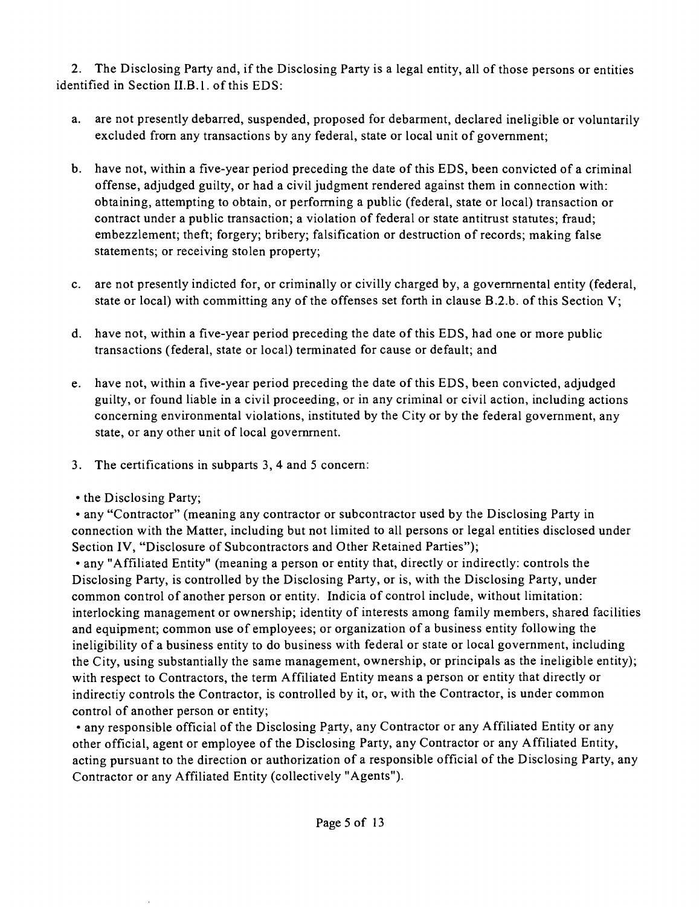2. The Disclosing Party and, if the Disclosing Party is a legal entity, all of those persons or entities identified in Section II.B.1. of this EDS:

a. are not presently debarred, suspended, proposed for debarment, declared ineligible or voluntarily excluded from any transactions by any federal, state or local unit of government;

b. have not, within a five-year period preceding the date of this EDS, been convicted of a criminal offense, adjudged guilty, or had a civil judgment rendered against them in connection with: obtaining, attempting to obtain, or performing a public (federal, state or local) transaction or contract under a public transaction; a violation of federal or state antitrust statutes; fraud; embezzlement; theft; forgery; bribery; falsification or destruction of records; making false statements; or receiving stolen property;

c. are not presently indicted for, or criminally or civilly charged by, a governmental entity (federal, state or local) with committing any of the offenses set forth in clause B.2.b. of this Section V;

d. have not, within a five-year period preceding the date of this EDS, had one or more public transactions (federal, state or local) terminated for cause or default; and

e. have not, within a five-year period preceding the date of this EDS, been convicted, adjudged guilty, or found liable in a civil proceeding, or in any criminal or civil action, including actions concerning environmental violations, instituted by the City or by the federal government, any state, or any other unit of local government.

3. The certifications in subparts 3, 4 and 5 concern:

- the Disclosing Party;
- any "Contractor" (meaning any contractor or subcontractor used by the Disclosing Party in connection with the Matter, including but not limited to all persons or legal entities disclosed under Section IV, "Disclosure of Subcontractors and Other Retained Parties");
- any "Affiliated Entity" (meaning a person or entity that, directly or indirectly: controls the Disclosing Party, is controlled by the Disclosing Party, or is, with the Disclosing Party, under common control of another person or entity. Indicia of control include, without limitation: interlocking management or ownership; identity of interests among family members, shared facilities and equipment; common use of employees; or organization of a business entity following the ineligibility of a business entity to do business with federal or state or local government, including the City, using substantially the same management, ownership, or principals as the ineligible entity); with respect to Contractors, the term Affiliated Entity means a person or entity that directly or indirectly controls the Contractor, is controlled by it, or, with the Contractor, is under common control of another person or entity;
- any responsible official of the Disclosing Party, any Contractor or any Affiliated Entity or any other official, agent or employee of the Disclosing Party, any Contractor or any Affiliated Entity, acting pursuant to the direction or authorization of a responsible official of the Disclosing Party, any Contractor or any Affiliated Entity (collectively "Agents").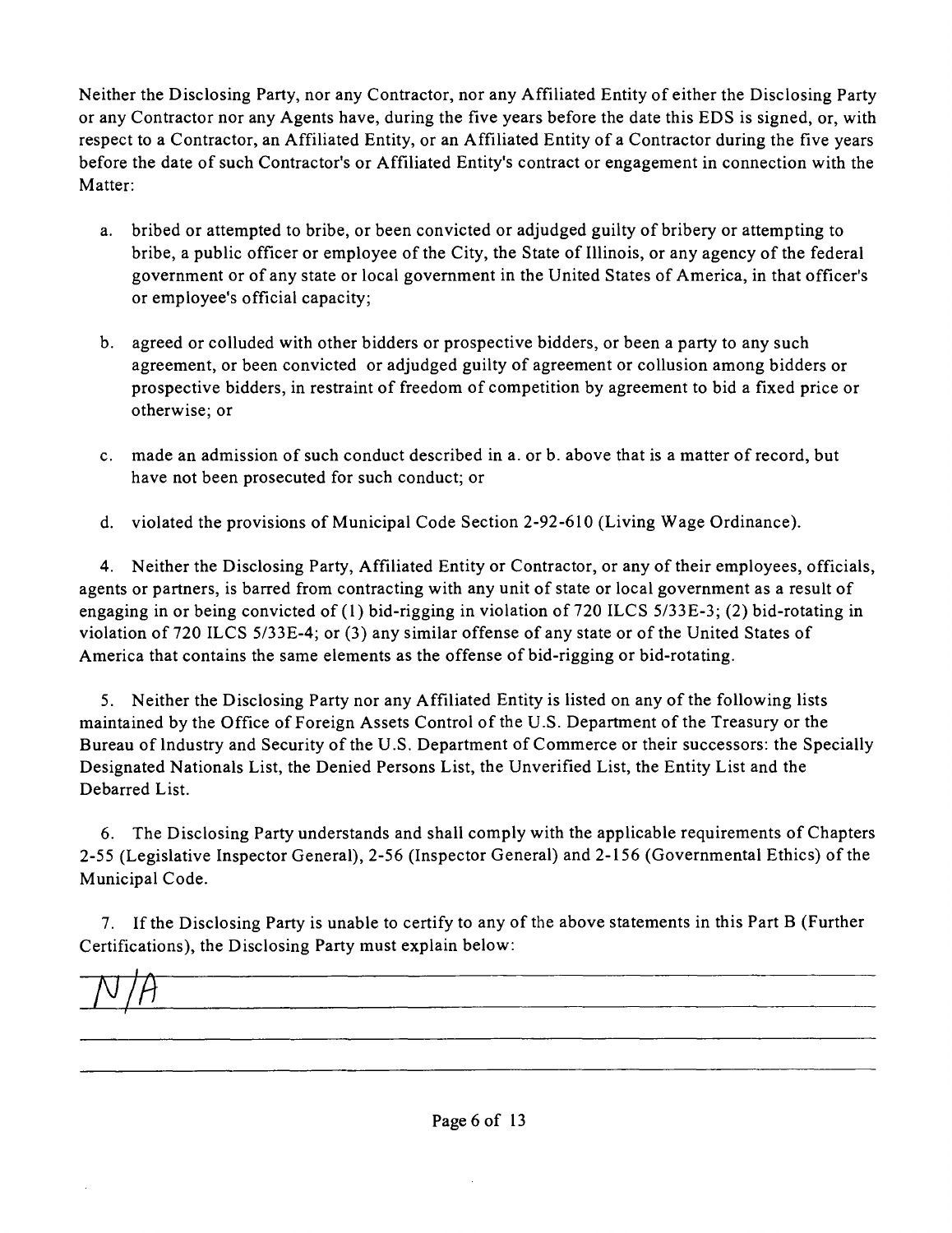Neither the Disclosing Party, nor any Contractor, nor any Affiliated Entity of either the Disclosing Party or any Contractor nor any Agents have, during the five years before the date this EDS is signed, or, with respect to a Contractor, an Affiliated Entity, or an Affiliated Entity of a Contractor during the five years before the date of such Contractor's or Affiliated Entity's contract or engagement in connection with the Matter:

a. bribed or attempted to bribe, or been convicted or adjudged guilty of bribery or attempting to bribe, a public officer or employee of the City, the State of Illinois, or any agency of the federal government or of any state or local government in the United States of America, in that officer's or employee's official capacity;

b. agreed or colluded with other bidders or prospective bidders, or been a party to any such agreement, or been convicted or adjudged guilty of agreement or collusion among bidders or prospective bidders, in restraint of freedom of competition by agreement to bid a fixed price or otherwise; or

c. made an admission of such conduct described in a. or b. above that is a matter of record, but have not been prosecuted for such conduct; or

d. violated the provisions of Municipal Code Section 2-92-610 (Living Wage Ordinance).

4. Neither the Disclosing Party, Affiliated Entity or Contractor, or any of their employees, officials, agents or partners, is barred from contracting with any unit of state or local government as a result of engaging in or being convicted of (1) bid-rigging in violation of 720 ILCS 5/33E-3; (2) bid-rotating in violation of 720 ILCS 5/33E-4; or (3) any similar offense of any state or of the United States of America that contains the same elements as the offense of bid-rigging or bid-rotating.

5. Neither the Disclosing Party nor any Affiliated Entity is listed on any of the following lists maintained by the Office of Foreign Assets Control of the U.S. Department of the Treasury or the Bureau of Industry and Security of the U.S. Department of Commerce or their successors: the Specially Designated Nationals List, the Denied Persons List, the Unverified List, the Entity List and the Debarred List.

6. The Disclosing Party understands and shall comply with the applicable requirements of Chapters 2-55 (Legislative Inspector General), 2-56 (Inspector General) and 2-156 (Governmental Ethics) of the Municipal Code.

7. If the Disclosing Party is unable to certify to any of the above statements in this Part B (Further Certifications), the Disclosing Party must explain below:

N/A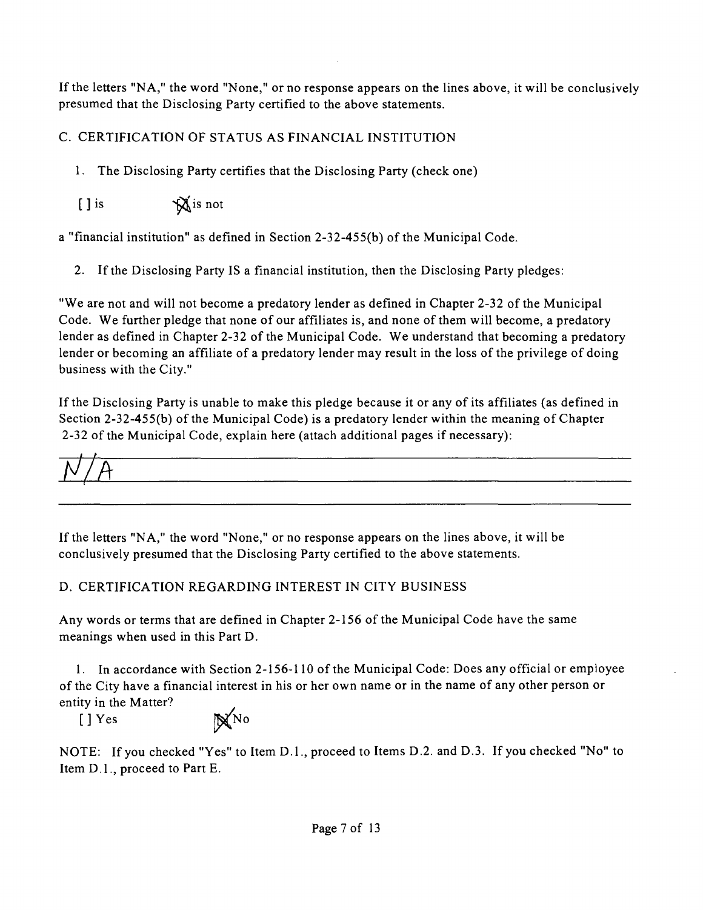If the letters "NA," the word "None," or no response appears on the lines above, it will be conclusively presumed that the Disclosing Party certified to the above statements.

C. CERTIFICATION OF STATUS AS FINANCIAL INSTITUTION

1. The Disclosing Party certifies that the Disclosing Party (check one)

[ ] is [X] is not

a "financial institution" as defined in Section 2-32-455(b) of the Municipal Code.

2. If the Disclosing Party IS a financial institution, then the Disclosing Party pledges:

"We are not and will not become a predatory lender as defined in Chapter 2-32 of the Municipal Code. We further pledge that none of our affiliates is, and none of them will become, a predatory lender as defined in Chapter 2-32 of the Municipal Code. We understand that becoming a predatory lender or becoming an affiliate of a predatory lender may result in the loss of the privilege of doing business with the City."

If the Disclosing Party is unable to make this pledge because it or any of its affiliates (as defined in Section 2-32-455(b) of the Municipal Code) is a predatory lender within the meaning of Chapter 2-32 of the Municipal Code, explain here (attach additional pages if necessary):

N/A

If the letters "NA," the word "None," or no response appears on the lines above, it will be conclusively presumed that the Disclosing Party certified to the above statements.

D. CERTIFICATION REGARDING INTEREST IN CITY BUSINESS

Any words or terms that are defined in Chapter 2-156 of the Municipal Code have the same meanings when used in this Part D.

1. In accordance with Section 2-156-110 of the Municipal Code: Does any official or employee of the City have a financial interest in his or her own name or in the name of any other person or entity in the Matter?

[ ] Yes [X] No

NOTE: If you checked "Yes" to Item D.1., proceed to Items D.2. and D.3. If you checked "No" to Item D.1., proceed to Part E.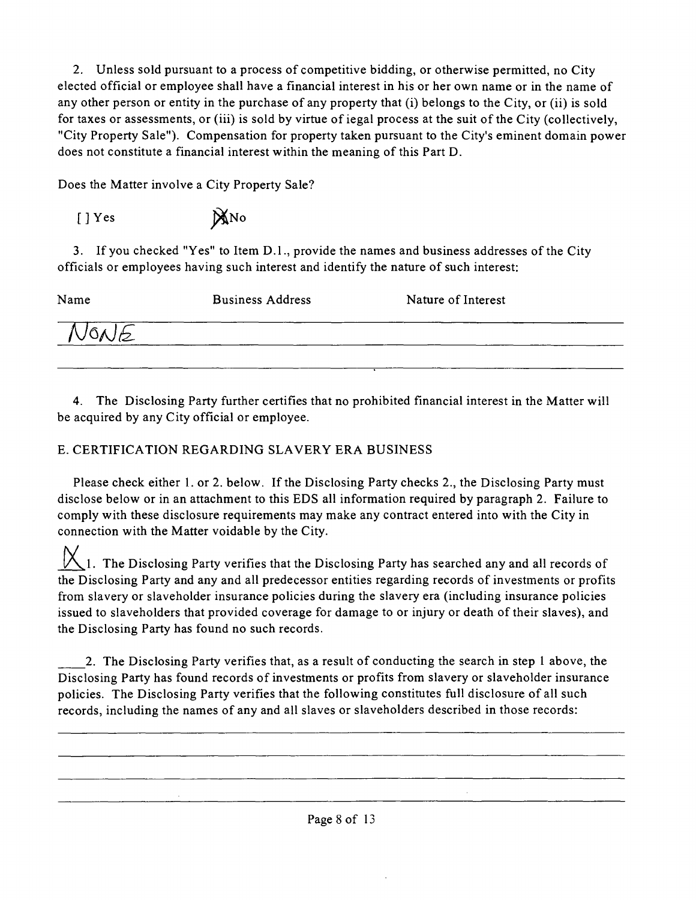2. Unless sold pursuant to a process of competitive bidding, or otherwise permitted, no City elected official or employee shall have a financial interest in his or her own name or in the name of any other person or entity in the purchase of any property that (i) belongs to the City, or (ii) is sold for taxes or assessments, or (iii) is sold by virtue of iegal process at the suit of the City (collectively, "City Property Sale"). Compensation for property taken pursuant to the City's eminent domain power does not constitute a financial interest within the meaning of this Part D.

Does the Matter involve a City Property Sale?

[ ] Yes [X] No

3. If you checked "Yes" to Item D.1., provide the names and business addresses of the City officials or employees having such interest and identify the nature of such interest:

| Name | Business Address | Nature of Interest |
|---|---|---|
| NONE | | |
| | | |

4. The Disclosing Party further certifies that no prohibited financial interest in the Matter will be acquired by any City official or employee.

E. CERTIFICATION REGARDING SLAVERY ERA BUSINESS

Please check either 1. or 2. below. If the Disclosing Party checks 2., the Disclosing Party must disclose below or in an attachment to this EDS all information required by paragraph 2. Failure to comply with these disclosure requirements may make any contract entered into with the City in connection with the Matter voidable by the City.

X 1. The Disclosing Party verifies that the Disclosing Party has searched any and all records of the Disclosing Party and any and all predecessor entities regarding records of investments or profits from slavery or slaveholder insurance policies during the slavery era (including insurance policies issued to slaveholders that provided coverage for damage to or injury or death of their slaves), and the Disclosing Party has found no such records.

____ 2. The Disclosing Party verifies that, as a result of conducting the search in step 1 above, the Disclosing Party has found records of investments or profits from slavery or slaveholder insurance policies. The Disclosing Party verifies that the following constitutes full disclosure of all such records, including the names of any and all slaves or slaveholders described in those records:

___

___

___

___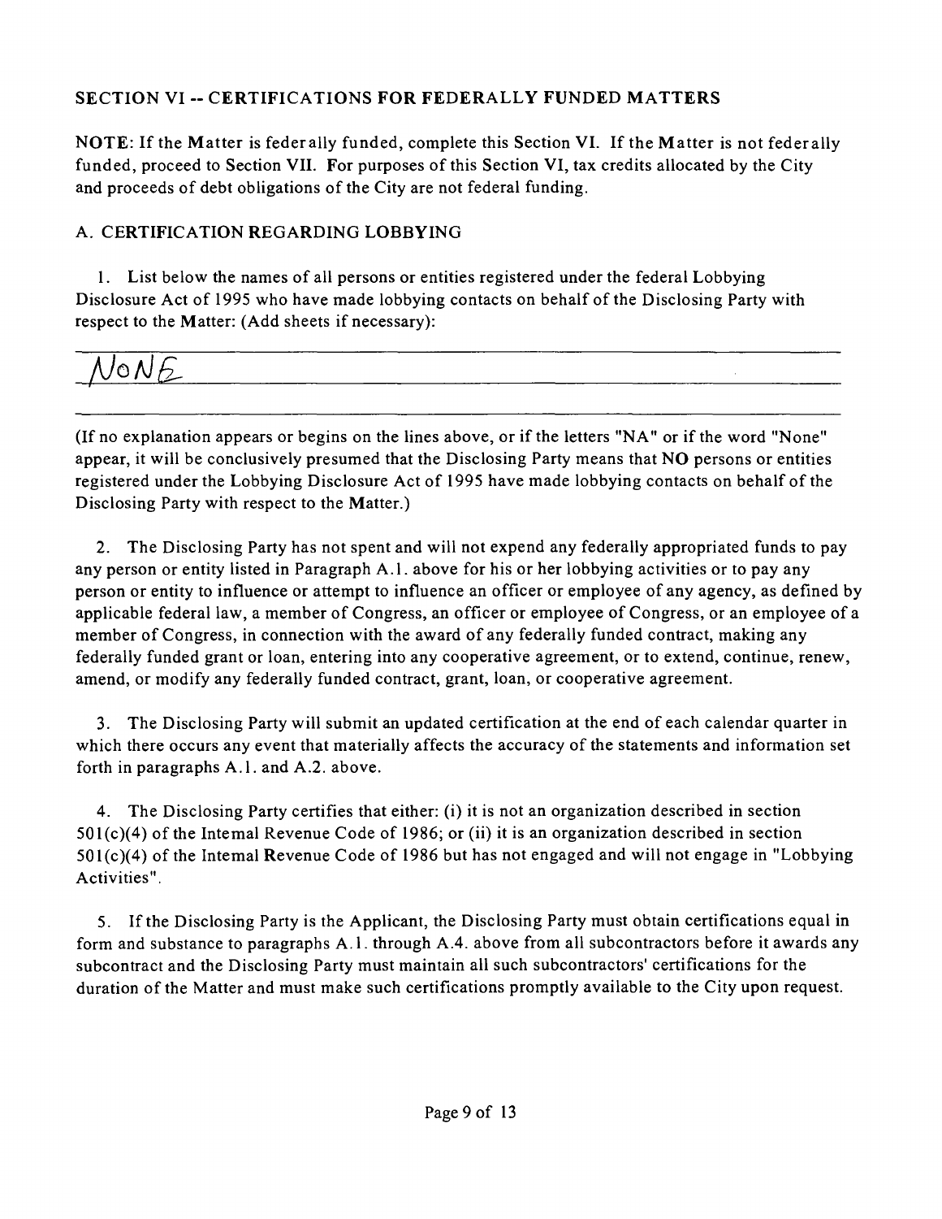## SECTION VI -- CERTIFICATIONS FOR FEDERALLY FUNDED MATTERS

**NOTE**: If the Matter is federally funded, complete this Section VI. If the Matter is not federally funded, proceed to Section VII. For purposes of this Section VI, tax credits allocated by the City and proceeds of debt obligations of the City are not federal funding.

### A. CERTIFICATION REGARDING LOBBYING

1. List below the names of all persons or entities registered under the federal Lobbying Disclosure Act of 1995 who have made lobbying contacts on behalf of the Disclosing Party with respect to the Matter: (Add sheets if necessary):

NONE

(If no explanation appears or begins on the lines above, or if the letters "NA" or if the word "None" appear, it will be conclusively presumed that the Disclosing Party means that NO persons or entities registered under the Lobbying Disclosure Act of 1995 have made lobbying contacts on behalf of the Disclosing Party with respect to the Matter.)

2. The Disclosing Party has not spent and will not expend any federally appropriated funds to pay any person or entity listed in Paragraph A.1. above for his or her lobbying activities or to pay any person or entity to influence or attempt to influence an officer or employee of any agency, as defined by applicable federal law, a member of Congress, an officer or employee of Congress, or an employee of a member of Congress, in connection with the award of any federally funded contract, making any federally funded grant or loan, entering into any cooperative agreement, or to extend, continue, renew, amend, or modify any federally funded contract, grant, loan, or cooperative agreement.

3. The Disclosing Party will submit an updated certification at the end of each calendar quarter in which there occurs any event that materially affects the accuracy of the statements and information set forth in paragraphs A.1. and A.2. above.

4. The Disclosing Party certifies that either: (i) it is not an organization described in section 501(c)(4) of the Intemal Revenue Code of 1986; or (ii) it is an organization described in section 501(c)(4) of the Intemal Revenue Code of 1986 but has not engaged and will not engage in "Lobbying Activities".

5. If the Disclosing Party is the Applicant, the Disclosing Party must obtain certifications equal in form and substance to paragraphs A.1. through A.4. above from all subcontractors before it awards any subcontract and the Disclosing Party must maintain all such subcontractors' certifications for the duration of the Matter and must make such certifications promptly available to the City upon request.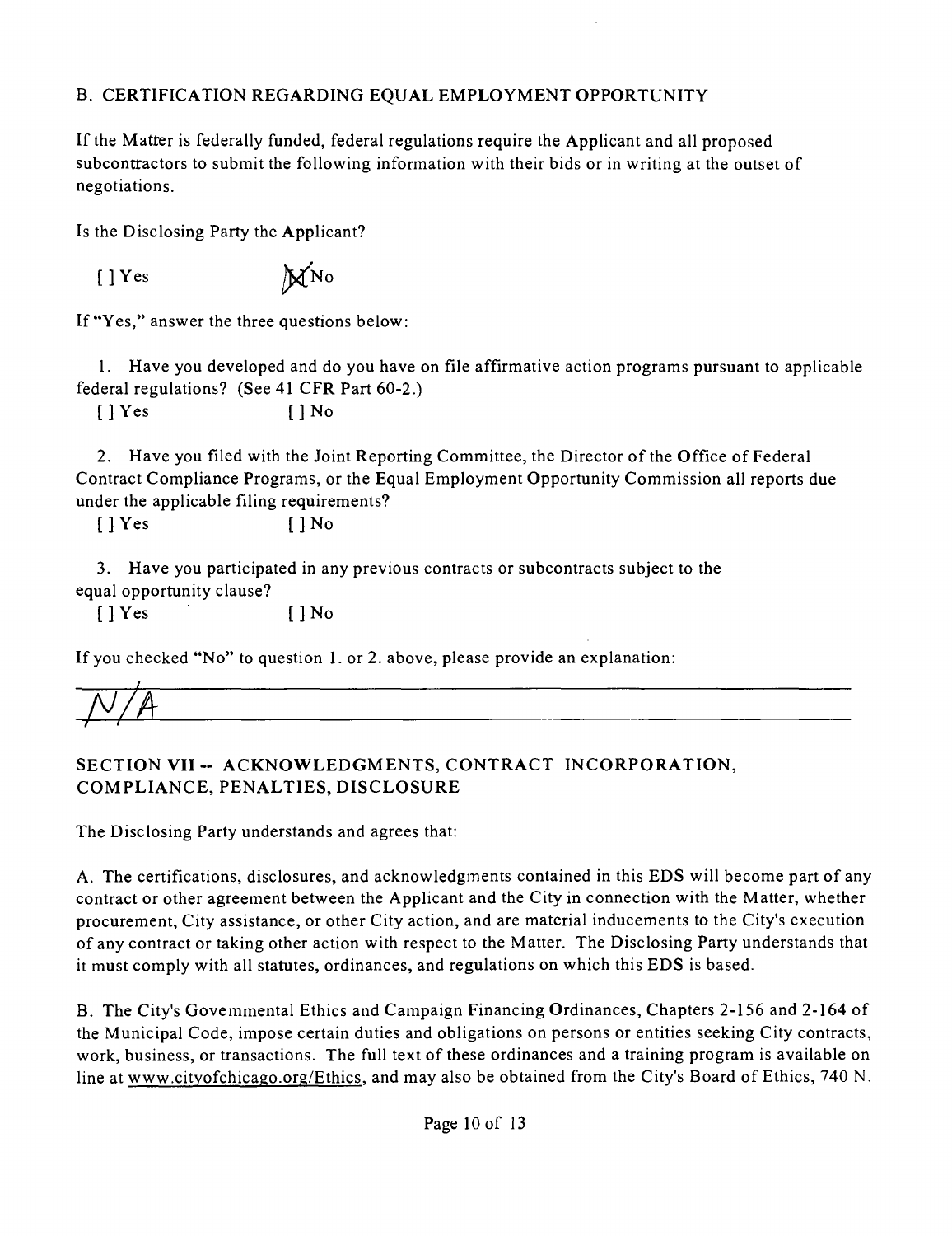B. CERTIFICATION REGARDING EQUAL EMPLOYMENT OPPORTUNITY

If the Matter is federally funded, federal regulations require the Applicant and all proposed subcontractors to submit the following information with their bids or in writing at the outset of negotiations.

Is the Disclosing Party the Applicant?

[ ] Yes [X] No

If "Yes," answer the three questions below:

1. Have you developed and do you have on file affirmative action programs pursuant to applicable federal regulations? (See 41 CFR Part 60-2.)

[ ] Yes [ ] No

2. Have you filed with the Joint Reporting Committee, the Director of the Office of Federal Contract Compliance Programs, or the Equal Employment Opportunity Commission all reports due under the applicable filing requirements?

[ ] Yes [ ] No

3. Have you participated in any previous contracts or subcontracts subject to the equal opportunity clause?

[ ] Yes [ ] No

If you checked "No" to question 1. or 2. above, please provide an explanation:

N/A

## SECTION VII -- ACKNOWLEDGMENTS, CONTRACT INCORPORATION, COMPLIANCE, PENALTIES, DISCLOSURE

The Disclosing Party understands and agrees that:

A. The certifications, disclosures, and acknowledgments contained in this EDS will become part of any contract or other agreement between the Applicant and the City in connection with the Matter, whether procurement, City assistance, or other City action, and are material inducements to the City's execution of any contract or taking other action with respect to the Matter. The Disclosing Party understands that it must comply with all statutes, ordinances, and regulations on which this EDS is based.

B. The City's Governmental Ethics and Campaign Financing Ordinances, Chapters 2-156 and 2-164 of the Municipal Code, impose certain duties and obligations on persons or entities seeking City contracts, work, business, or transactions. The full text of these ordinances and a training program is available on line at www.cityofchicago.org/Ethics, and may also be obtained from the City's Board of Ethics, 740 N.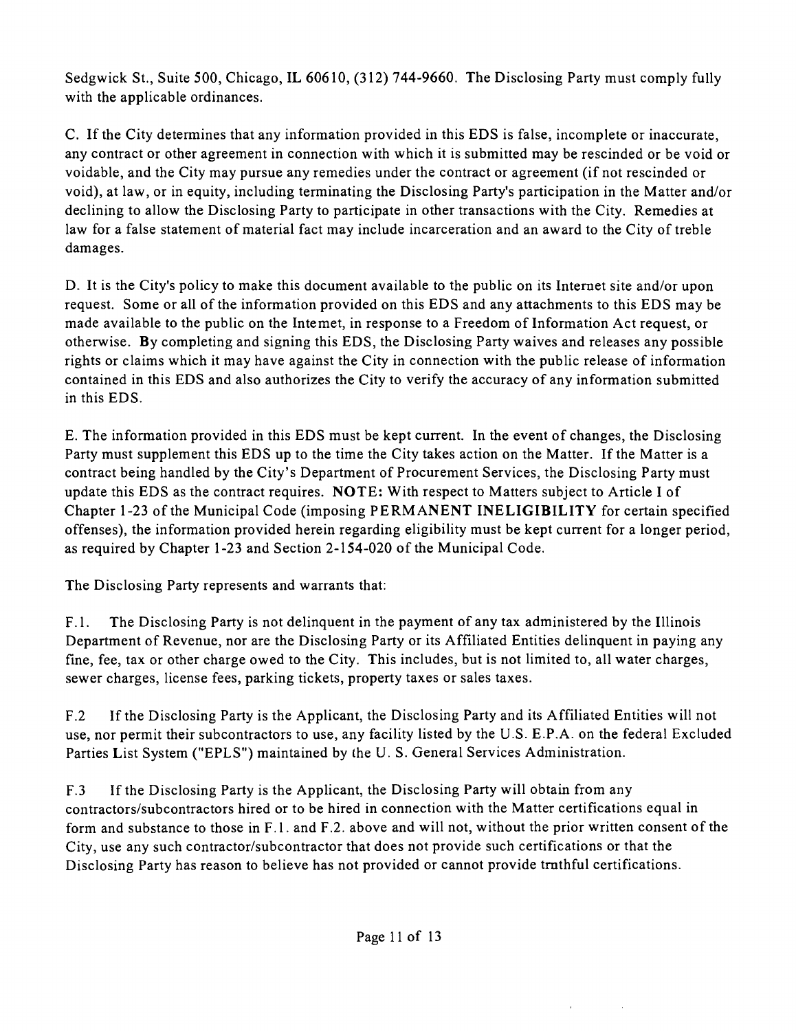Sedgwick St., Suite 500, Chicago, IL 60610, (312) 744-9660. The Disclosing Party must comply fully with the applicable ordinances.

C. If the City determines that any information provided in this EDS is false, incomplete or inaccurate, any contract or other agreement in connection with which it is submitted may be rescinded or be void or voidable, and the City may pursue any remedies under the contract or agreement (if not rescinded or void), at law, or in equity, including terminating the Disclosing Party's participation in the Matter and/or declining to allow the Disclosing Party to participate in other transactions with the City. Remedies at law for a false statement of material fact may include incarceration and an award to the City of treble damages.

D. It is the City's policy to make this document available to the public on its Internet site and/or upon request. Some or all of the information provided on this EDS and any attachments to this EDS may be made available to the public on the Intemet, in response to a Freedom of Information Act request, or otherwise. By completing and signing this EDS, the Disclosing Party waives and releases any possible rights or claims which it may have against the City in connection with the public release of information contained in this EDS and also authorizes the City to verify the accuracy of any information submitted in this EDS.

E. The information provided in this EDS must be kept current. In the event of changes, the Disclosing Party must supplement this EDS up to the time the City takes action on the Matter. If the Matter is a contract being handled by the City's Department of Procurement Services, the Disclosing Party must update this EDS as the contract requires. **NOTE:** With respect to Matters subject to Article I of Chapter 1-23 of the Municipal Code (imposing **PERMANENT INELIGIBILITY** for certain specified offenses), the information provided herein regarding eligibility must be kept current for a longer period, as required by Chapter 1-23 and Section 2-154-020 of the Municipal Code.

The Disclosing Party represents and warrants that:

F.1. The Disclosing Party is not delinquent in the payment of any tax administered by the Illinois Department of Revenue, nor are the Disclosing Party or its Affiliated Entities delinquent in paying any fine, fee, tax or other charge owed to the City. This includes, but is not limited to, all water charges, sewer charges, license fees, parking tickets, property taxes or sales taxes.

F.2 If the Disclosing Party is the Applicant, the Disclosing Party and its Affiliated Entities will not use, nor permit their subcontractors to use, any facility listed by the U.S. E.P.A. on the federal Excluded Parties List System ("EPLS") maintained by the U. S. General Services Administration.

F.3 If the Disclosing Party is the Applicant, the Disclosing Party will obtain from any contractors/subcontractors hired or to be hired in connection with the Matter certifications equal in form and substance to those in F.1. and F.2. above and will not, without the prior written consent of the City, use any such contractor/subcontractor that does not provide such certifications or that the Disclosing Party has reason to believe has not provided or cannot provide tmthful certifications.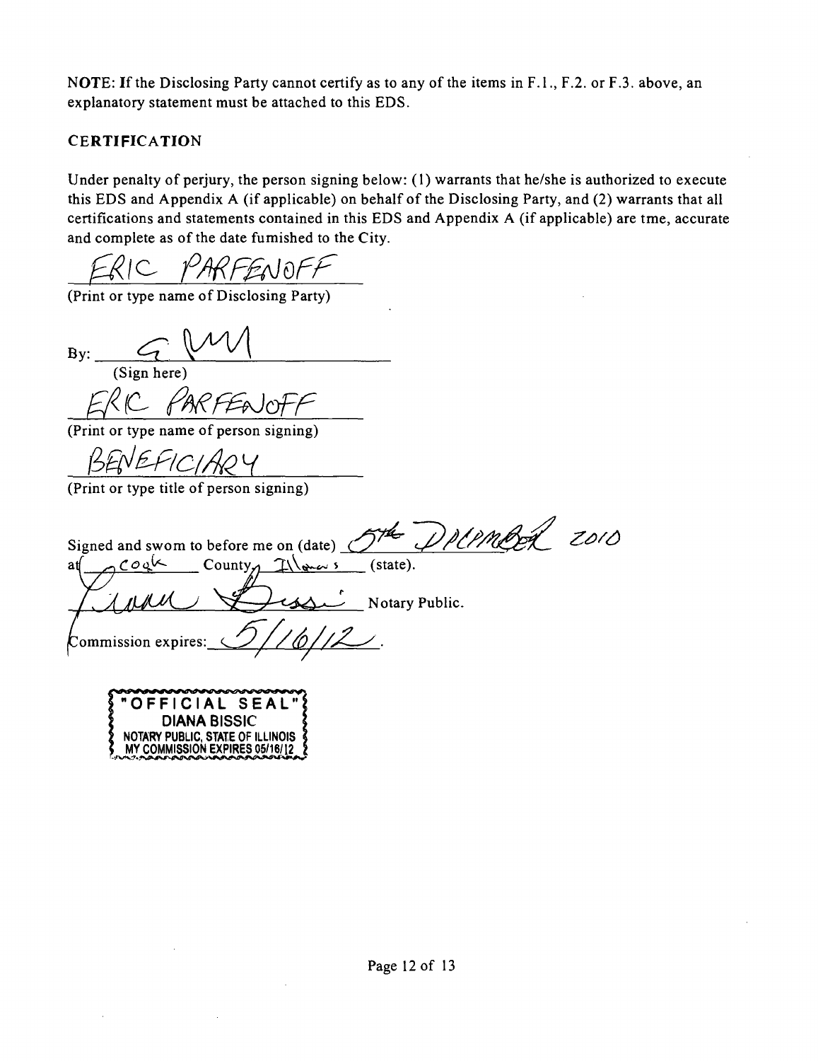NOTE: If the Disclosing Party cannot certify as to any of the items in F.1., F.2. or F.3. above, an explanatory statement must be attached to this EDS.

## CERTIFICATION

Under penalty of perjury, the person signing below: (1) warrants that he/she is authorized to execute this EDS and Appendix A (if applicable) on behalf of the Disclosing Party, and (2) warrants that all certifications and statements contained in this EDS and Appendix A (if applicable) are tme, accurate and complete as of the date fumished to the City.

ERIC PARFENOFF
(Print or type name of Disclosing Party)

By: ______________________
(Sign here)

ERIC PARFENOFF
(Print or type name of person signing)

BENEFICIARY
(Print or type title of person signing)

Signed and swom to before me on (date) 5th December 2010
at Cook County, Illinois (state).

______________________ Notary Public.

Commission expires: 5/16/12.

"OFFICIAL SEAL"
DIANA BISSIC
NOTARY PUBLIC, STATE OF ILLINOIS
MY COMMISSION EXPIRES 05/16/12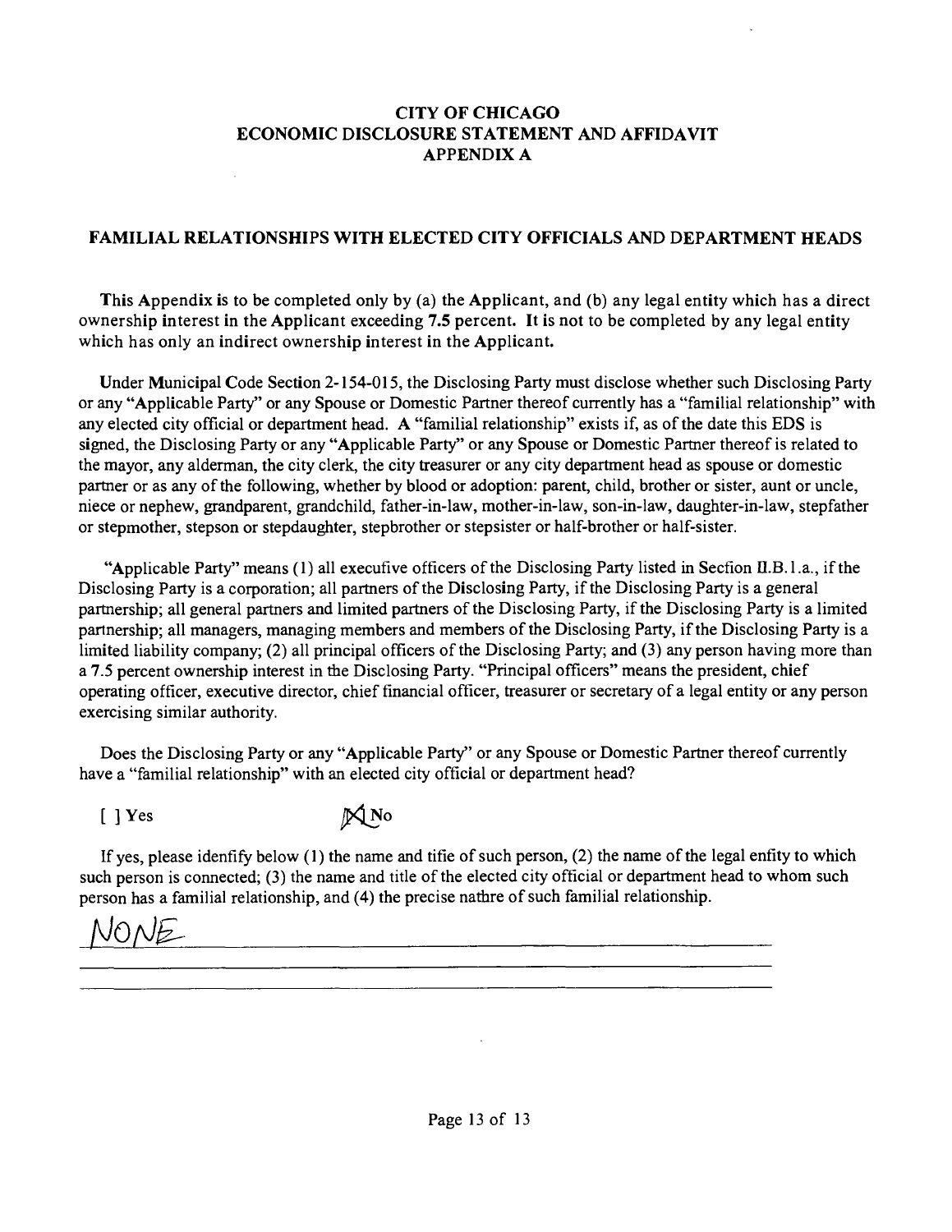# CITY OF CHICAGO
# ECONOMIC DISCLOSURE STATEMENT AND AFFIDAVIT
# APPENDIX A

## FAMILIAL RELATIONSHIPS WITH ELECTED CITY OFFICIALS AND DEPARTMENT HEADS

**This Appendix is to be completed only by (a) the Applicant, and (b) any legal entity which has a direct ownership interest in the Applicant exceeding 7.5 percent. It is not to be completed by any legal entity which has only an indirect ownership interest in the Applicant.**

Under Municipal Code Section 2-154-015, the Disclosing Party must disclose whether such Disclosing Party or any "Applicable Party" or any Spouse or Domestic Partner thereof currently has a "familial relationship" with any elected city official or department head. A "familial relationship" exists if, as of the date this EDS is signed, the Disclosing Party or any "Applicable Party" or any Spouse or Domestic Partner thereof is related to the mayor, any alderman, the city clerk, the city treasurer or any city department head as spouse or domestic partner or as any of the following, whether by blood or adoption: parent, child, brother or sister, aunt or uncle, niece or nephew, grandparent, grandchild, father-in-law, mother-in-law, son-in-law, daughter-in-law, stepfather or stepmother, stepson or stepdaughter, stepbrother or stepsister or half-brother or half-sister.

"Applicable Party" means (1) all executive officers of the Disclosing Party listed in Section II.B.1.a., if the Disclosing Party is a corporation; all partners of the Disclosing Party, if the Disclosing Party is a general partnership; all general partners and limited partners of the Disclosing Party, if the Disclosing Party is a limited partnership; all managers, managing members and members of the Disclosing Party, if the Disclosing Party is a limited liability company; (2) all principal officers of the Disclosing Party; and (3) any person having more than a 7.5 percent ownership interest in the Disclosing Party. "Principal officers" means the president, chief operating officer, executive director, chief financial officer, treasurer or secretary of a legal entity or any person exercising similar authority.

Does the Disclosing Party or any "Applicable Party" or any Spouse or Domestic Partner thereof currently have a "familial relationship" with an elected city official or department head?

[ ] Yes [X] No

If yes, please identify below (1) the name and title of such person, (2) the name of the legal entity to which such person is connected; (3) the name and title of the elected city official or department head to whom such person has a familial relationship, and (4) the precise nature of such familial relationship.

NONE